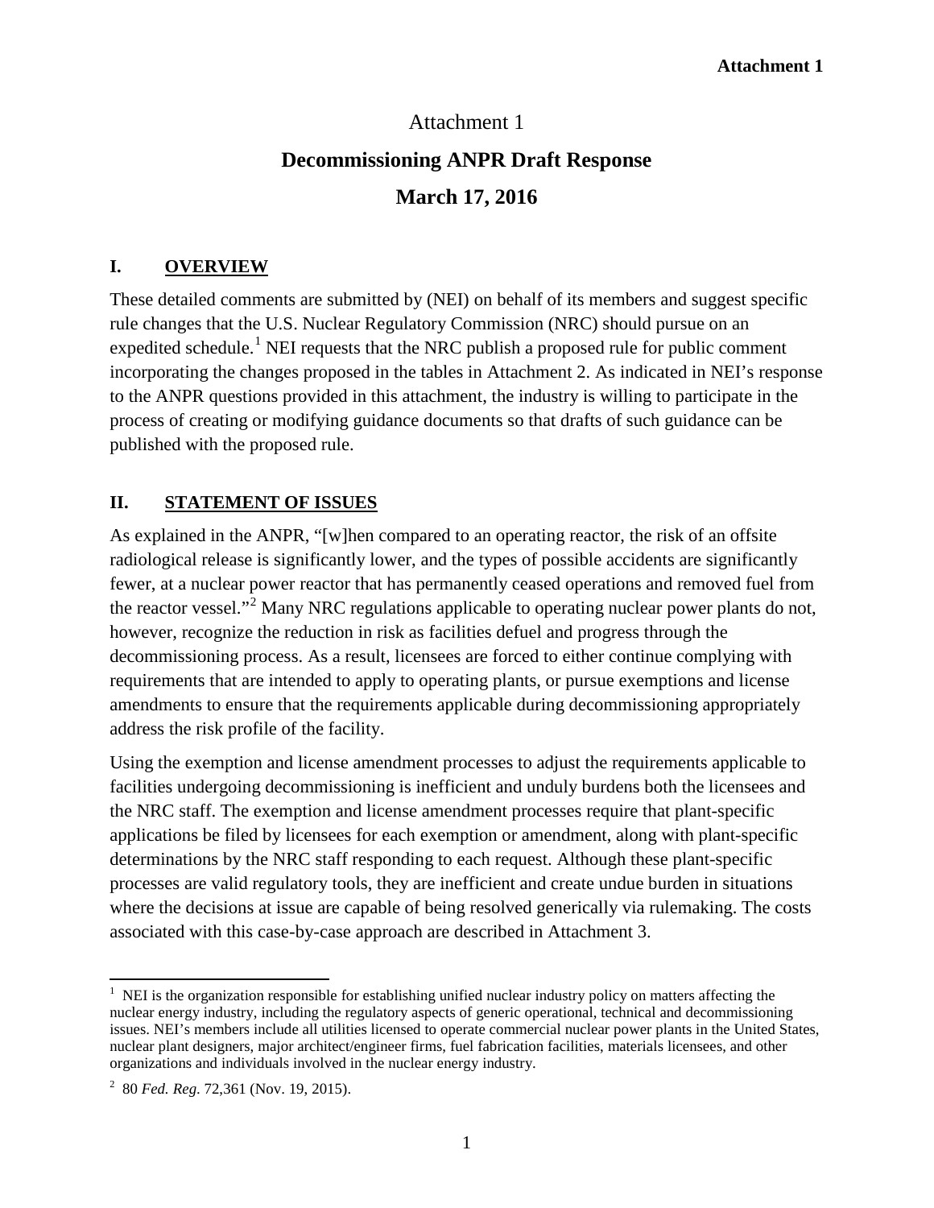Attachment 1

# Decommissioning ANPR Draft Response

## March 17, 2016

## I. OVERVIEW

These detailed comments are submitted by (NEI) on behalf of its members and suggest specific rule changes that the U.S. Nuclear Regulatory Commission (NRC) should pursue on an expedited schedule.[1] NEI requests that the NRC publish a proposed rule for public comment incorporating the changes proposed in the tables in Attachment 2. As indicated in NEI's response to the ANPR questions provided in this attachment, the industry is willing to participate in the process of creating or modifying guidance documents so that drafts of such guidance can be published with the proposed rule.

## II. STATEMENT OF ISSUES

As explained in the ANPR, "[w]hen compared to an operating reactor, the risk of an offsite radiological release is significantly lower, and the types of possible accidents are significantly fewer, at a nuclear power reactor that has permanently ceased operations and removed fuel from the reactor vessel."[2] Many NRC regulations applicable to operating nuclear power plants do not, however, recognize the reduction in risk as facilities defuel and progress through the decommissioning process. As a result, licensees are forced to either continue complying with requirements that are intended to apply to operating plants, or pursue exemptions and license amendments to ensure that the requirements applicable during decommissioning appropriately address the risk profile of the facility.

Using the exemption and license amendment processes to adjust the requirements applicable to facilities undergoing decommissioning is inefficient and unduly burdens both the licensees and the NRC staff. The exemption and license amendment processes require that plant-specific applications be filed by licensees for each exemption or amendment, along with plant-specific determinations by the NRC staff responding to each request. Although these plant-specific processes are valid regulatory tools, they are inefficient and create undue burden in situations where the decisions at issue are capable of being resolved generically via rulemaking. The costs associated with this case-by-case approach are described in Attachment 3.

---

[1] NEI is the organization responsible for establishing unified nuclear industry policy on matters affecting the nuclear energy industry, including the regulatory aspects of generic operational, technical and decommissioning issues. NEI's members include all utilities licensed to operate commercial nuclear power plants in the United States, nuclear plant designers, major architect/engineer firms, fuel fabrication facilities, materials licensees, and other organizations and individuals involved in the nuclear energy industry.

[2] 80 *Fed. Reg*. 72,361 (Nov. 19, 2015).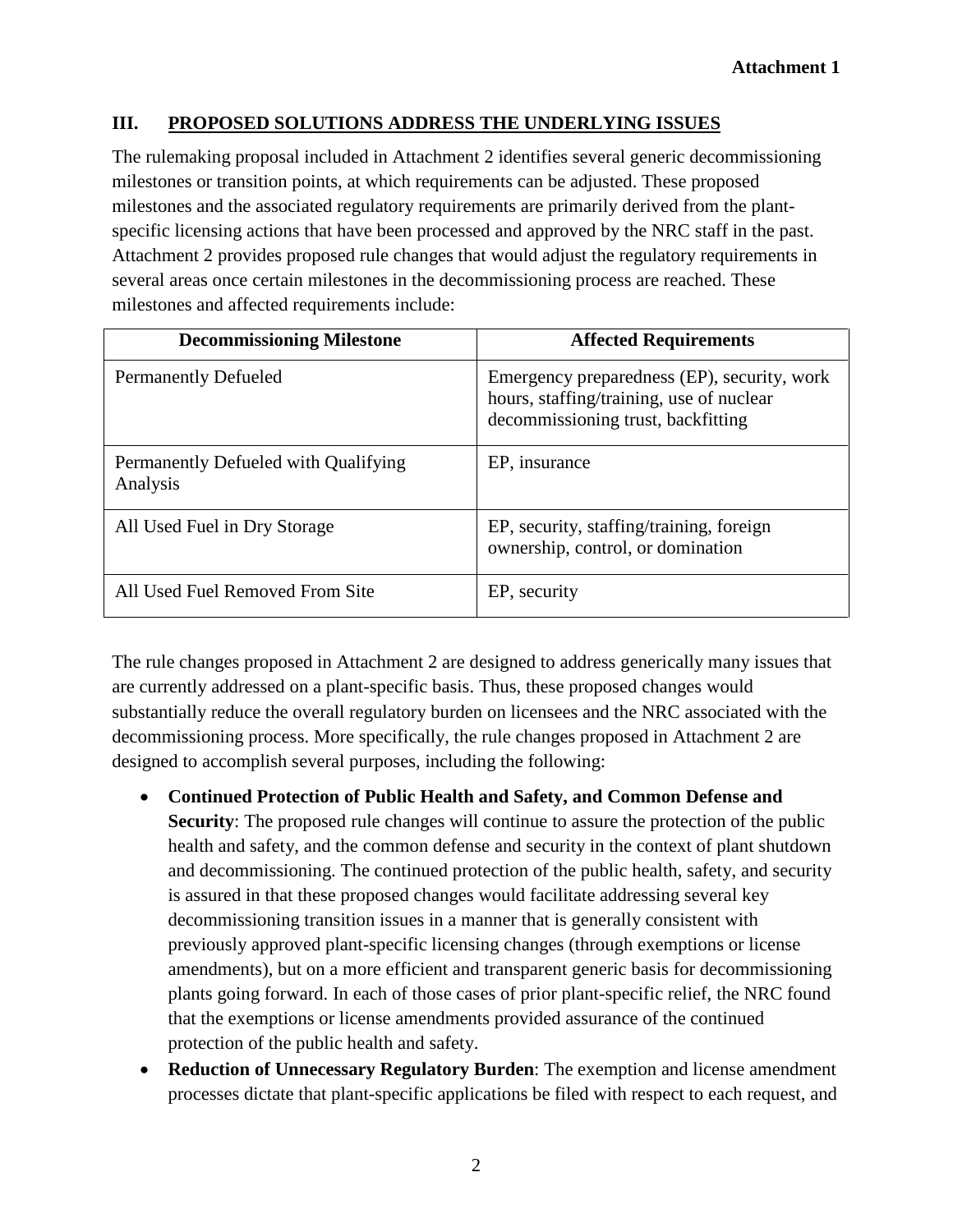Attachment 1

## III. PROPOSED SOLUTIONS ADDRESS THE UNDERLYING ISSUES

The rulemaking proposal included in Attachment 2 identifies several generic decommissioning milestones or transition points, at which requirements can be adjusted. These proposed milestones and the associated regulatory requirements are primarily derived from the plant-specific licensing actions that have been processed and approved by the NRC staff in the past. Attachment 2 provides proposed rule changes that would adjust the regulatory requirements in several areas once certain milestones in the decommissioning process are reached. These milestones and affected requirements include:

| Decommissioning Milestone | Affected Requirements |
|---|---|
| Permanently Defueled | Emergency preparedness (EP), security, work hours, staffing/training, use of nuclear decommissioning trust, backfitting |
| Permanently Defueled with Qualifying Analysis | EP, insurance |
| All Used Fuel in Dry Storage | EP, security, staffing/training, foreign ownership, control, or domination |
| All Used Fuel Removed From Site | EP, security |

The rule changes proposed in Attachment 2 are designed to address generically many issues that are currently addressed on a plant-specific basis. Thus, these proposed changes would substantially reduce the overall regulatory burden on licensees and the NRC associated with the decommissioning process. More specifically, the rule changes proposed in Attachment 2 are designed to accomplish several purposes, including the following:

- **Continued Protection of Public Health and Safety, and Common Defense and Security**: The proposed rule changes will continue to assure the protection of the public health and safety, and the common defense and security in the context of plant shutdown and decommissioning. The continued protection of the public health, safety, and security is assured in that these proposed changes would facilitate addressing several key decommissioning transition issues in a manner that is generally consistent with previously approved plant-specific licensing changes (through exemptions or license amendments), but on a more efficient and transparent generic basis for decommissioning plants going forward. In each of those cases of prior plant-specific relief, the NRC found that the exemptions or license amendments provided assurance of the continued protection of the public health and safety.
- **Reduction of Unnecessary Regulatory Burden**: The exemption and license amendment processes dictate that plant-specific applications be filed with respect to each request, and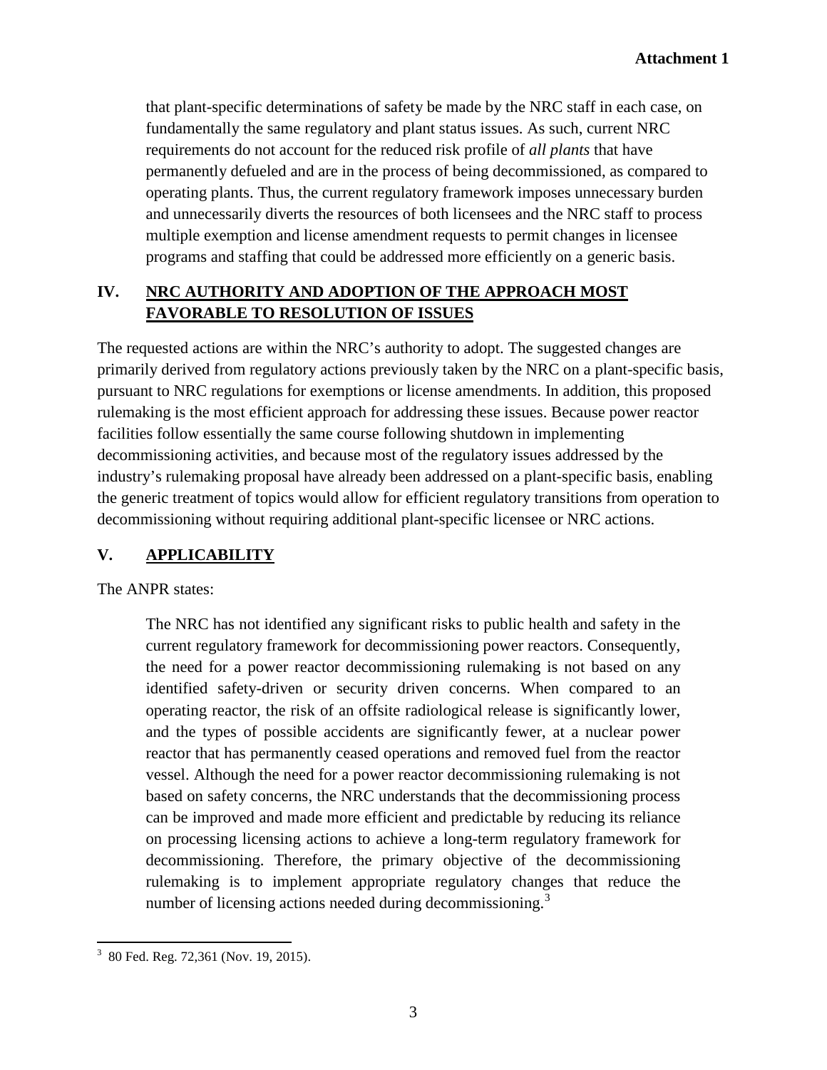that plant-specific determinations of safety be made by the NRC staff in each case, on fundamentally the same regulatory and plant status issues. As such, current NRC requirements do not account for the reduced risk profile of *all plants* that have permanently defueled and are in the process of being decommissioned, as compared to operating plants. Thus, the current regulatory framework imposes unnecessary burden and unnecessarily diverts the resources of both licensees and the NRC staff to process multiple exemption and license amendment requests to permit changes in licensee programs and staffing that could be addressed more efficiently on a generic basis.

## IV. NRC AUTHORITY AND ADOPTION OF THE APPROACH MOST FAVORABLE TO RESOLUTION OF ISSUES

The requested actions are within the NRC's authority to adopt. The suggested changes are primarily derived from regulatory actions previously taken by the NRC on a plant-specific basis, pursuant to NRC regulations for exemptions or license amendments. In addition, this proposed rulemaking is the most efficient approach for addressing these issues. Because power reactor facilities follow essentially the same course following shutdown in implementing decommissioning activities, and because most of the regulatory issues addressed by the industry's rulemaking proposal have already been addressed on a plant-specific basis, enabling the generic treatment of topics would allow for efficient regulatory transitions from operation to decommissioning without requiring additional plant-specific licensee or NRC actions.

## V. APPLICABILITY

The ANPR states:

> The NRC has not identified any significant risks to public health and safety in the current regulatory framework for decommissioning power reactors. Consequently, the need for a power reactor decommissioning rulemaking is not based on any identified safety-driven or security driven concerns. When compared to an operating reactor, the risk of an offsite radiological release is significantly lower, and the types of possible accidents are significantly fewer, at a nuclear power reactor that has permanently ceased operations and removed fuel from the reactor vessel. Although the need for a power reactor decommissioning rulemaking is not based on safety concerns, the NRC understands that the decommissioning process can be improved and made more efficient and predictable by reducing its reliance on processing licensing actions to achieve a long-term regulatory framework for decommissioning. Therefore, the primary objective of the decommissioning rulemaking is to implement appropriate regulatory changes that reduce the number of licensing actions needed during decommissioning.[3]

[3] 80 Fed. Reg. 72,361 (Nov. 19, 2015).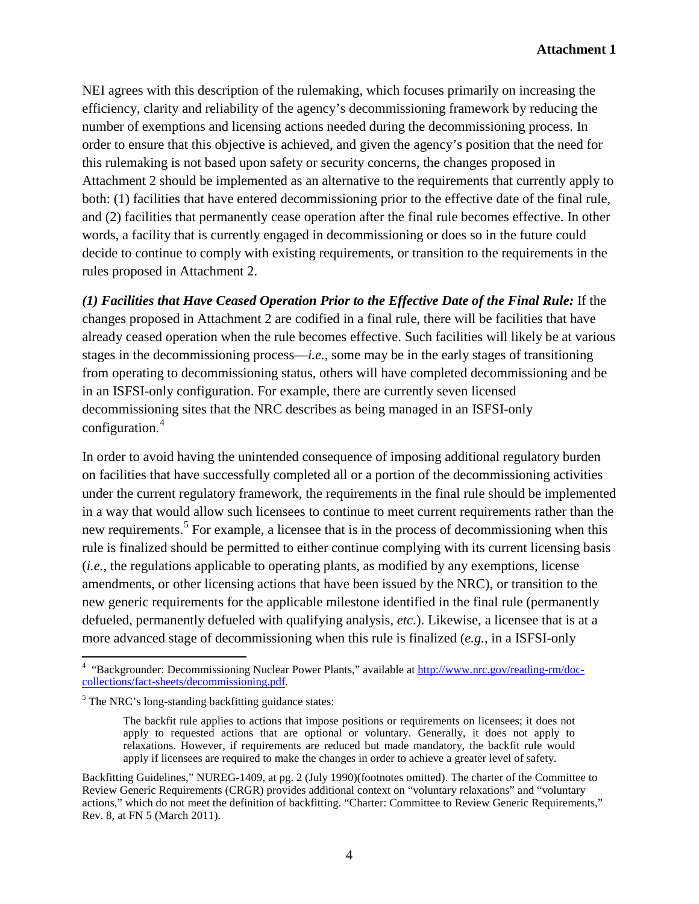NEI agrees with this description of the rulemaking, which focuses primarily on increasing the efficiency, clarity and reliability of the agency's decommissioning framework by reducing the number of exemptions and licensing actions needed during the decommissioning process. In order to ensure that this objective is achieved, and given the agency's position that the need for this rulemaking is not based upon safety or security concerns, the changes proposed in Attachment 2 should be implemented as an alternative to the requirements that currently apply to both: (1) facilities that have entered decommissioning prior to the effective date of the final rule, and (2) facilities that permanently cease operation after the final rule becomes effective. In other words, a facility that is currently engaged in decommissioning or does so in the future could decide to continue to comply with existing requirements, or transition to the requirements in the rules proposed in Attachment 2.

***(1) Facilities that Have Ceased Operation Prior to the Effective Date of the Final Rule:*** If the changes proposed in Attachment 2 are codified in a final rule, there will be facilities that have already ceased operation when the rule becomes effective. Such facilities will likely be at various stages in the decommissioning process—*i.e.*, some may be in the early stages of transitioning from operating to decommissioning status, others will have completed decommissioning and be in an ISFSI-only configuration. For example, there are currently seven licensed decommissioning sites that the NRC describes as being managed in an ISFSI-only configuration.[4]

In order to avoid having the unintended consequence of imposing additional regulatory burden on facilities that have successfully completed all or a portion of the decommissioning activities under the current regulatory framework, the requirements in the final rule should be implemented in a way that would allow such licensees to continue to meet current requirements rather than the new requirements.[5] For example, a licensee that is in the process of decommissioning when this rule is finalized should be permitted to either continue complying with its current licensing basis (*i.e.*, the regulations applicable to operating plants, as modified by any exemptions, license amendments, or other licensing actions that have been issued by the NRC), or transition to the new generic requirements for the applicable milestone identified in the final rule (permanently defueled, permanently defueled with qualifying analysis, *etc.*). Likewise, a licensee that is at a more advanced stage of decommissioning when this rule is finalized (*e.g.*, in a ISFSI-only

---

[4] "Backgrounder: Decommissioning Nuclear Power Plants," available at http://www.nrc.gov/reading-rm/doc-collections/fact-sheets/decommissioning.pdf.

[5] The NRC's long-standing backfitting guidance states:

> The backfit rule applies to actions that impose positions or requirements on licensees; it does not apply to requested actions that are optional or voluntary. Generally, it does not apply to relaxations. However, if requirements are reduced but made mandatory, the backfit rule would apply if licensees are required to make the changes in order to achieve a greater level of safety.

Backfitting Guidelines," NUREG-1409, at pg. 2 (July 1990)(footnotes omitted). The charter of the Committee to Review Generic Requirements (CRGR) provides additional context on "voluntary relaxations" and "voluntary actions," which do not meet the definition of backfitting. "Charter: Committee to Review Generic Requirements," Rev. 8, at FN 5 (March 2011).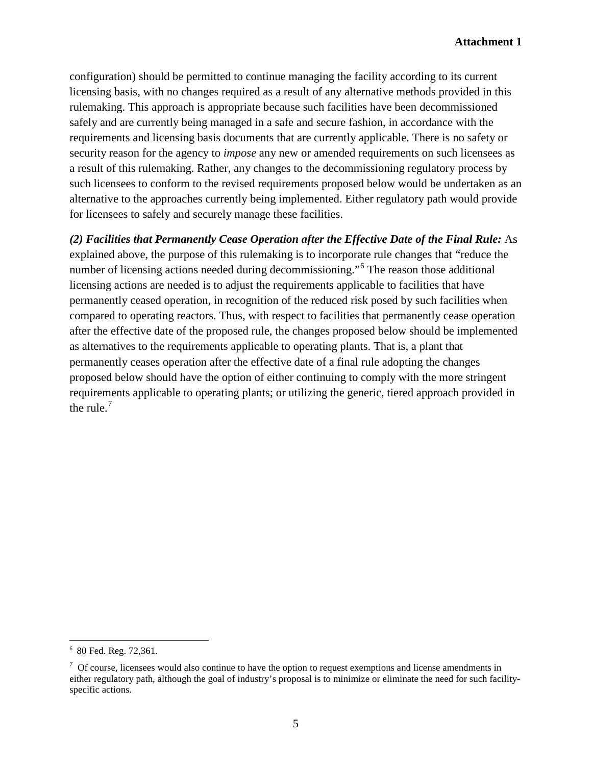configuration) should be permitted to continue managing the facility according to its current licensing basis, with no changes required as a result of any alternative methods provided in this rulemaking. This approach is appropriate because such facilities have been decommissioned safely and are currently being managed in a safe and secure fashion, in accordance with the requirements and licensing basis documents that are currently applicable. There is no safety or security reason for the agency to *impose* any new or amended requirements on such licensees as a result of this rulemaking. Rather, any changes to the decommissioning regulatory process by such licensees to conform to the revised requirements proposed below would be undertaken as an alternative to the approaches currently being implemented. Either regulatory path would provide for licensees to safely and securely manage these facilities.

***(2) Facilities that Permanently Cease Operation after the Effective Date of the Final Rule:*** As explained above, the purpose of this rulemaking is to incorporate rule changes that "reduce the number of licensing actions needed during decommissioning."[6] The reason those additional licensing actions are needed is to adjust the requirements applicable to facilities that have permanently ceased operation, in recognition of the reduced risk posed by such facilities when compared to operating reactors. Thus, with respect to facilities that permanently cease operation after the effective date of the proposed rule, the changes proposed below should be implemented as alternatives to the requirements applicable to operating plants. That is, a plant that permanently ceases operation after the effective date of a final rule adopting the changes proposed below should have the option of either continuing to comply with the more stringent requirements applicable to operating plants; or utilizing the generic, tiered approach provided in the rule.[7]

---

[6] 80 Fed. Reg. 72,361.

[7] Of course, licensees would also continue to have the option to request exemptions and license amendments in either regulatory path, although the goal of industry's proposal is to minimize or eliminate the need for such facility-specific actions.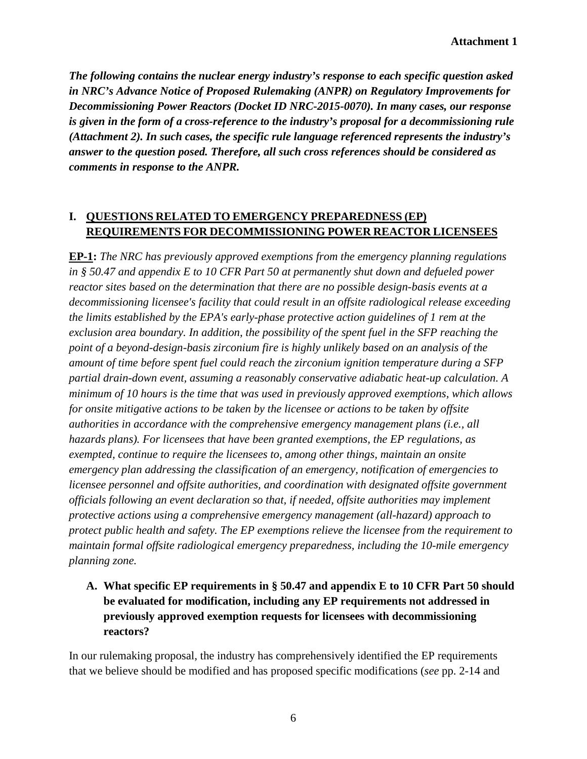**Attachment 1**

***The following contains the nuclear energy industry's response to each specific question asked in NRC's Advance Notice of Proposed Rulemaking (ANPR) on Regulatory Improvements for Decommissioning Power Reactors (Docket ID NRC-2015-0070). In many cases, our response is given in the form of a cross-reference to the industry's proposal for a decommissioning rule (Attachment 2). In such cases, the specific rule language referenced represents the industry's answer to the question posed. Therefore, all such cross references should be considered as comments in response to the ANPR.***

## I. QUESTIONS RELATED TO EMERGENCY PREPAREDNESS (EP) REQUIREMENTS FOR DECOMMISSIONING POWER REACTOR LICENSEES

**EP-1:** *The NRC has previously approved exemptions from the emergency planning regulations in § 50.47 and appendix E to 10 CFR Part 50 at permanently shut down and defueled power reactor sites based on the determination that there are no possible design-basis events at a decommissioning licensee's facility that could result in an offsite radiological release exceeding the limits established by the EPA's early-phase protective action guidelines of 1 rem at the exclusion area boundary. In addition, the possibility of the spent fuel in the SFP reaching the point of a beyond-design-basis zirconium fire is highly unlikely based on an analysis of the amount of time before spent fuel could reach the zirconium ignition temperature during a SFP partial drain-down event, assuming a reasonably conservative adiabatic heat-up calculation. A minimum of 10 hours is the time that was used in previously approved exemptions, which allows for onsite mitigative actions to be taken by the licensee or actions to be taken by offsite authorities in accordance with the comprehensive emergency management plans (i.e., all hazards plans). For licensees that have been granted exemptions, the EP regulations, as exempted, continue to require the licensees to, among other things, maintain an onsite emergency plan addressing the classification of an emergency, notification of emergencies to licensee personnel and offsite authorities, and coordination with designated offsite government officials following an event declaration so that, if needed, offsite authorities may implement protective actions using a comprehensive emergency management (all-hazard) approach to protect public health and safety. The EP exemptions relieve the licensee from the requirement to maintain formal offsite radiological emergency preparedness, including the 10-mile emergency planning zone.*

### A. What specific EP requirements in § 50.47 and appendix E to 10 CFR Part 50 should be evaluated for modification, including any EP requirements not addressed in previously approved exemption requests for licensees with decommissioning reactors?

In our rulemaking proposal, the industry has comprehensively identified the EP requirements that we believe should be modified and has proposed specific modifications (*see* pp. 2-14 and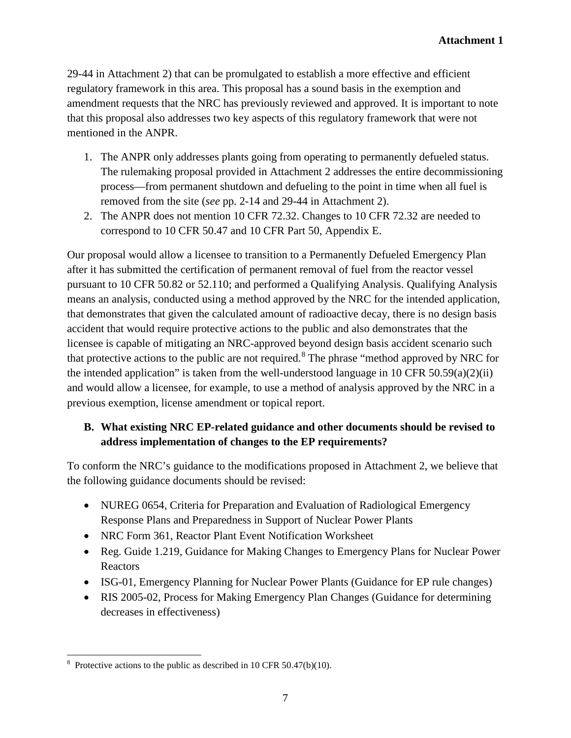29-44 in Attachment 2) that can be promulgated to establish a more effective and efficient regulatory framework in this area. This proposal has a sound basis in the exemption and amendment requests that the NRC has previously reviewed and approved. It is important to note that this proposal also addresses two key aspects of this regulatory framework that were not mentioned in the ANPR.

1. The ANPR only addresses plants going from operating to permanently defueled status. The rulemaking proposal provided in Attachment 2 addresses the entire decommissioning process—from permanent shutdown and defueling to the point in time when all fuel is removed from the site (*see* pp. 2-14 and 29-44 in Attachment 2).
2. The ANPR does not mention 10 CFR 72.32. Changes to 10 CFR 72.32 are needed to correspond to 10 CFR 50.47 and 10 CFR Part 50, Appendix E.

Our proposal would allow a licensee to transition to a Permanently Defueled Emergency Plan after it has submitted the certification of permanent removal of fuel from the reactor vessel pursuant to 10 CFR 50.82 or 52.110; and performed a Qualifying Analysis. Qualifying Analysis means an analysis, conducted using a method approved by the NRC for the intended application, that demonstrates that given the calculated amount of radioactive decay, there is no design basis accident that would require protective actions to the public and also demonstrates that the licensee is capable of mitigating an NRC-approved beyond design basis accident scenario such that protective actions to the public are not required.[8] The phrase "method approved by NRC for the intended application" is taken from the well-understood language in 10 CFR 50.59(a)(2)(ii) and would allow a licensee, for example, to use a method of analysis approved by the NRC in a previous exemption, license amendment or topical report.

**B. What existing NRC EP-related guidance and other documents should be revised to address implementation of changes to the EP requirements?**

To conform the NRC's guidance to the modifications proposed in Attachment 2, we believe that the following guidance documents should be revised:

- NUREG 0654, Criteria for Preparation and Evaluation of Radiological Emergency Response Plans and Preparedness in Support of Nuclear Power Plants
- NRC Form 361, Reactor Plant Event Notification Worksheet
- Reg. Guide 1.219, Guidance for Making Changes to Emergency Plans for Nuclear Power Reactors
- ISG-01, Emergency Planning for Nuclear Power Plants (Guidance for EP rule changes)
- RIS 2005-02, Process for Making Emergency Plan Changes (Guidance for determining decreases in effectiveness)

[8] Protective actions to the public as described in 10 CFR 50.47(b)(10).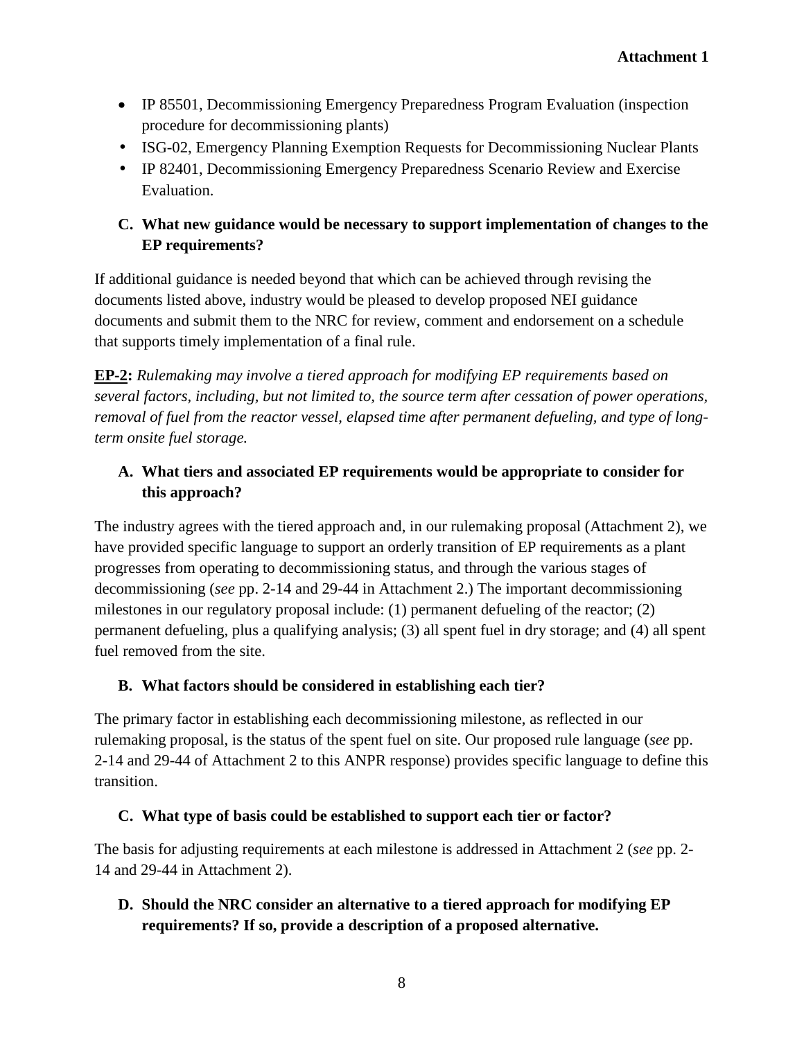- IP 85501, Decommissioning Emergency Preparedness Program Evaluation (inspection procedure for decommissioning plants)
- ISG-02, Emergency Planning Exemption Requests for Decommissioning Nuclear Plants
- IP 82401, Decommissioning Emergency Preparedness Scenario Review and Exercise Evaluation.

**C. What new guidance would be necessary to support implementation of changes to the EP requirements?**

If additional guidance is needed beyond that which can be achieved through revising the documents listed above, industry would be pleased to develop proposed NEI guidance documents and submit them to the NRC for review, comment and endorsement on a schedule that supports timely implementation of a final rule.

**<u>EP-2</u>:** *Rulemaking may involve a tiered approach for modifying EP requirements based on several factors, including, but not limited to, the source term after cessation of power operations, removal of fuel from the reactor vessel, elapsed time after permanent defueling, and type of long-term onsite fuel storage.*

**A. What tiers and associated EP requirements would be appropriate to consider for this approach?**

The industry agrees with the tiered approach and, in our rulemaking proposal (Attachment 2), we have provided specific language to support an orderly transition of EP requirements as a plant progresses from operating to decommissioning status, and through the various stages of decommissioning (*see* pp. 2-14 and 29-44 in Attachment 2.) The important decommissioning milestones in our regulatory proposal include: (1) permanent defueling of the reactor; (2) permanent defueling, plus a qualifying analysis; (3) all spent fuel in dry storage; and (4) all spent fuel removed from the site.

**B. What factors should be considered in establishing each tier?**

The primary factor in establishing each decommissioning milestone, as reflected in our rulemaking proposal, is the status of the spent fuel on site. Our proposed rule language (*see* pp. 2-14 and 29-44 of Attachment 2 to this ANPR response) provides specific language to define this transition.

**C. What type of basis could be established to support each tier or factor?**

The basis for adjusting requirements at each milestone is addressed in Attachment 2 (*see* pp. 2-14 and 29-44 in Attachment 2).

**D. Should the NRC consider an alternative to a tiered approach for modifying EP requirements? If so, provide a description of a proposed alternative.**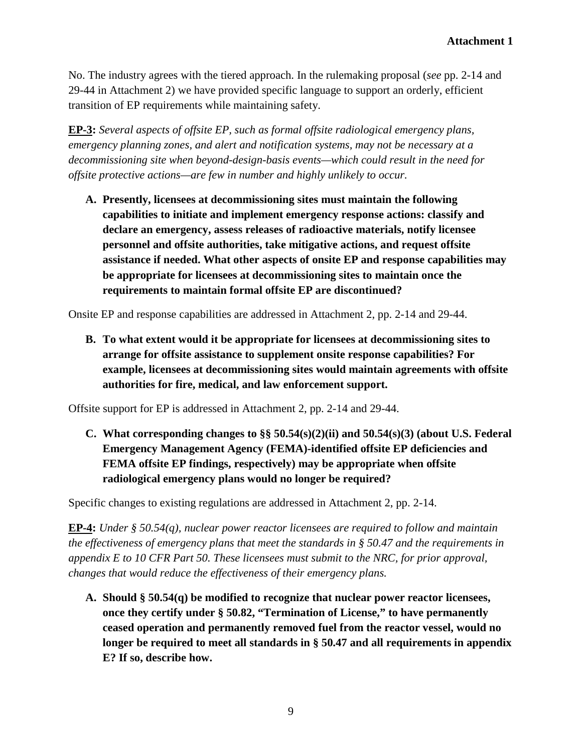No. The industry agrees with the tiered approach. In the rulemaking proposal (*see* pp. 2-14 and 29-44 in Attachment 2) we have provided specific language to support an orderly, efficient transition of EP requirements while maintaining safety.

**<u>EP-3</u>:** *Several aspects of offsite EP, such as formal offsite radiological emergency plans, emergency planning zones, and alert and notification systems, may not be necessary at a decommissioning site when beyond-design-basis events—which could result in the need for offsite protective actions—are few in number and highly unlikely to occur.*

**A. Presently, licensees at decommissioning sites must maintain the following capabilities to initiate and implement emergency response actions: classify and declare an emergency, assess releases of radioactive materials, notify licensee personnel and offsite authorities, take mitigative actions, and request offsite assistance if needed. What other aspects of onsite EP and response capabilities may be appropriate for licensees at decommissioning sites to maintain once the requirements to maintain formal offsite EP are discontinued?**

Onsite EP and response capabilities are addressed in Attachment 2, pp. 2-14 and 29-44.

**B. To what extent would it be appropriate for licensees at decommissioning sites to arrange for offsite assistance to supplement onsite response capabilities? For example, licensees at decommissioning sites would maintain agreements with offsite authorities for fire, medical, and law enforcement support.**

Offsite support for EP is addressed in Attachment 2, pp. 2-14 and 29-44.

**C. What corresponding changes to §§ 50.54(s)(2)(ii) and 50.54(s)(3) (about U.S. Federal Emergency Management Agency (FEMA)-identified offsite EP deficiencies and FEMA offsite EP findings, respectively) may be appropriate when offsite radiological emergency plans would no longer be required?**

Specific changes to existing regulations are addressed in Attachment 2, pp. 2-14.

**<u>EP-4</u>:** *Under § 50.54(q), nuclear power reactor licensees are required to follow and maintain the effectiveness of emergency plans that meet the standards in § 50.47 and the requirements in appendix E to 10 CFR Part 50. These licensees must submit to the NRC, for prior approval, changes that would reduce the effectiveness of their emergency plans.*

**A. Should § 50.54(q) be modified to recognize that nuclear power reactor licensees, once they certify under § 50.82, "Termination of License," to have permanently ceased operation and permanently removed fuel from the reactor vessel, would no longer be required to meet all standards in § 50.47 and all requirements in appendix E? If so, describe how.**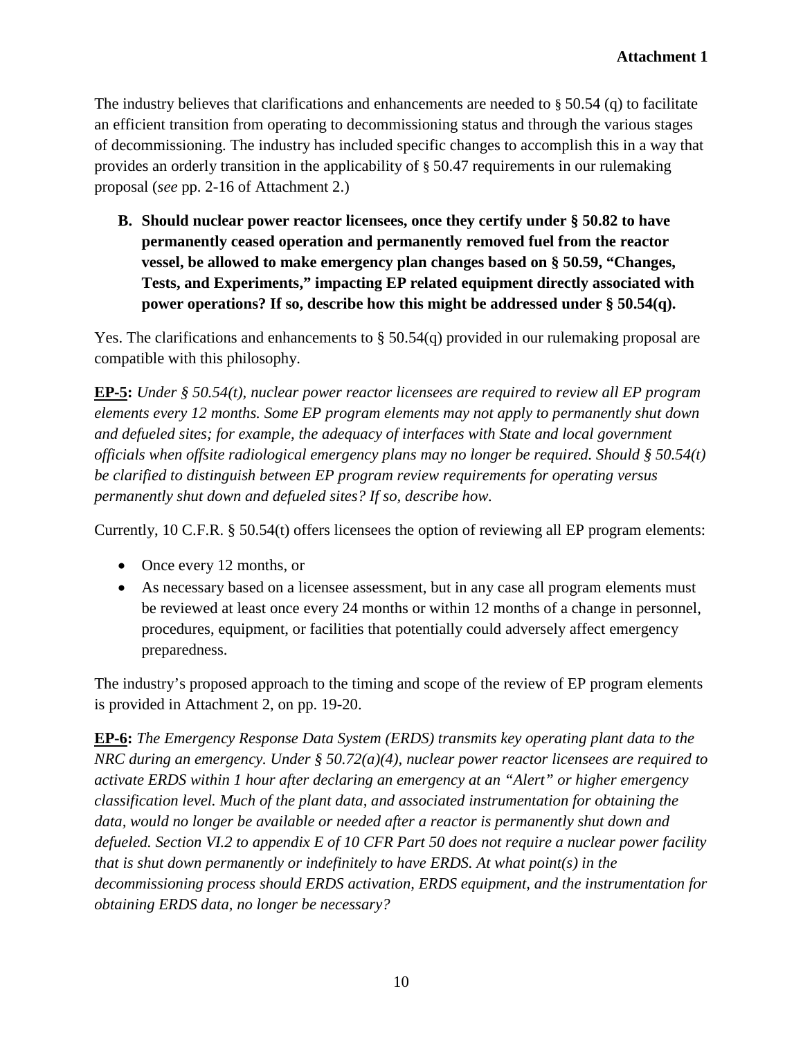The industry believes that clarifications and enhancements are needed to § 50.54 (q) to facilitate an efficient transition from operating to decommissioning status and through the various stages of decommissioning. The industry has included specific changes to accomplish this in a way that provides an orderly transition in the applicability of § 50.47 requirements in our rulemaking proposal (*see* pp. 2-16 of Attachment 2.)

**B. Should nuclear power reactor licensees, once they certify under § 50.82 to have permanently ceased operation and permanently removed fuel from the reactor vessel, be allowed to make emergency plan changes based on § 50.59, "Changes, Tests, and Experiments," impacting EP related equipment directly associated with power operations? If so, describe how this might be addressed under § 50.54(q).**

Yes. The clarifications and enhancements to § 50.54(q) provided in our rulemaking proposal are compatible with this philosophy.

**EP-5:** *Under § 50.54(t), nuclear power reactor licensees are required to review all EP program elements every 12 months. Some EP program elements may not apply to permanently shut down and defueled sites; for example, the adequacy of interfaces with State and local government officials when offsite radiological emergency plans may no longer be required. Should § 50.54(t) be clarified to distinguish between EP program review requirements for operating versus permanently shut down and defueled sites? If so, describe how.*

Currently, 10 C.F.R. § 50.54(t) offers licensees the option of reviewing all EP program elements:

- Once every 12 months, or
- As necessary based on a licensee assessment, but in any case all program elements must be reviewed at least once every 24 months or within 12 months of a change in personnel, procedures, equipment, or facilities that potentially could adversely affect emergency preparedness.

The industry's proposed approach to the timing and scope of the review of EP program elements is provided in Attachment 2, on pp. 19-20.

**EP-6:** *The Emergency Response Data System (ERDS) transmits key operating plant data to the NRC during an emergency. Under § 50.72(a)(4), nuclear power reactor licensees are required to activate ERDS within 1 hour after declaring an emergency at an "Alert" or higher emergency classification level. Much of the plant data, and associated instrumentation for obtaining the data, would no longer be available or needed after a reactor is permanently shut down and defueled. Section VI.2 to appendix E of 10 CFR Part 50 does not require a nuclear power facility that is shut down permanently or indefinitely to have ERDS. At what point(s) in the decommissioning process should ERDS activation, ERDS equipment, and the instrumentation for obtaining ERDS data, no longer be necessary?*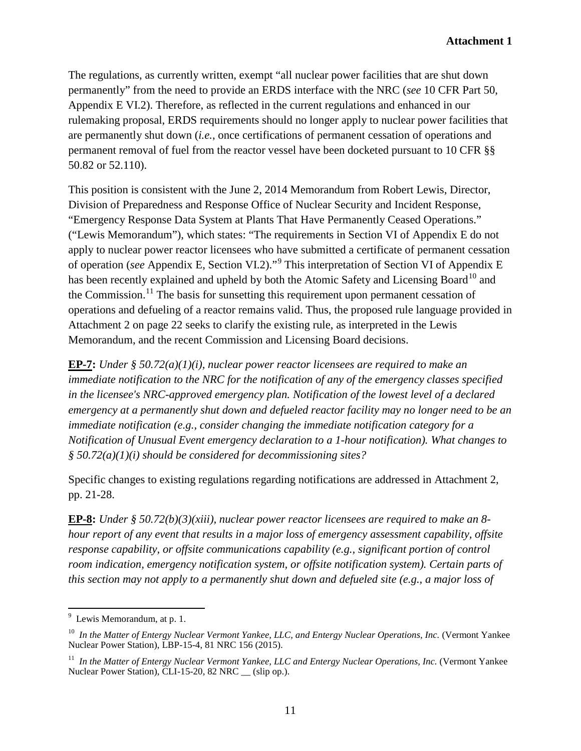The regulations, as currently written, exempt "all nuclear power facilities that are shut down permanently" from the need to provide an ERDS interface with the NRC (*see* 10 CFR Part 50, Appendix E VI.2). Therefore, as reflected in the current regulations and enhanced in our rulemaking proposal, ERDS requirements should no longer apply to nuclear power facilities that are permanently shut down (*i.e.*, once certifications of permanent cessation of operations and permanent removal of fuel from the reactor vessel have been docketed pursuant to 10 CFR §§ 50.82 or 52.110).

This position is consistent with the June 2, 2014 Memorandum from Robert Lewis, Director, Division of Preparedness and Response Office of Nuclear Security and Incident Response, "Emergency Response Data System at Plants That Have Permanently Ceased Operations." ("Lewis Memorandum"), which states: "The requirements in Section VI of Appendix E do not apply to nuclear power reactor licensees who have submitted a certificate of permanent cessation of operation (*see* Appendix E, Section VI.2)."[9] This interpretation of Section VI of Appendix E has been recently explained and upheld by both the Atomic Safety and Licensing Board[10] and the Commission.[11] The basis for sunsetting this requirement upon permanent cessation of operations and defueling of a reactor remains valid. Thus, the proposed rule language provided in Attachment 2 on page 22 seeks to clarify the existing rule, as interpreted in the Lewis Memorandum, and the recent Commission and Licensing Board decisions.

**EP-7:** *Under § 50.72(a)(1)(i), nuclear power reactor licensees are required to make an immediate notification to the NRC for the notification of any of the emergency classes specified in the licensee's NRC-approved emergency plan. Notification of the lowest level of a declared emergency at a permanently shut down and defueled reactor facility may no longer need to be an immediate notification (e.g., consider changing the immediate notification category for a Notification of Unusual Event emergency declaration to a 1-hour notification). What changes to § 50.72(a)(1)(i) should be considered for decommissioning sites?*

Specific changes to existing regulations regarding notifications are addressed in Attachment 2, pp. 21-28.

**EP-8:** *Under § 50.72(b)(3)(xiii), nuclear power reactor licensees are required to make an 8-hour report of any event that results in a major loss of emergency assessment capability, offsite response capability, or offsite communications capability (e.g., significant portion of control room indication, emergency notification system, or offsite notification system). Certain parts of this section may not apply to a permanently shut down and defueled site (e.g., a major loss of*

---

[9] Lewis Memorandum, at p. 1.

[10] *In the Matter of Entergy Nuclear Vermont Yankee, LLC, and Entergy Nuclear Operations, Inc.* (Vermont Yankee Nuclear Power Station), LBP-15-4, 81 NRC 156 (2015).

[11] *In the Matter of Entergy Nuclear Vermont Yankee, LLC and Entergy Nuclear Operations, Inc.* (Vermont Yankee Nuclear Power Station), CLI-15-20, 82 NRC __ (slip op.).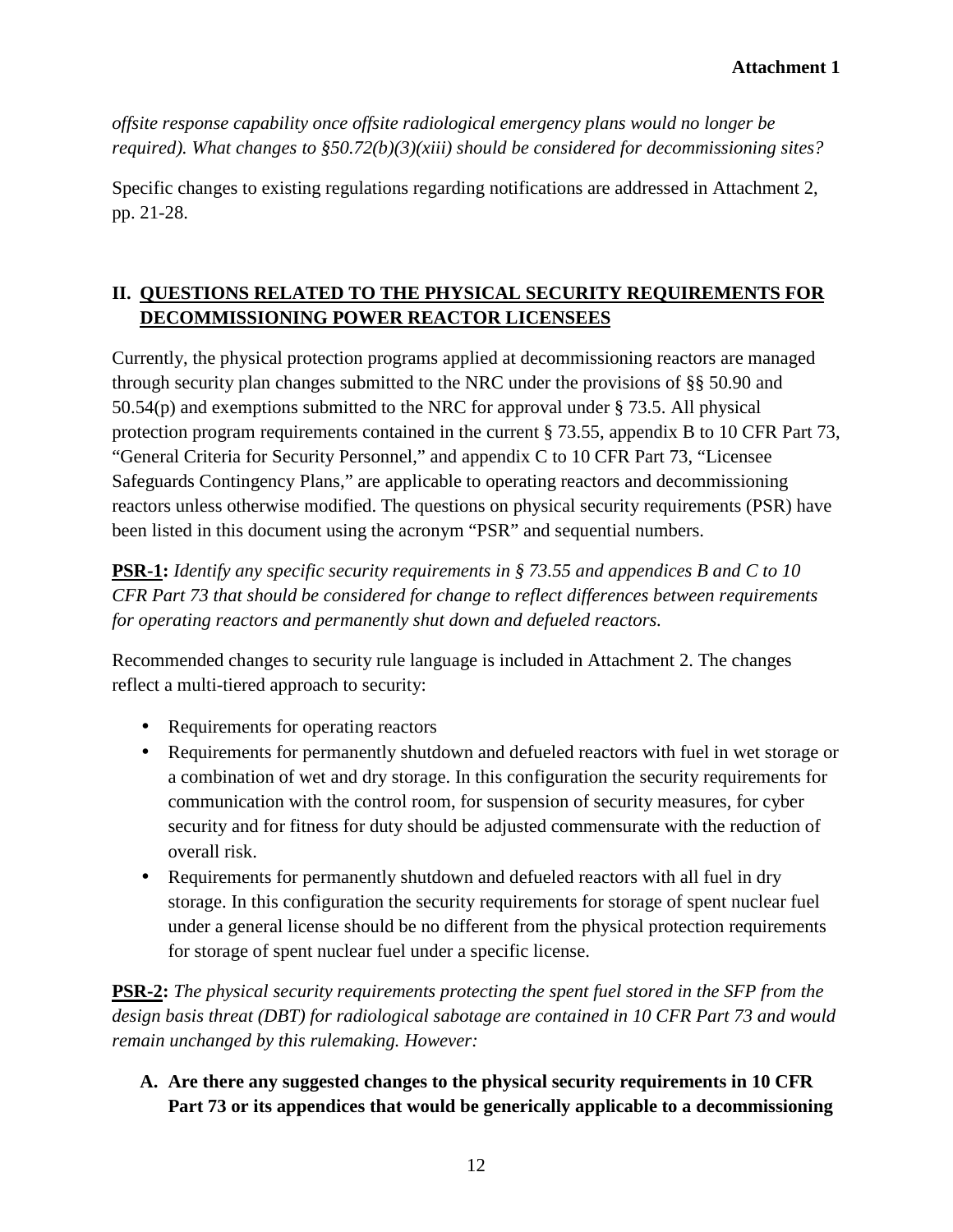*offsite response capability once offsite radiological emergency plans would no longer be required). What changes to §50.72(b)(3)(xiii) should be considered for decommissioning sites?*

Specific changes to existing regulations regarding notifications are addressed in Attachment 2, pp. 21-28.

## II. QUESTIONS RELATED TO THE PHYSICAL SECURITY REQUIREMENTS FOR DECOMMISSIONING POWER REACTOR LICENSEES

Currently, the physical protection programs applied at decommissioning reactors are managed through security plan changes submitted to the NRC under the provisions of §§ 50.90 and 50.54(p) and exemptions submitted to the NRC for approval under § 73.5. All physical protection program requirements contained in the current § 73.55, appendix B to 10 CFR Part 73, "General Criteria for Security Personnel," and appendix C to 10 CFR Part 73, "Licensee Safeguards Contingency Plans," are applicable to operating reactors and decommissioning reactors unless otherwise modified. The questions on physical security requirements (PSR) have been listed in this document using the acronym "PSR" and sequential numbers.

**PSR-1:** *Identify any specific security requirements in § 73.55 and appendices B and C to 10 CFR Part 73 that should be considered for change to reflect differences between requirements for operating reactors and permanently shut down and defueled reactors.*

Recommended changes to security rule language is included in Attachment 2. The changes reflect a multi-tiered approach to security:

- Requirements for operating reactors
- Requirements for permanently shutdown and defueled reactors with fuel in wet storage or a combination of wet and dry storage. In this configuration the security requirements for communication with the control room, for suspension of security measures, for cyber security and for fitness for duty should be adjusted commensurate with the reduction of overall risk.
- Requirements for permanently shutdown and defueled reactors with all fuel in dry storage. In this configuration the security requirements for storage of spent nuclear fuel under a general license should be no different from the physical protection requirements for storage of spent nuclear fuel under a specific license.

**PSR-2:** *The physical security requirements protecting the spent fuel stored in the SFP from the design basis threat (DBT) for radiological sabotage are contained in 10 CFR Part 73 and would remain unchanged by this rulemaking. However:*

**A. Are there any suggested changes to the physical security requirements in 10 CFR Part 73 or its appendices that would be generically applicable to a decommissioning**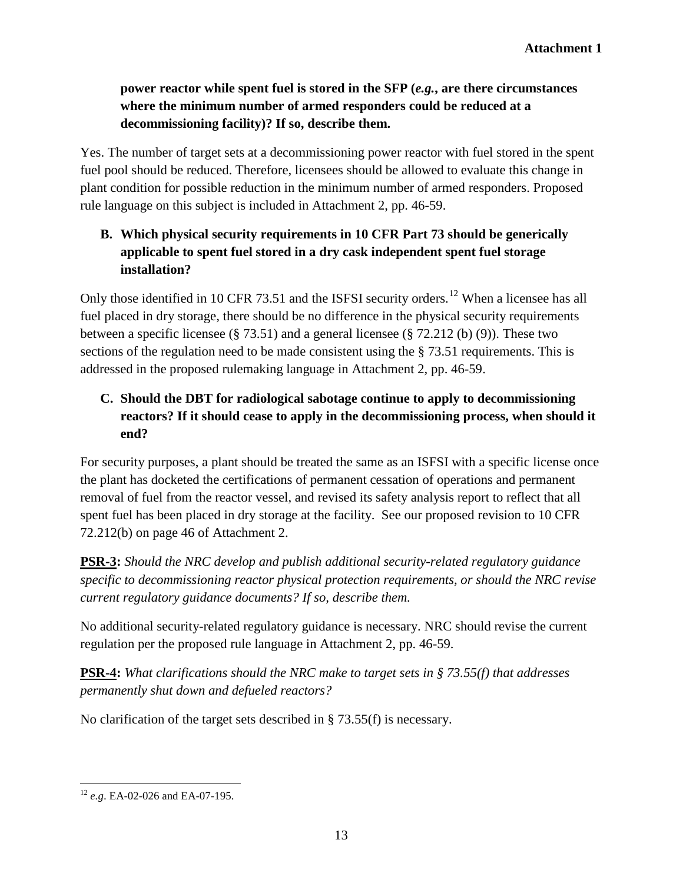**power reactor while spent fuel is stored in the SFP (*e.g.*, are there circumstances where the minimum number of armed responders could be reduced at a decommissioning facility)? If so, describe them.**

Yes. The number of target sets at a decommissioning power reactor with fuel stored in the spent fuel pool should be reduced. Therefore, licensees should be allowed to evaluate this change in plant condition for possible reduction in the minimum number of armed responders. Proposed rule language on this subject is included in Attachment 2, pp. 46-59.

**B. Which physical security requirements in 10 CFR Part 73 should be generically applicable to spent fuel stored in a dry cask independent spent fuel storage installation?**

Only those identified in 10 CFR 73.51 and the ISFSI security orders.[12] When a licensee has all fuel placed in dry storage, there should be no difference in the physical security requirements between a specific licensee (§ 73.51) and a general licensee (§ 72.212 (b) (9)). These two sections of the regulation need to be made consistent using the § 73.51 requirements. This is addressed in the proposed rulemaking language in Attachment 2, pp. 46-59.

**C. Should the DBT for radiological sabotage continue to apply to decommissioning reactors? If it should cease to apply in the decommissioning process, when should it end?**

For security purposes, a plant should be treated the same as an ISFSI with a specific license once the plant has docketed the certifications of permanent cessation of operations and permanent removal of fuel from the reactor vessel, and revised its safety analysis report to reflect that all spent fuel has been placed in dry storage at the facility. See our proposed revision to 10 CFR 72.212(b) on page 46 of Attachment 2.

**PSR-3:** *Should the NRC develop and publish additional security-related regulatory guidance specific to decommissioning reactor physical protection requirements, or should the NRC revise current regulatory guidance documents? If so, describe them.*

No additional security-related regulatory guidance is necessary. NRC should revise the current regulation per the proposed rule language in Attachment 2, pp. 46-59.

**PSR-4:** *What clarifications should the NRC make to target sets in § 73.55(f) that addresses permanently shut down and defueled reactors?*

No clarification of the target sets described in § 73.55(f) is necessary.

---

[12] *e.g*. EA-02-026 and EA-07-195.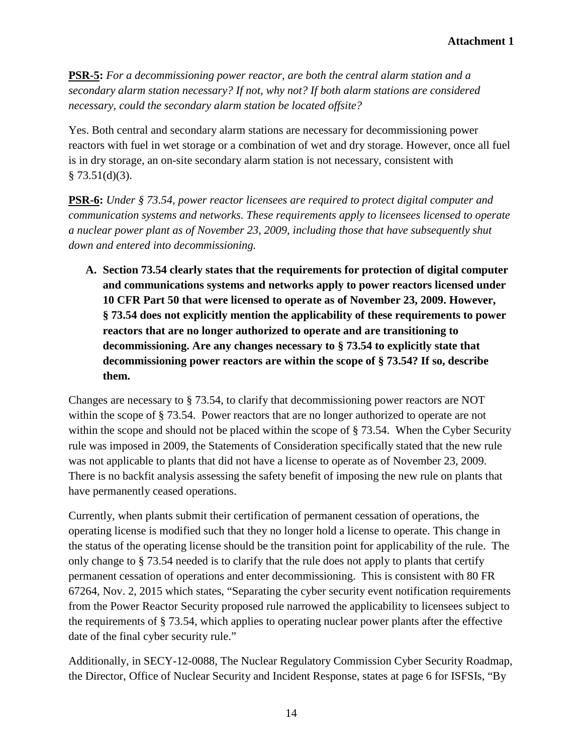**PSR-5:** *For a decommissioning power reactor, are both the central alarm station and a secondary alarm station necessary? If not, why not? If both alarm stations are considered necessary, could the secondary alarm station be located offsite?*

Yes. Both central and secondary alarm stations are necessary for decommissioning power reactors with fuel in wet storage or a combination of wet and dry storage. However, once all fuel is in dry storage, an on-site secondary alarm station is not necessary, consistent with § 73.51(d)(3).

**PSR-6:** *Under § 73.54, power reactor licensees are required to protect digital computer and communication systems and networks. These requirements apply to licensees licensed to operate a nuclear power plant as of November 23, 2009, including those that have subsequently shut down and entered into decommissioning.*

**A. Section 73.54 clearly states that the requirements for protection of digital computer and communications systems and networks apply to power reactors licensed under 10 CFR Part 50 that were licensed to operate as of November 23, 2009. However, § 73.54 does not explicitly mention the applicability of these requirements to power reactors that are no longer authorized to operate and are transitioning to decommissioning. Are any changes necessary to § 73.54 to explicitly state that decommissioning power reactors are within the scope of § 73.54? If so, describe them.**

Changes are necessary to § 73.54, to clarify that decommissioning power reactors are NOT within the scope of § 73.54. Power reactors that are no longer authorized to operate are not within the scope and should not be placed within the scope of § 73.54. When the Cyber Security rule was imposed in 2009, the Statements of Consideration specifically stated that the new rule was not applicable to plants that did not have a license to operate as of November 23, 2009. There is no backfit analysis assessing the safety benefit of imposing the new rule on plants that have permanently ceased operations.

Currently, when plants submit their certification of permanent cessation of operations, the operating license is modified such that they no longer hold a license to operate. This change in the status of the operating license should be the transition point for applicability of the rule. The only change to § 73.54 needed is to clarify that the rule does not apply to plants that certify permanent cessation of operations and enter decommissioning. This is consistent with 80 FR 67264, Nov. 2, 2015 which states, "Separating the cyber security event notification requirements from the Power Reactor Security proposed rule narrowed the applicability to licensees subject to the requirements of § 73.54, which applies to operating nuclear power plants after the effective date of the final cyber security rule."

Additionally, in SECY-12-0088, The Nuclear Regulatory Commission Cyber Security Roadmap, the Director, Office of Nuclear Security and Incident Response, states at page 6 for ISFSIs, "By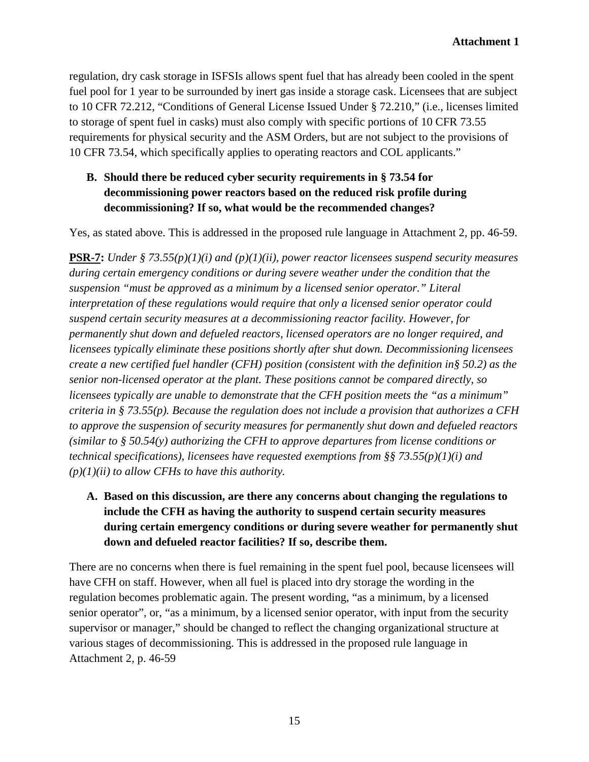regulation, dry cask storage in ISFSIs allows spent fuel that has already been cooled in the spent fuel pool for 1 year to be surrounded by inert gas inside a storage cask. Licensees that are subject to 10 CFR 72.212, "Conditions of General License Issued Under § 72.210," (i.e., licenses limited to storage of spent fuel in casks) must also comply with specific portions of 10 CFR 73.55 requirements for physical security and the ASM Orders, but are not subject to the provisions of 10 CFR 73.54, which specifically applies to operating reactors and COL applicants."

**B. Should there be reduced cyber security requirements in § 73.54 for decommissioning power reactors based on the reduced risk profile during decommissioning? If so, what would be the recommended changes?**

Yes, as stated above. This is addressed in the proposed rule language in Attachment 2, pp. 46-59.

**PSR-7:** *Under § 73.55(p)(1)(i) and (p)(1)(ii), power reactor licensees suspend security measures during certain emergency conditions or during severe weather under the condition that the suspension "must be approved as a minimum by a licensed senior operator." Literal interpretation of these regulations would require that only a licensed senior operator could suspend certain security measures at a decommissioning reactor facility. However, for permanently shut down and defueled reactors, licensed operators are no longer required, and licensees typically eliminate these positions shortly after shut down. Decommissioning licensees create a new certified fuel handler (CFH) position (consistent with the definition in§ 50.2) as the senior non-licensed operator at the plant. These positions cannot be compared directly, so licensees typically are unable to demonstrate that the CFH position meets the "as a minimum" criteria in § 73.55(p). Because the regulation does not include a provision that authorizes a CFH to approve the suspension of security measures for permanently shut down and defueled reactors (similar to § 50.54(y) authorizing the CFH to approve departures from license conditions or technical specifications), licensees have requested exemptions from §§ 73.55(p)(1)(i) and (p)(1)(ii) to allow CFHs to have this authority.*

**A. Based on this discussion, are there any concerns about changing the regulations to include the CFH as having the authority to suspend certain security measures during certain emergency conditions or during severe weather for permanently shut down and defueled reactor facilities? If so, describe them.**

There are no concerns when there is fuel remaining in the spent fuel pool, because licensees will have CFH on staff. However, when all fuel is placed into dry storage the wording in the regulation becomes problematic again. The present wording, "as a minimum, by a licensed senior operator", or, "as a minimum, by a licensed senior operator, with input from the security supervisor or manager," should be changed to reflect the changing organizational structure at various stages of decommissioning. This is addressed in the proposed rule language in Attachment 2, p. 46-59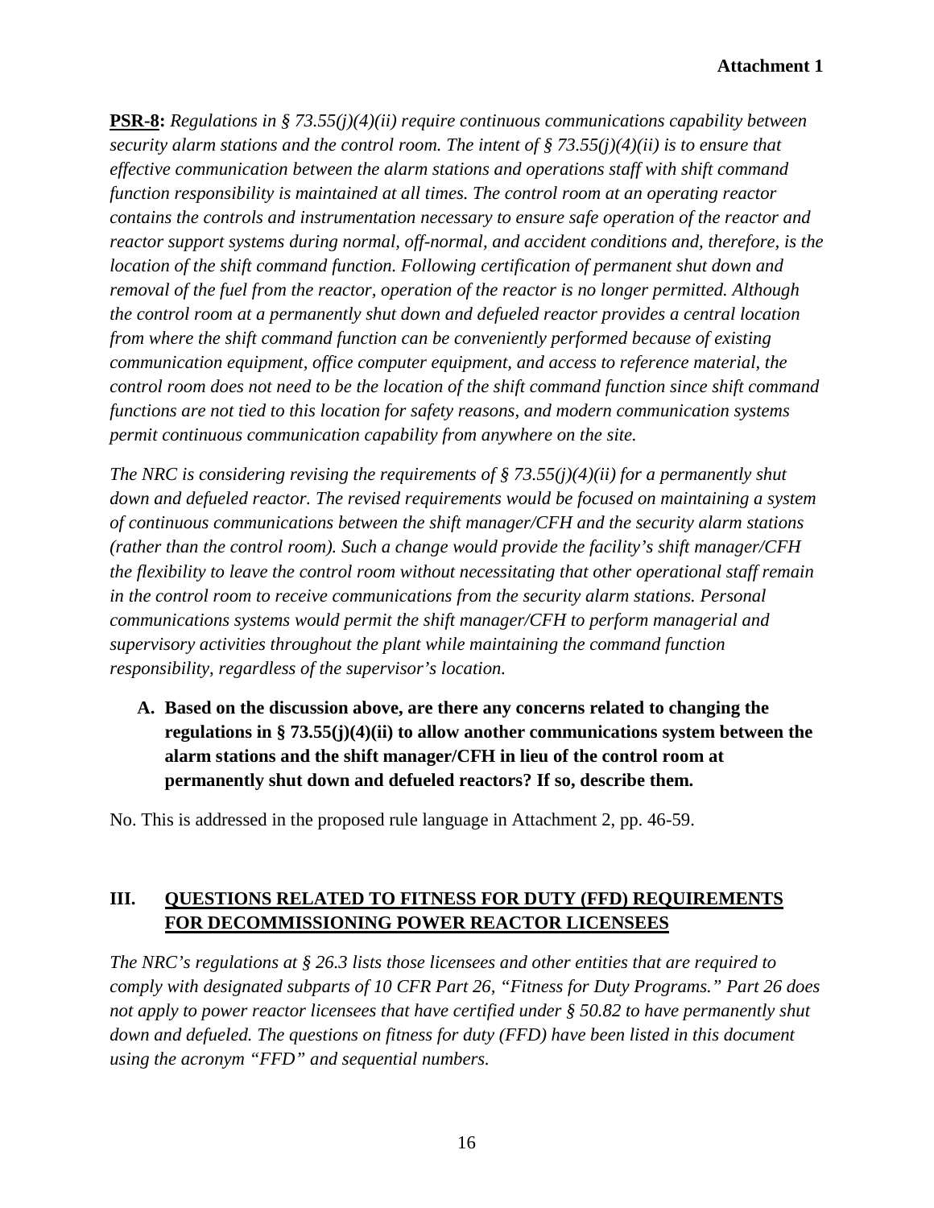**PSR-8:** *Regulations in § 73.55(j)(4)(ii) require continuous communications capability between security alarm stations and the control room. The intent of § 73.55(j)(4)(ii) is to ensure that effective communication between the alarm stations and operations staff with shift command function responsibility is maintained at all times. The control room at an operating reactor contains the controls and instrumentation necessary to ensure safe operation of the reactor and reactor support systems during normal, off-normal, and accident conditions and, therefore, is the location of the shift command function. Following certification of permanent shut down and removal of the fuel from the reactor, operation of the reactor is no longer permitted. Although the control room at a permanently shut down and defueled reactor provides a central location from where the shift command function can be conveniently performed because of existing communication equipment, office computer equipment, and access to reference material, the control room does not need to be the location of the shift command function since shift command functions are not tied to this location for safety reasons, and modern communication systems permit continuous communication capability from anywhere on the site.*

*The NRC is considering revising the requirements of § 73.55(j)(4)(ii) for a permanently shut down and defueled reactor. The revised requirements would be focused on maintaining a system of continuous communications between the shift manager/CFH and the security alarm stations (rather than the control room). Such a change would provide the facility's shift manager/CFH the flexibility to leave the control room without necessitating that other operational staff remain in the control room to receive communications from the security alarm stations. Personal communications systems would permit the shift manager/CFH to perform managerial and supervisory activities throughout the plant while maintaining the command function responsibility, regardless of the supervisor's location.*

**A. Based on the discussion above, are there any concerns related to changing the regulations in § 73.55(j)(4)(ii) to allow another communications system between the alarm stations and the shift manager/CFH in lieu of the control room at permanently shut down and defueled reactors? If so, describe them.**

No. This is addressed in the proposed rule language in Attachment 2, pp. 46-59.

## III. QUESTIONS RELATED TO FITNESS FOR DUTY (FFD) REQUIREMENTS FOR DECOMMISSIONING POWER REACTOR LICENSEES

*The NRC's regulations at § 26.3 lists those licensees and other entities that are required to comply with designated subparts of 10 CFR Part 26, "Fitness for Duty Programs." Part 26 does not apply to power reactor licensees that have certified under § 50.82 to have permanently shut down and defueled. The questions on fitness for duty (FFD) have been listed in this document using the acronym "FFD" and sequential numbers.*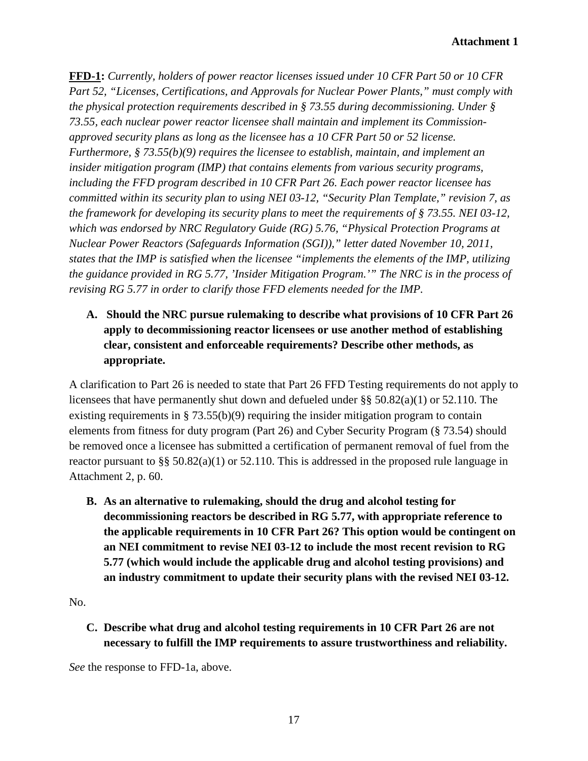**FFD-1:** *Currently, holders of power reactor licenses issued under 10 CFR Part 50 or 10 CFR Part 52, "Licenses, Certifications, and Approvals for Nuclear Power Plants," must comply with the physical protection requirements described in § 73.55 during decommissioning. Under § 73.55, each nuclear power reactor licensee shall maintain and implement its Commission-approved security plans as long as the licensee has a 10 CFR Part 50 or 52 license. Furthermore, § 73.55(b)(9) requires the licensee to establish, maintain, and implement an insider mitigation program (IMP) that contains elements from various security programs, including the FFD program described in 10 CFR Part 26. Each power reactor licensee has committed within its security plan to using NEI 03-12, "Security Plan Template," revision 7, as the framework for developing its security plans to meet the requirements of § 73.55. NEI 03-12, which was endorsed by NRC Regulatory Guide (RG) 5.76, "Physical Protection Programs at Nuclear Power Reactors (Safeguards Information (SGI))," letter dated November 10, 2011, states that the IMP is satisfied when the licensee "implements the elements of the IMP, utilizing the guidance provided in RG 5.77, 'Insider Mitigation Program.'" The NRC is in the process of revising RG 5.77 in order to clarify those FFD elements needed for the IMP.*

**A. Should the NRC pursue rulemaking to describe what provisions of 10 CFR Part 26 apply to decommissioning reactor licensees or use another method of establishing clear, consistent and enforceable requirements? Describe other methods, as appropriate.**

A clarification to Part 26 is needed to state that Part 26 FFD Testing requirements do not apply to licensees that have permanently shut down and defueled under §§ 50.82(a)(1) or 52.110. The existing requirements in § 73.55(b)(9) requiring the insider mitigation program to contain elements from fitness for duty program (Part 26) and Cyber Security Program (§ 73.54) should be removed once a licensee has submitted a certification of permanent removal of fuel from the reactor pursuant to §§ 50.82(a)(1) or 52.110. This is addressed in the proposed rule language in Attachment 2, p. 60.

**B. As an alternative to rulemaking, should the drug and alcohol testing for decommissioning reactors be described in RG 5.77, with appropriate reference to the applicable requirements in 10 CFR Part 26? This option would be contingent on an NEI commitment to revise NEI 03-12 to include the most recent revision to RG 5.77 (which would include the applicable drug and alcohol testing provisions) and an industry commitment to update their security plans with the revised NEI 03-12.**

No.

**C. Describe what drug and alcohol testing requirements in 10 CFR Part 26 are not necessary to fulfill the IMP requirements to assure trustworthiness and reliability.**

*See* the response to FFD-1a, above.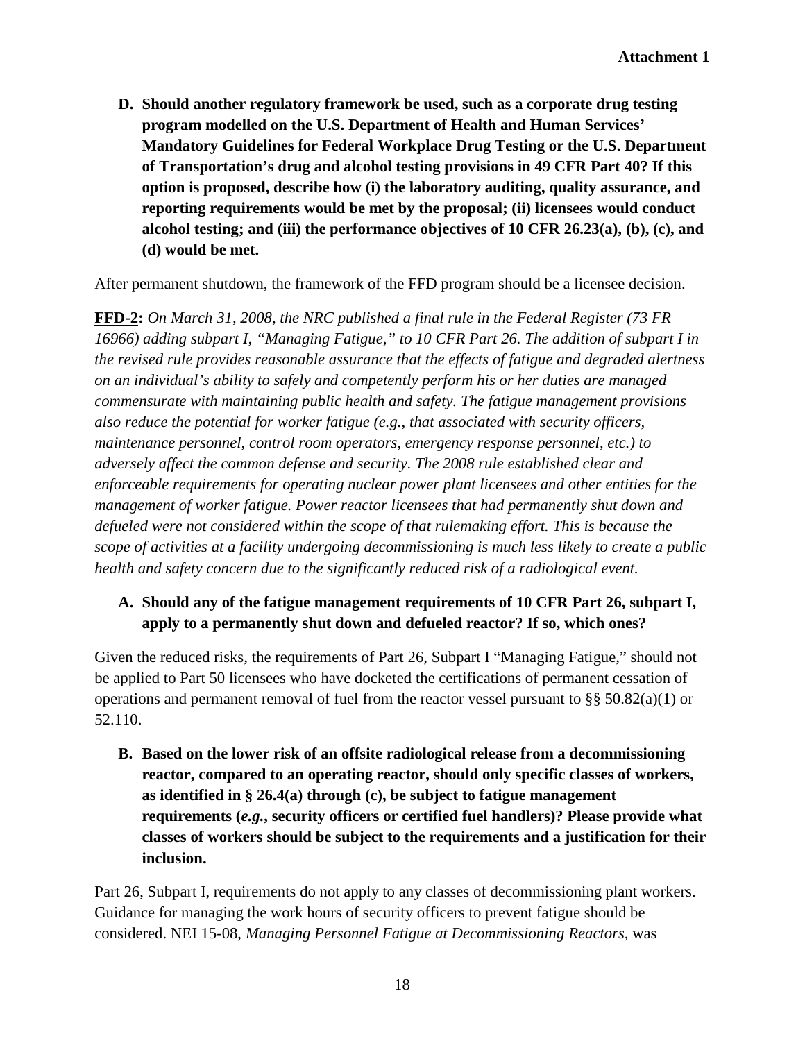**D. Should another regulatory framework be used, such as a corporate drug testing program modelled on the U.S. Department of Health and Human Services' Mandatory Guidelines for Federal Workplace Drug Testing or the U.S. Department of Transportation's drug and alcohol testing provisions in 49 CFR Part 40? If this option is proposed, describe how (i) the laboratory auditing, quality assurance, and reporting requirements would be met by the proposal; (ii) licensees would conduct alcohol testing; and (iii) the performance objectives of 10 CFR 26.23(a), (b), (c), and (d) would be met.**

After permanent shutdown, the framework of the FFD program should be a licensee decision.

**FFD-2:** *On March 31, 2008, the NRC published a final rule in the Federal Register (73 FR 16966) adding subpart I, "Managing Fatigue," to 10 CFR Part 26. The addition of subpart I in the revised rule provides reasonable assurance that the effects of fatigue and degraded alertness on an individual's ability to safely and competently perform his or her duties are managed commensurate with maintaining public health and safety. The fatigue management provisions also reduce the potential for worker fatigue (e.g., that associated with security officers, maintenance personnel, control room operators, emergency response personnel, etc.) to adversely affect the common defense and security. The 2008 rule established clear and enforceable requirements for operating nuclear power plant licensees and other entities for the management of worker fatigue. Power reactor licensees that had permanently shut down and defueled were not considered within the scope of that rulemaking effort. This is because the scope of activities at a facility undergoing decommissioning is much less likely to create a public health and safety concern due to the significantly reduced risk of a radiological event.*

**A. Should any of the fatigue management requirements of 10 CFR Part 26, subpart I, apply to a permanently shut down and defueled reactor? If so, which ones?**

Given the reduced risks, the requirements of Part 26, Subpart I "Managing Fatigue," should not be applied to Part 50 licensees who have docketed the certifications of permanent cessation of operations and permanent removal of fuel from the reactor vessel pursuant to §§ 50.82(a)(1) or 52.110.

**B. Based on the lower risk of an offsite radiological release from a decommissioning reactor, compared to an operating reactor, should only specific classes of workers, as identified in § 26.4(a) through (c), be subject to fatigue management requirements (*e.g.*, security officers or certified fuel handlers)? Please provide what classes of workers should be subject to the requirements and a justification for their inclusion.**

Part 26, Subpart I, requirements do not apply to any classes of decommissioning plant workers. Guidance for managing the work hours of security officers to prevent fatigue should be considered. NEI 15-08, *Managing Personnel Fatigue at Decommissioning Reactors,* was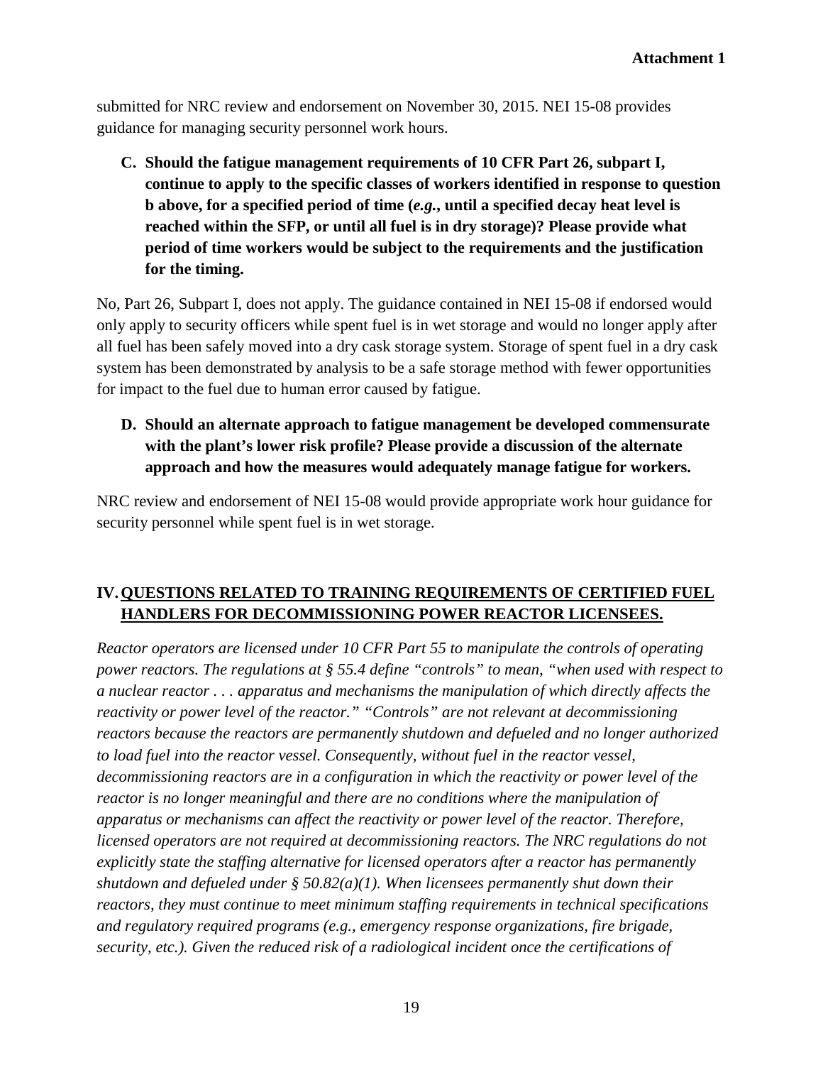submitted for NRC review and endorsement on November 30, 2015. NEI 15-08 provides guidance for managing security personnel work hours.

**C. Should the fatigue management requirements of 10 CFR Part 26, subpart I, continue to apply to the specific classes of workers identified in response to question b above, for a specified period of time (*e.g.*, until a specified decay heat level is reached within the SFP, or until all fuel is in dry storage)? Please provide what period of time workers would be subject to the requirements and the justification for the timing.**

No, Part 26, Subpart I, does not apply. The guidance contained in NEI 15-08 if endorsed would only apply to security officers while spent fuel is in wet storage and would no longer apply after all fuel has been safely moved into a dry cask storage system. Storage of spent fuel in a dry cask system has been demonstrated by analysis to be a safe storage method with fewer opportunities for impact to the fuel due to human error caused by fatigue.

**D. Should an alternate approach to fatigue management be developed commensurate with the plant's lower risk profile? Please provide a discussion of the alternate approach and how the measures would adequately manage fatigue for workers.**

NRC review and endorsement of NEI 15-08 would provide appropriate work hour guidance for security personnel while spent fuel is in wet storage.

## IV. QUESTIONS RELATED TO TRAINING REQUIREMENTS OF CERTIFIED FUEL HANDLERS FOR DECOMMISSIONING POWER REACTOR LICENSEES.

*Reactor operators are licensed under 10 CFR Part 55 to manipulate the controls of operating power reactors. The regulations at § 55.4 define "controls" to mean, "when used with respect to a nuclear reactor . . . apparatus and mechanisms the manipulation of which directly affects the reactivity or power level of the reactor." "Controls" are not relevant at decommissioning reactors because the reactors are permanently shutdown and defueled and no longer authorized to load fuel into the reactor vessel. Consequently, without fuel in the reactor vessel, decommissioning reactors are in a configuration in which the reactivity or power level of the reactor is no longer meaningful and there are no conditions where the manipulation of apparatus or mechanisms can affect the reactivity or power level of the reactor. Therefore, licensed operators are not required at decommissioning reactors. The NRC regulations do not explicitly state the staffing alternative for licensed operators after a reactor has permanently shutdown and defueled under § 50.82(a)(1). When licensees permanently shut down their reactors, they must continue to meet minimum staffing requirements in technical specifications and regulatory required programs (e.g., emergency response organizations, fire brigade, security, etc.). Given the reduced risk of a radiological incident once the certifications of*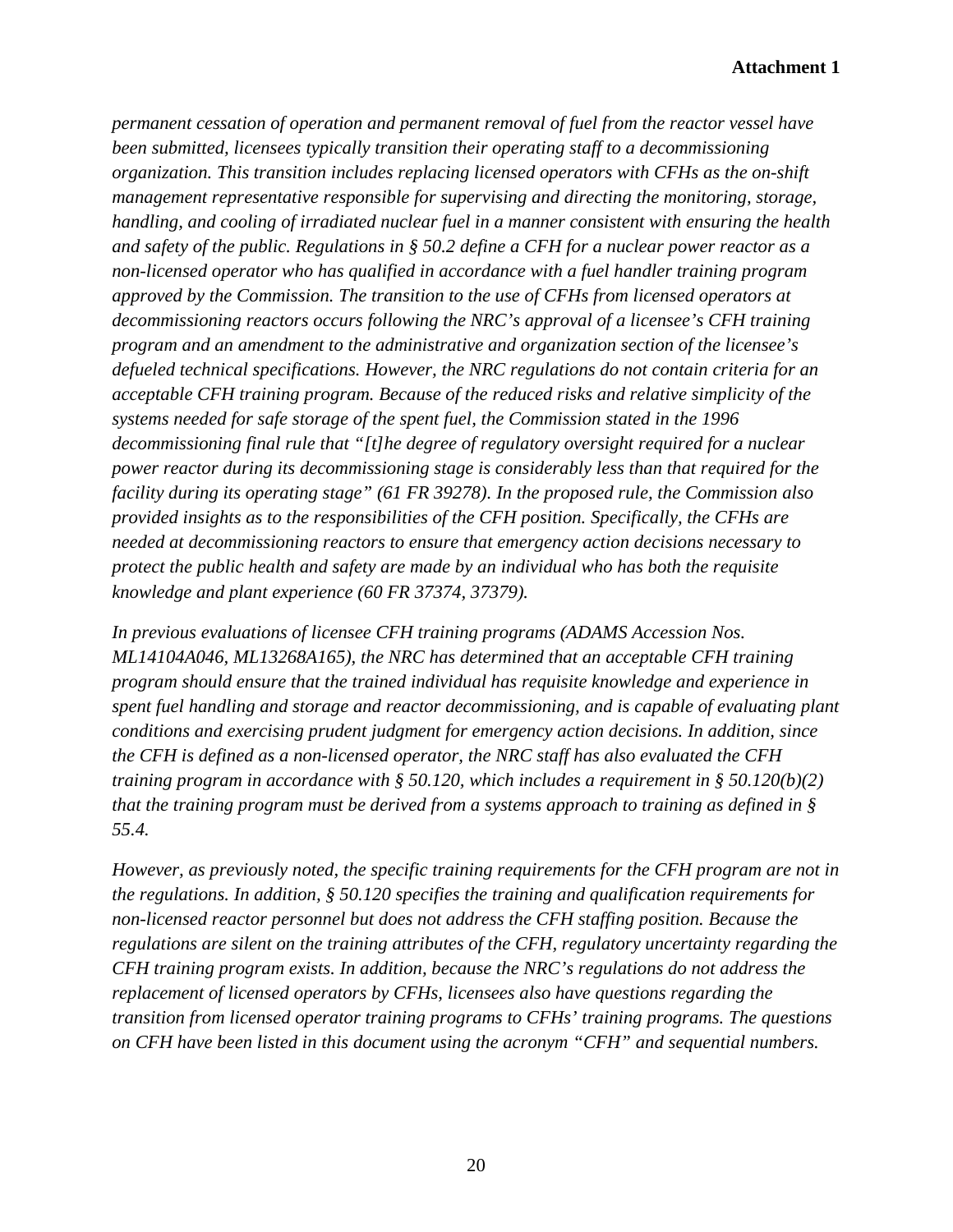*permanent cessation of operation and permanent removal of fuel from the reactor vessel have been submitted, licensees typically transition their operating staff to a decommissioning organization. This transition includes replacing licensed operators with CFHs as the on-shift management representative responsible for supervising and directing the monitoring, storage, handling, and cooling of irradiated nuclear fuel in a manner consistent with ensuring the health and safety of the public. Regulations in § 50.2 define a CFH for a nuclear power reactor as a non-licensed operator who has qualified in accordance with a fuel handler training program approved by the Commission. The transition to the use of CFHs from licensed operators at decommissioning reactors occurs following the NRC's approval of a licensee's CFH training program and an amendment to the administrative and organization section of the licensee's defueled technical specifications. However, the NRC regulations do not contain criteria for an acceptable CFH training program. Because of the reduced risks and relative simplicity of the systems needed for safe storage of the spent fuel, the Commission stated in the 1996 decommissioning final rule that "[t]he degree of regulatory oversight required for a nuclear power reactor during its decommissioning stage is considerably less than that required for the facility during its operating stage" (61 FR 39278). In the proposed rule, the Commission also provided insights as to the responsibilities of the CFH position. Specifically, the CFHs are needed at decommissioning reactors to ensure that emergency action decisions necessary to protect the public health and safety are made by an individual who has both the requisite knowledge and plant experience (60 FR 37374, 37379).*

*In previous evaluations of licensee CFH training programs (ADAMS Accession Nos. ML14104A046, ML13268A165), the NRC has determined that an acceptable CFH training program should ensure that the trained individual has requisite knowledge and experience in spent fuel handling and storage and reactor decommissioning, and is capable of evaluating plant conditions and exercising prudent judgment for emergency action decisions. In addition, since the CFH is defined as a non-licensed operator, the NRC staff has also evaluated the CFH training program in accordance with § 50.120, which includes a requirement in § 50.120(b)(2) that the training program must be derived from a systems approach to training as defined in § 55.4.*

*However, as previously noted, the specific training requirements for the CFH program are not in the regulations. In addition, § 50.120 specifies the training and qualification requirements for non-licensed reactor personnel but does not address the CFH staffing position. Because the regulations are silent on the training attributes of the CFH, regulatory uncertainty regarding the CFH training program exists. In addition, because the NRC's regulations do not address the replacement of licensed operators by CFHs, licensees also have questions regarding the transition from licensed operator training programs to CFHs' training programs. The questions on CFH have been listed in this document using the acronym "CFH" and sequential numbers.*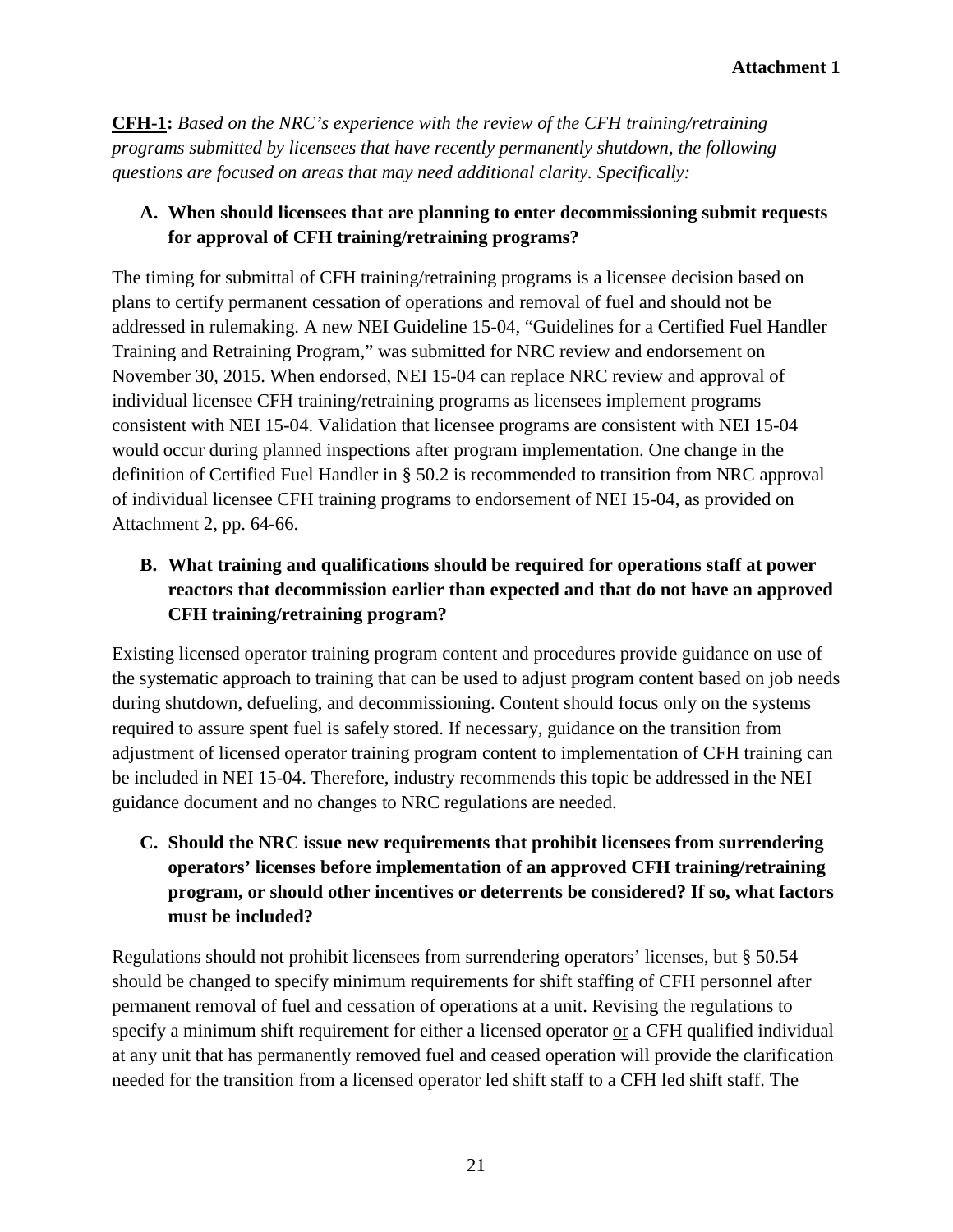**CFH-1:** *Based on the NRC's experience with the review of the CFH training/retraining programs submitted by licensees that have recently permanently shutdown, the following questions are focused on areas that may need additional clarity. Specifically:*

**A. When should licensees that are planning to enter decommissioning submit requests for approval of CFH training/retraining programs?**

The timing for submittal of CFH training/retraining programs is a licensee decision based on plans to certify permanent cessation of operations and removal of fuel and should not be addressed in rulemaking. A new NEI Guideline 15-04, "Guidelines for a Certified Fuel Handler Training and Retraining Program," was submitted for NRC review and endorsement on November 30, 2015. When endorsed, NEI 15-04 can replace NRC review and approval of individual licensee CFH training/retraining programs as licensees implement programs consistent with NEI 15-04. Validation that licensee programs are consistent with NEI 15-04 would occur during planned inspections after program implementation. One change in the definition of Certified Fuel Handler in § 50.2 is recommended to transition from NRC approval of individual licensee CFH training programs to endorsement of NEI 15-04, as provided on Attachment 2, pp. 64-66.

**B. What training and qualifications should be required for operations staff at power reactors that decommission earlier than expected and that do not have an approved CFH training/retraining program?**

Existing licensed operator training program content and procedures provide guidance on use of the systematic approach to training that can be used to adjust program content based on job needs during shutdown, defueling, and decommissioning. Content should focus only on the systems required to assure spent fuel is safely stored. If necessary, guidance on the transition from adjustment of licensed operator training program content to implementation of CFH training can be included in NEI 15-04. Therefore, industry recommends this topic be addressed in the NEI guidance document and no changes to NRC regulations are needed.

**C. Should the NRC issue new requirements that prohibit licensees from surrendering operators' licenses before implementation of an approved CFH training/retraining program, or should other incentives or deterrents be considered? If so, what factors must be included?**

Regulations should not prohibit licensees from surrendering operators' licenses, but § 50.54 should be changed to specify minimum requirements for shift staffing of CFH personnel after permanent removal of fuel and cessation of operations at a unit. Revising the regulations to specify a minimum shift requirement for either a licensed operator or a CFH qualified individual at any unit that has permanently removed fuel and ceased operation will provide the clarification needed for the transition from a licensed operator led shift staff to a CFH led shift staff. The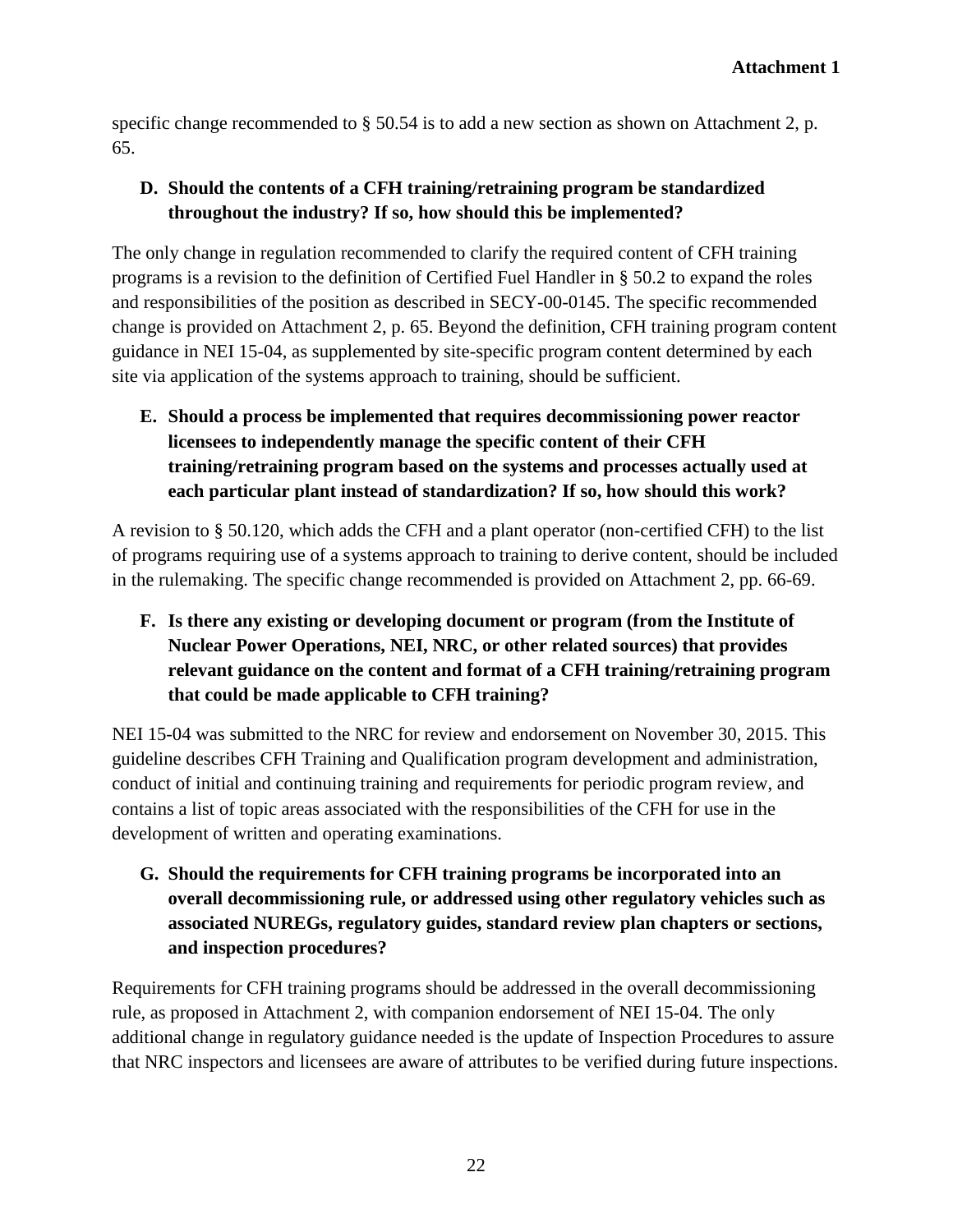specific change recommended to § 50.54 is to add a new section as shown on Attachment 2, p. 65.

**D. Should the contents of a CFH training/retraining program be standardized throughout the industry? If so, how should this be implemented?**

The only change in regulation recommended to clarify the required content of CFH training programs is a revision to the definition of Certified Fuel Handler in § 50.2 to expand the roles and responsibilities of the position as described in SECY-00-0145. The specific recommended change is provided on Attachment 2, p. 65. Beyond the definition, CFH training program content guidance in NEI 15-04, as supplemented by site-specific program content determined by each site via application of the systems approach to training, should be sufficient.

**E. Should a process be implemented that requires decommissioning power reactor licensees to independently manage the specific content of their CFH training/retraining program based on the systems and processes actually used at each particular plant instead of standardization? If so, how should this work?**

A revision to § 50.120, which adds the CFH and a plant operator (non-certified CFH) to the list of programs requiring use of a systems approach to training to derive content, should be included in the rulemaking. The specific change recommended is provided on Attachment 2, pp. 66-69.

**F. Is there any existing or developing document or program (from the Institute of Nuclear Power Operations, NEI, NRC, or other related sources) that provides relevant guidance on the content and format of a CFH training/retraining program that could be made applicable to CFH training?**

NEI 15-04 was submitted to the NRC for review and endorsement on November 30, 2015. This guideline describes CFH Training and Qualification program development and administration, conduct of initial and continuing training and requirements for periodic program review, and contains a list of topic areas associated with the responsibilities of the CFH for use in the development of written and operating examinations.

**G. Should the requirements for CFH training programs be incorporated into an overall decommissioning rule, or addressed using other regulatory vehicles such as associated NUREGs, regulatory guides, standard review plan chapters or sections, and inspection procedures?**

Requirements for CFH training programs should be addressed in the overall decommissioning rule, as proposed in Attachment 2, with companion endorsement of NEI 15-04. The only additional change in regulatory guidance needed is the update of Inspection Procedures to assure that NRC inspectors and licensees are aware of attributes to be verified during future inspections.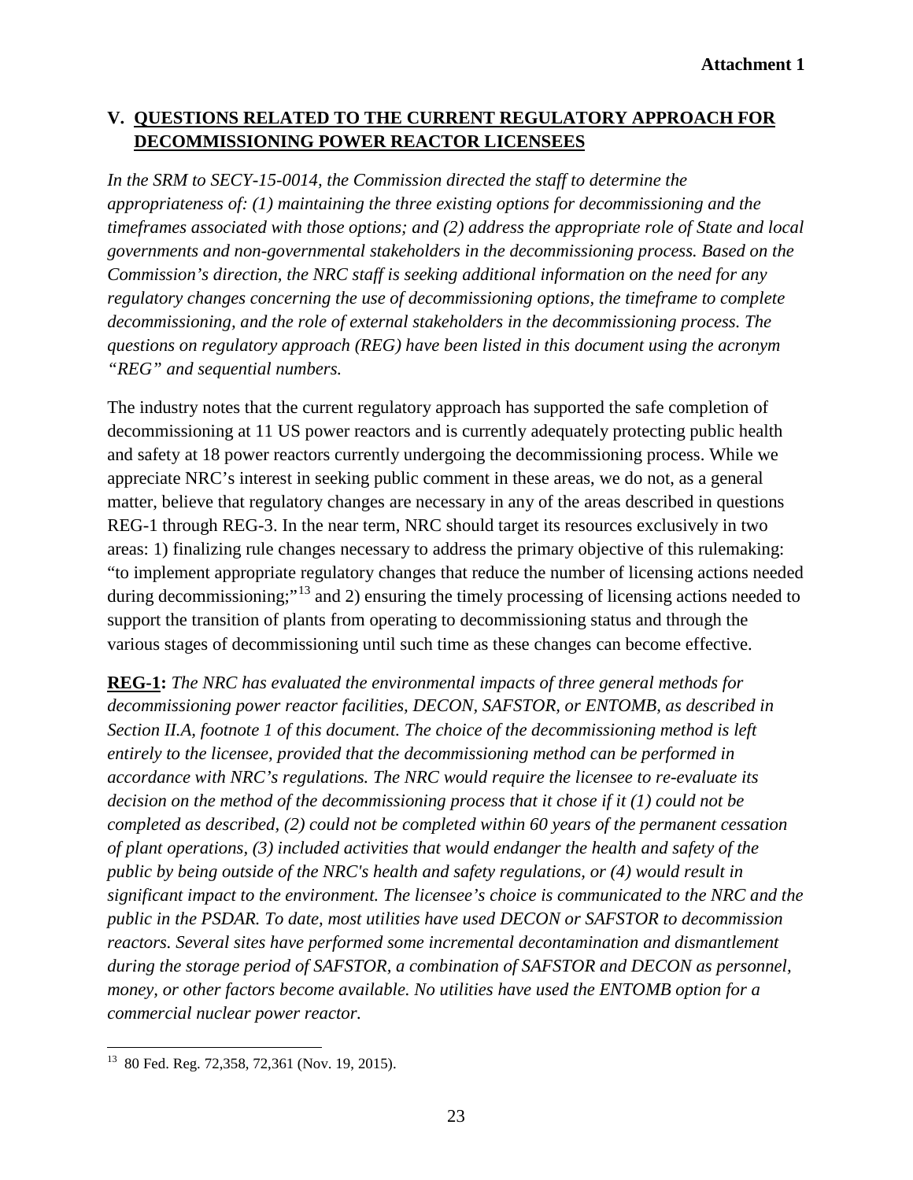**Attachment 1**

## V. QUESTIONS RELATED TO THE CURRENT REGULATORY APPROACH FOR DECOMMISSIONING POWER REACTOR LICENSEES

*In the SRM to SECY-15-0014, the Commission directed the staff to determine the appropriateness of: (1) maintaining the three existing options for decommissioning and the timeframes associated with those options; and (2) address the appropriate role of State and local governments and non-governmental stakeholders in the decommissioning process. Based on the Commission's direction, the NRC staff is seeking additional information on the need for any regulatory changes concerning the use of decommissioning options, the timeframe to complete decommissioning, and the role of external stakeholders in the decommissioning process. The questions on regulatory approach (REG) have been listed in this document using the acronym "REG" and sequential numbers.*

The industry notes that the current regulatory approach has supported the safe completion of decommissioning at 11 US power reactors and is currently adequately protecting public health and safety at 18 power reactors currently undergoing the decommissioning process. While we appreciate NRC's interest in seeking public comment in these areas, we do not, as a general matter, believe that regulatory changes are necessary in any of the areas described in questions REG-1 through REG-3. In the near term, NRC should target its resources exclusively in two areas: 1) finalizing rule changes necessary to address the primary objective of this rulemaking: "to implement appropriate regulatory changes that reduce the number of licensing actions needed during decommissioning;"[13] and 2) ensuring the timely processing of licensing actions needed to support the transition of plants from operating to decommissioning status and through the various stages of decommissioning until such time as these changes can become effective.

**REG-1:** *The NRC has evaluated the environmental impacts of three general methods for decommissioning power reactor facilities, DECON, SAFSTOR, or ENTOMB, as described in Section II.A, footnote 1 of this document. The choice of the decommissioning method is left entirely to the licensee, provided that the decommissioning method can be performed in accordance with NRC's regulations. The NRC would require the licensee to re-evaluate its decision on the method of the decommissioning process that it chose if it (1) could not be completed as described, (2) could not be completed within 60 years of the permanent cessation of plant operations, (3) included activities that would endanger the health and safety of the public by being outside of the NRC's health and safety regulations, or (4) would result in significant impact to the environment. The licensee's choice is communicated to the NRC and the public in the PSDAR. To date, most utilities have used DECON or SAFSTOR to decommission reactors. Several sites have performed some incremental decontamination and dismantlement during the storage period of SAFSTOR, a combination of SAFSTOR and DECON as personnel, money, or other factors become available. No utilities have used the ENTOMB option for a commercial nuclear power reactor.*

---

[13] 80 Fed. Reg. 72,358, 72,361 (Nov. 19, 2015).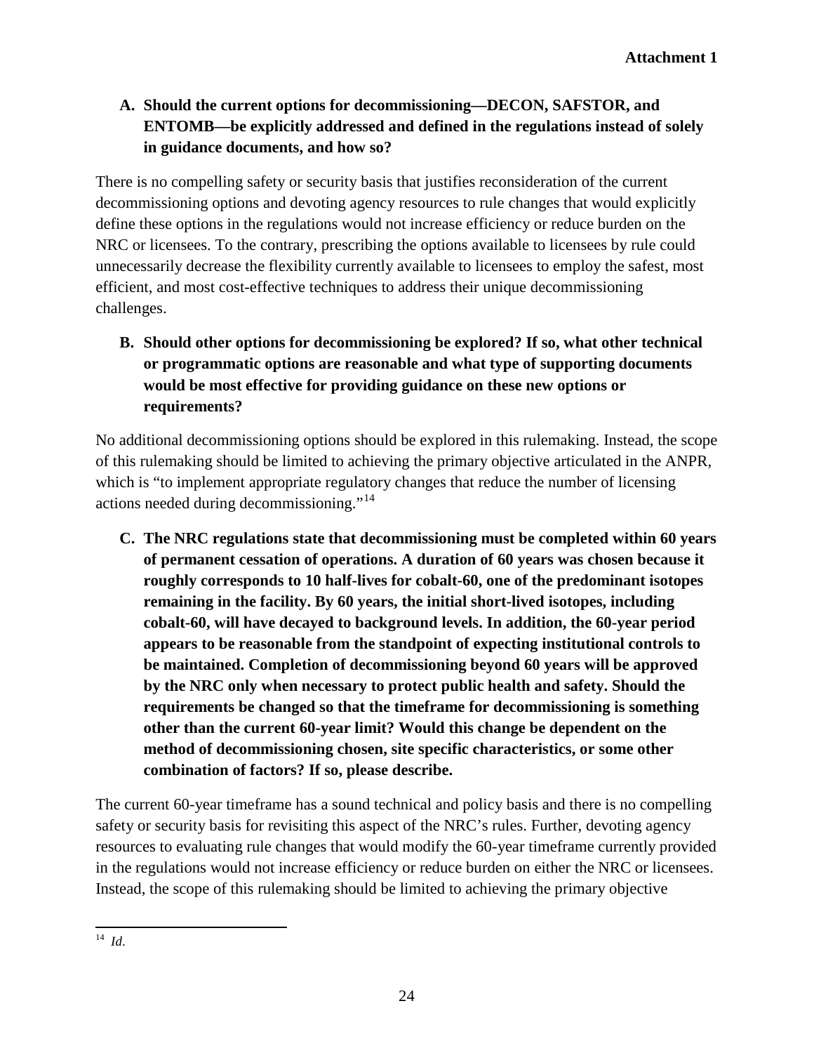**A. Should the current options for decommissioning—DECON, SAFSTOR, and ENTOMB—be explicitly addressed and defined in the regulations instead of solely in guidance documents, and how so?**

There is no compelling safety or security basis that justifies reconsideration of the current decommissioning options and devoting agency resources to rule changes that would explicitly define these options in the regulations would not increase efficiency or reduce burden on the NRC or licensees. To the contrary, prescribing the options available to licensees by rule could unnecessarily decrease the flexibility currently available to licensees to employ the safest, most efficient, and most cost-effective techniques to address their unique decommissioning challenges.

**B. Should other options for decommissioning be explored? If so, what other technical or programmatic options are reasonable and what type of supporting documents would be most effective for providing guidance on these new options or requirements?**

No additional decommissioning options should be explored in this rulemaking. Instead, the scope of this rulemaking should be limited to achieving the primary objective articulated in the ANPR, which is "to implement appropriate regulatory changes that reduce the number of licensing actions needed during decommissioning."[14]

**C. The NRC regulations state that decommissioning must be completed within 60 years of permanent cessation of operations. A duration of 60 years was chosen because it roughly corresponds to 10 half-lives for cobalt-60, one of the predominant isotopes remaining in the facility. By 60 years, the initial short-lived isotopes, including cobalt-60, will have decayed to background levels. In addition, the 60-year period appears to be reasonable from the standpoint of expecting institutional controls to be maintained. Completion of decommissioning beyond 60 years will be approved by the NRC only when necessary to protect public health and safety. Should the requirements be changed so that the timeframe for decommissioning is something other than the current 60-year limit? Would this change be dependent on the method of decommissioning chosen, site specific characteristics, or some other combination of factors? If so, please describe.**

The current 60-year timeframe has a sound technical and policy basis and there is no compelling safety or security basis for revisiting this aspect of the NRC's rules. Further, devoting agency resources to evaluating rule changes that would modify the 60-year timeframe currently provided in the regulations would not increase efficiency or reduce burden on either the NRC or licensees. Instead, the scope of this rulemaking should be limited to achieving the primary objective

---

[14] *Id*.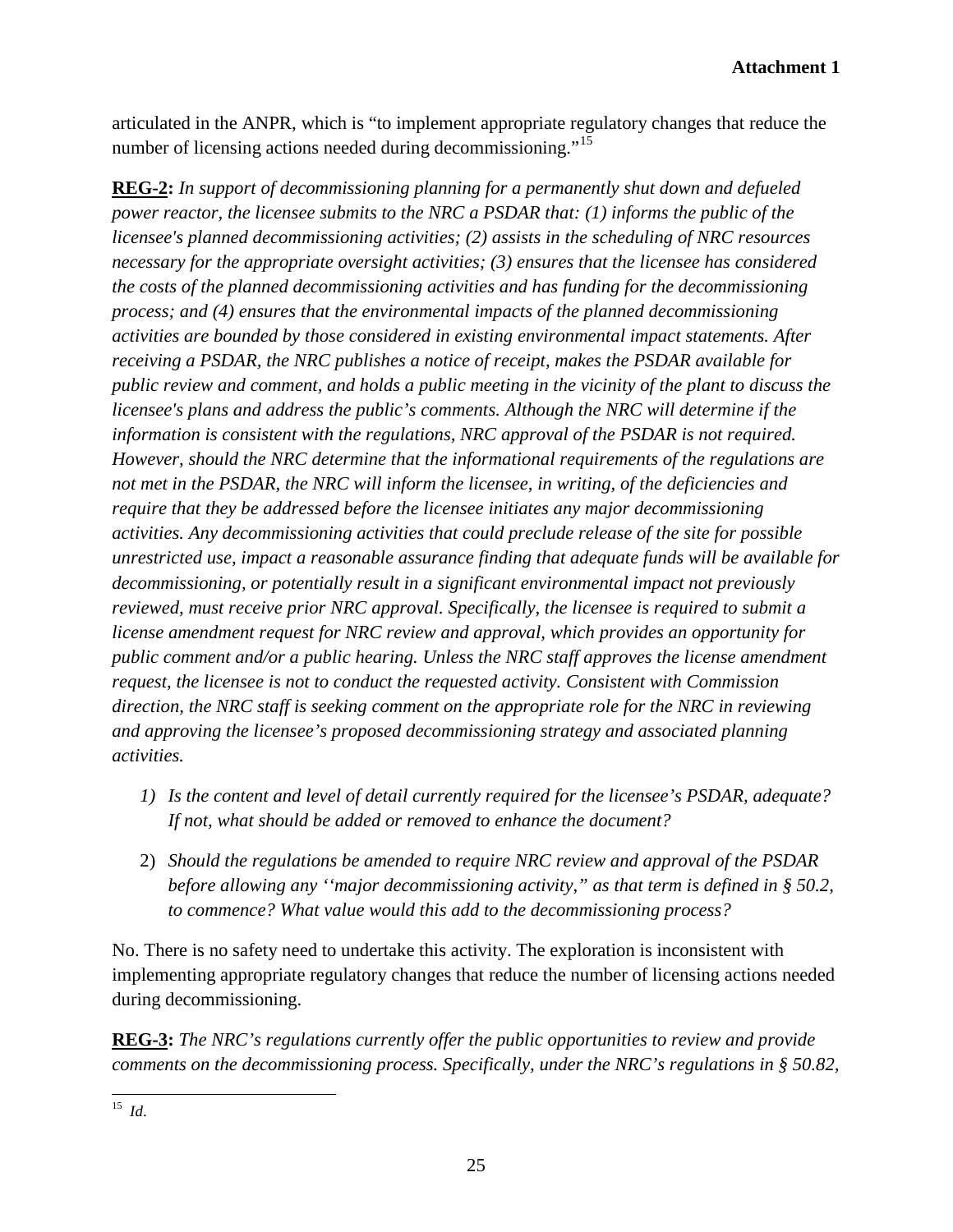articulated in the ANPR, which is "to implement appropriate regulatory changes that reduce the number of licensing actions needed during decommissioning."[15]

**REG-2:** *In support of decommissioning planning for a permanently shut down and defueled power reactor, the licensee submits to the NRC a PSDAR that: (1) informs the public of the licensee's planned decommissioning activities; (2) assists in the scheduling of NRC resources necessary for the appropriate oversight activities; (3) ensures that the licensee has considered the costs of the planned decommissioning activities and has funding for the decommissioning process; and (4) ensures that the environmental impacts of the planned decommissioning activities are bounded by those considered in existing environmental impact statements. After receiving a PSDAR, the NRC publishes a notice of receipt, makes the PSDAR available for public review and comment, and holds a public meeting in the vicinity of the plant to discuss the licensee's plans and address the public's comments. Although the NRC will determine if the information is consistent with the regulations, NRC approval of the PSDAR is not required. However, should the NRC determine that the informational requirements of the regulations are not met in the PSDAR, the NRC will inform the licensee, in writing, of the deficiencies and require that they be addressed before the licensee initiates any major decommissioning activities. Any decommissioning activities that could preclude release of the site for possible unrestricted use, impact a reasonable assurance finding that adequate funds will be available for decommissioning, or potentially result in a significant environmental impact not previously reviewed, must receive prior NRC approval. Specifically, the licensee is required to submit a license amendment request for NRC review and approval, which provides an opportunity for public comment and/or a public hearing. Unless the NRC staff approves the license amendment request, the licensee is not to conduct the requested activity. Consistent with Commission direction, the NRC staff is seeking comment on the appropriate role for the NRC in reviewing and approving the licensee's proposed decommissioning strategy and associated planning activities.*

1) *Is the content and level of detail currently required for the licensee's PSDAR, adequate? If not, what should be added or removed to enhance the document?*

2) *Should the regulations be amended to require NRC review and approval of the PSDAR before allowing any ''major decommissioning activity," as that term is defined in § 50.2, to commence? What value would this add to the decommissioning process?*

No. There is no safety need to undertake this activity. The exploration is inconsistent with implementing appropriate regulatory changes that reduce the number of licensing actions needed during decommissioning.

**REG-3:** *The NRC's regulations currently offer the public opportunities to review and provide comments on the decommissioning process. Specifically, under the NRC's regulations in § 50.82,*

---

[15] *Id*.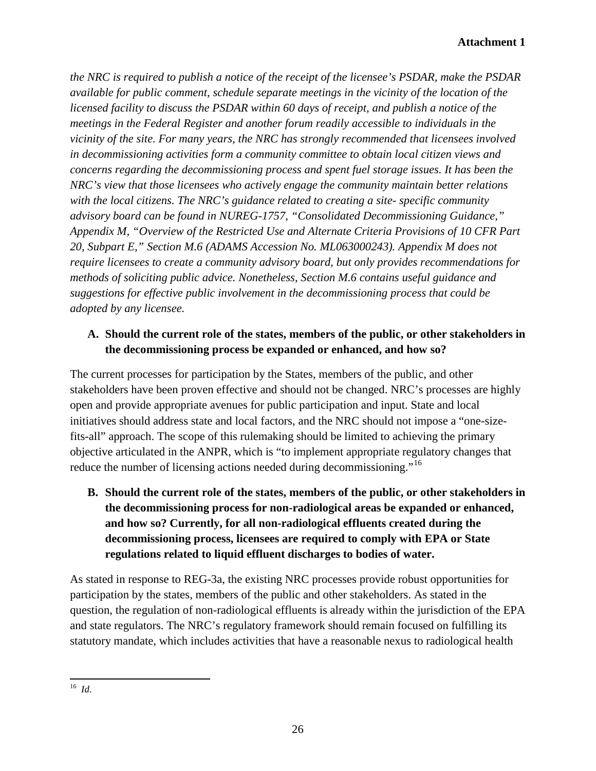*the NRC is required to publish a notice of the receipt of the licensee's PSDAR, make the PSDAR available for public comment, schedule separate meetings in the vicinity of the location of the licensed facility to discuss the PSDAR within 60 days of receipt, and publish a notice of the meetings in the Federal Register and another forum readily accessible to individuals in the vicinity of the site. For many years, the NRC has strongly recommended that licensees involved in decommissioning activities form a community committee to obtain local citizen views and concerns regarding the decommissioning process and spent fuel storage issues. It has been the NRC's view that those licensees who actively engage the community maintain better relations with the local citizens. The NRC's guidance related to creating a site- specific community advisory board can be found in NUREG-1757, "Consolidated Decommissioning Guidance," Appendix M, "Overview of the Restricted Use and Alternate Criteria Provisions of 10 CFR Part 20, Subpart E," Section M.6 (ADAMS Accession No. ML063000243). Appendix M does not require licensees to create a community advisory board, but only provides recommendations for methods of soliciting public advice. Nonetheless, Section M.6 contains useful guidance and suggestions for effective public involvement in the decommissioning process that could be adopted by any licensee.*

**A. Should the current role of the states, members of the public, or other stakeholders in the decommissioning process be expanded or enhanced, and how so?**

The current processes for participation by the States, members of the public, and other stakeholders have been proven effective and should not be changed. NRC's processes are highly open and provide appropriate avenues for public participation and input. State and local initiatives should address state and local factors, and the NRC should not impose a "one-size-fits-all" approach. The scope of this rulemaking should be limited to achieving the primary objective articulated in the ANPR, which is "to implement appropriate regulatory changes that reduce the number of licensing actions needed during decommissioning."[16]

**B. Should the current role of the states, members of the public, or other stakeholders in the decommissioning process for non-radiological areas be expanded or enhanced, and how so? Currently, for all non-radiological effluents created during the decommissioning process, licensees are required to comply with EPA or State regulations related to liquid effluent discharges to bodies of water.**

As stated in response to REG-3a, the existing NRC processes provide robust opportunities for participation by the states, members of the public and other stakeholders. As stated in the question, the regulation of non-radiological effluents is already within the jurisdiction of the EPA and state regulators. The NRC's regulatory framework should remain focused on fulfilling its statutory mandate, which includes activities that have a reasonable nexus to radiological health

[16] *Id*.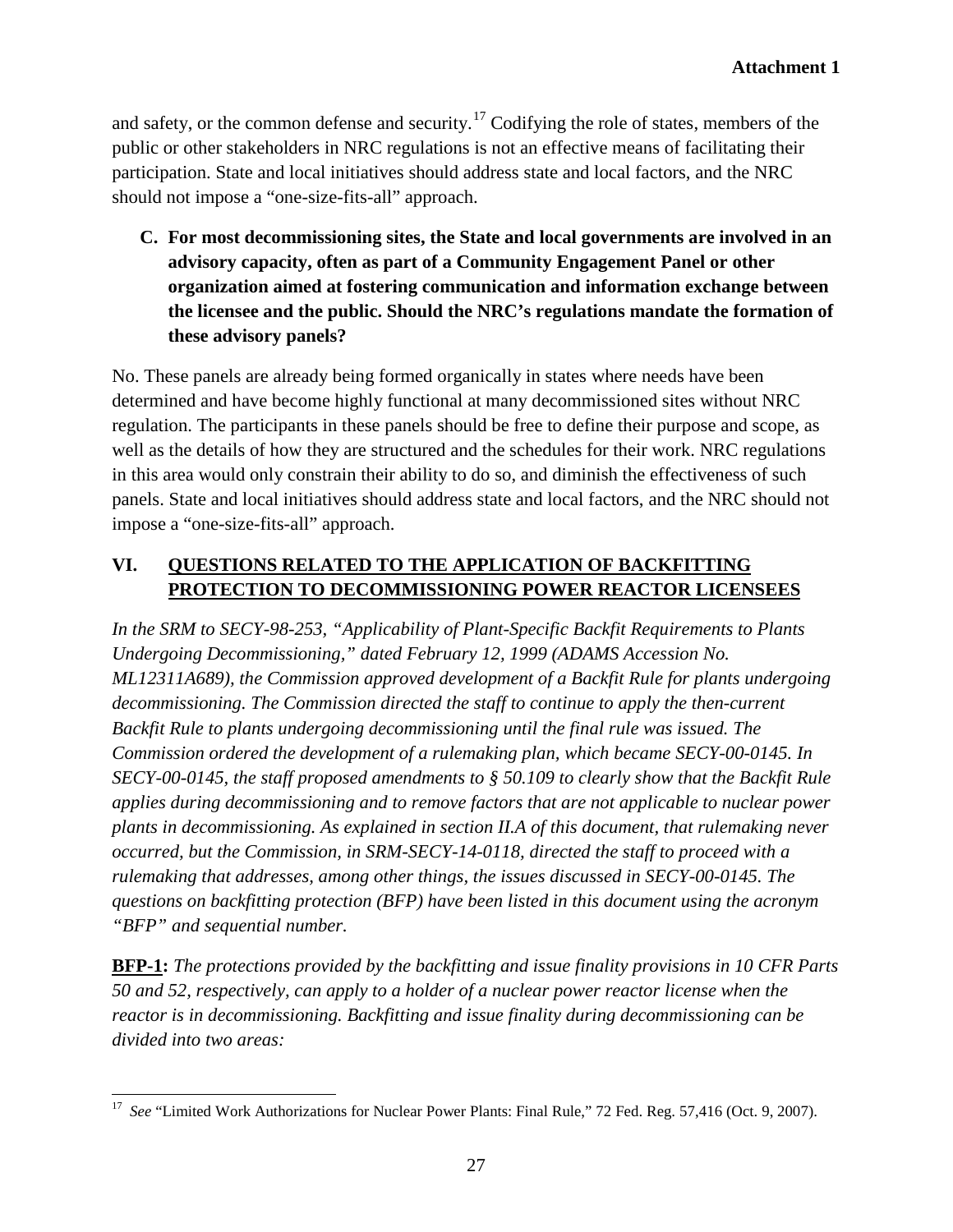and safety, or the common defense and security.[17] Codifying the role of states, members of the public or other stakeholders in NRC regulations is not an effective means of facilitating their participation. State and local initiatives should address state and local factors, and the NRC should not impose a "one-size-fits-all" approach.

**C. For most decommissioning sites, the State and local governments are involved in an advisory capacity, often as part of a Community Engagement Panel or other organization aimed at fostering communication and information exchange between the licensee and the public. Should the NRC's regulations mandate the formation of these advisory panels?**

No. These panels are already being formed organically in states where needs have been determined and have become highly functional at many decommissioned sites without NRC regulation. The participants in these panels should be free to define their purpose and scope, as well as the details of how they are structured and the schedules for their work. NRC regulations in this area would only constrain their ability to do so, and diminish the effectiveness of such panels. State and local initiatives should address state and local factors, and the NRC should not impose a "one-size-fits-all" approach.

## VI. QUESTIONS RELATED TO THE APPLICATION OF BACKFITTING PROTECTION TO DECOMMISSIONING POWER REACTOR LICENSEES

*In the SRM to SECY-98-253, "Applicability of Plant-Specific Backfit Requirements to Plants Undergoing Decommissioning," dated February 12, 1999 (ADAMS Accession No. ML12311A689), the Commission approved development of a Backfit Rule for plants undergoing decommissioning. The Commission directed the staff to continue to apply the then-current Backfit Rule to plants undergoing decommissioning until the final rule was issued. The Commission ordered the development of a rulemaking plan, which became SECY-00-0145. In SECY-00-0145, the staff proposed amendments to § 50.109 to clearly show that the Backfit Rule applies during decommissioning and to remove factors that are not applicable to nuclear power plants in decommissioning. As explained in section II.A of this document, that rulemaking never occurred, but the Commission, in SRM-SECY-14-0118, directed the staff to proceed with a rulemaking that addresses, among other things, the issues discussed in SECY-00-0145. The questions on backfitting protection (BFP) have been listed in this document using the acronym "BFP" and sequential number.*

**BFP-1:** *The protections provided by the backfitting and issue finality provisions in 10 CFR Parts 50 and 52, respectively, can apply to a holder of a nuclear power reactor license when the reactor is in decommissioning. Backfitting and issue finality during decommissioning can be divided into two areas:*

---

[17] *See* "Limited Work Authorizations for Nuclear Power Plants: Final Rule," 72 Fed. Reg. 57,416 (Oct. 9, 2007).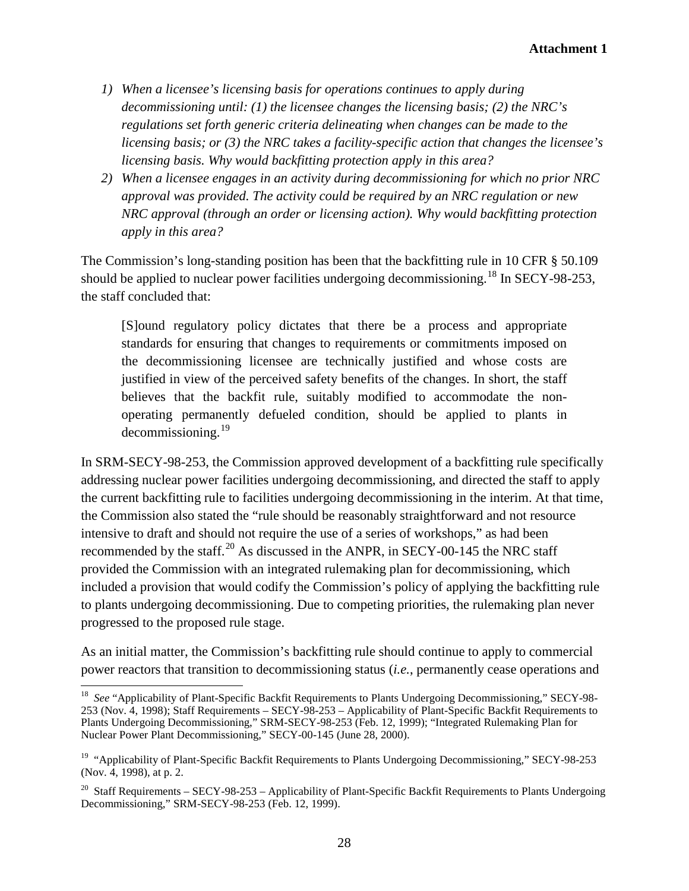1) *When a licensee's licensing basis for operations continues to apply during decommissioning until: (1) the licensee changes the licensing basis; (2) the NRC's regulations set forth generic criteria delineating when changes can be made to the licensing basis; or (3) the NRC takes a facility-specific action that changes the licensee's licensing basis. Why would backfitting protection apply in this area?*
2) *When a licensee engages in an activity during decommissioning for which no prior NRC approval was provided. The activity could be required by an NRC regulation or new NRC approval (through an order or licensing action). Why would backfitting protection apply in this area?*

The Commission's long-standing position has been that the backfitting rule in 10 CFR § 50.109 should be applied to nuclear power facilities undergoing decommissioning.[18] In SECY-98-253, the staff concluded that:

> [S]ound regulatory policy dictates that there be a process and appropriate standards for ensuring that changes to requirements or commitments imposed on the decommissioning licensee are technically justified and whose costs are justified in view of the perceived safety benefits of the changes. In short, the staff believes that the backfit rule, suitably modified to accommodate the non-operating permanently defueled condition, should be applied to plants in decommissioning.[19]

In SRM-SECY-98-253, the Commission approved development of a backfitting rule specifically addressing nuclear power facilities undergoing decommissioning, and directed the staff to apply the current backfitting rule to facilities undergoing decommissioning in the interim. At that time, the Commission also stated the "rule should be reasonably straightforward and not resource intensive to draft and should not require the use of a series of workshops," as had been recommended by the staff.[20] As discussed in the ANPR, in SECY-00-145 the NRC staff provided the Commission with an integrated rulemaking plan for decommissioning, which included a provision that would codify the Commission's policy of applying the backfitting rule to plants undergoing decommissioning. Due to competing priorities, the rulemaking plan never progressed to the proposed rule stage.

As an initial matter, the Commission's backfitting rule should continue to apply to commercial power reactors that transition to decommissioning status (*i.e.*, permanently cease operations and

---

[18] *See* "Applicability of Plant-Specific Backfit Requirements to Plants Undergoing Decommissioning," SECY-98-253 (Nov. 4, 1998); Staff Requirements – SECY-98-253 – Applicability of Plant-Specific Backfit Requirements to Plants Undergoing Decommissioning," SRM-SECY-98-253 (Feb. 12, 1999); "Integrated Rulemaking Plan for Nuclear Power Plant Decommissioning," SECY-00-145 (June 28, 2000).

[19] "Applicability of Plant-Specific Backfit Requirements to Plants Undergoing Decommissioning," SECY-98-253 (Nov. 4, 1998), at p. 2.

[20] Staff Requirements – SECY-98-253 – Applicability of Plant-Specific Backfit Requirements to Plants Undergoing Decommissioning," SRM-SECY-98-253 (Feb. 12, 1999).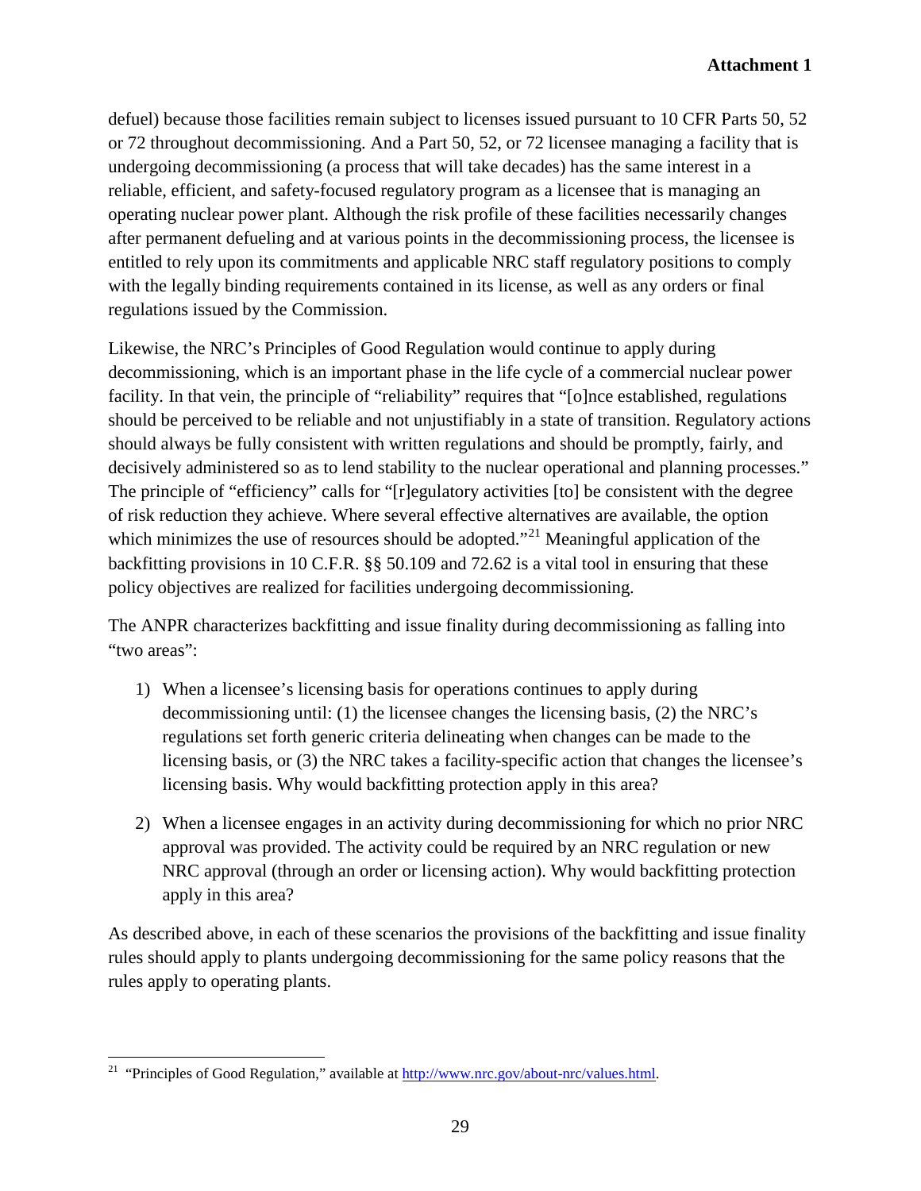defuel) because those facilities remain subject to licenses issued pursuant to 10 CFR Parts 50, 52 or 72 throughout decommissioning. And a Part 50, 52, or 72 licensee managing a facility that is undergoing decommissioning (a process that will take decades) has the same interest in a reliable, efficient, and safety-focused regulatory program as a licensee that is managing an operating nuclear power plant. Although the risk profile of these facilities necessarily changes after permanent defueling and at various points in the decommissioning process, the licensee is entitled to rely upon its commitments and applicable NRC staff regulatory positions to comply with the legally binding requirements contained in its license, as well as any orders or final regulations issued by the Commission.

Likewise, the NRC's Principles of Good Regulation would continue to apply during decommissioning, which is an important phase in the life cycle of a commercial nuclear power facility. In that vein, the principle of "reliability" requires that "[o]nce established, regulations should be perceived to be reliable and not unjustifiably in a state of transition. Regulatory actions should always be fully consistent with written regulations and should be promptly, fairly, and decisively administered so as to lend stability to the nuclear operational and planning processes." The principle of "efficiency" calls for "[r]egulatory activities [to] be consistent with the degree of risk reduction they achieve. Where several effective alternatives are available, the option which minimizes the use of resources should be adopted."[21] Meaningful application of the backfitting provisions in 10 C.F.R. §§ 50.109 and 72.62 is a vital tool in ensuring that these policy objectives are realized for facilities undergoing decommissioning.

The ANPR characterizes backfitting and issue finality during decommissioning as falling into "two areas":

1) When a licensee's licensing basis for operations continues to apply during decommissioning until: (1) the licensee changes the licensing basis, (2) the NRC's regulations set forth generic criteria delineating when changes can be made to the licensing basis, or (3) the NRC takes a facility-specific action that changes the licensee's licensing basis. Why would backfitting protection apply in this area?

2) When a licensee engages in an activity during decommissioning for which no prior NRC approval was provided. The activity could be required by an NRC regulation or new NRC approval (through an order or licensing action). Why would backfitting protection apply in this area?

As described above, in each of these scenarios the provisions of the backfitting and issue finality rules should apply to plants undergoing decommissioning for the same policy reasons that the rules apply to operating plants.

[21] "Principles of Good Regulation," available at http://www.nrc.gov/about-nrc/values.html.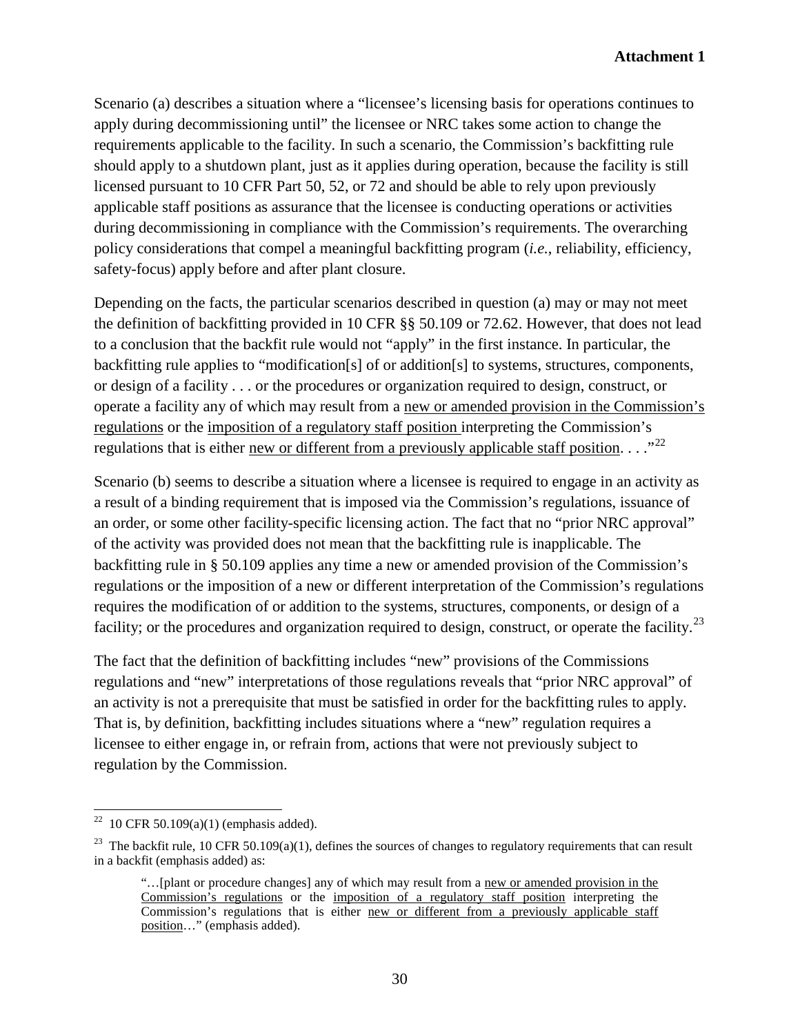Scenario (a) describes a situation where a "licensee's licensing basis for operations continues to apply during decommissioning until" the licensee or NRC takes some action to change the requirements applicable to the facility. In such a scenario, the Commission's backfitting rule should apply to a shutdown plant, just as it applies during operation, because the facility is still licensed pursuant to 10 CFR Part 50, 52, or 72 and should be able to rely upon previously applicable staff positions as assurance that the licensee is conducting operations or activities during decommissioning in compliance with the Commission's requirements. The overarching policy considerations that compel a meaningful backfitting program (*i.e.*, reliability, efficiency, safety-focus) apply before and after plant closure.

Depending on the facts, the particular scenarios described in question (a) may or may not meet the definition of backfitting provided in 10 CFR §§ 50.109 or 72.62. However, that does not lead to a conclusion that the backfit rule would not "apply" in the first instance. In particular, the backfitting rule applies to "modification[s] of or addition[s] to systems, structures, components, or design of a facility . . . or the procedures or organization required to design, construct, or operate a facility any of which may result from a <u>new or amended provision in the Commission's regulations</u> or the <u>imposition of a regulatory staff position</u> interpreting the Commission's regulations that is either <u>new or different from a previously applicable staff position</u>. . . ."[22]

Scenario (b) seems to describe a situation where a licensee is required to engage in an activity as a result of a binding requirement that is imposed via the Commission's regulations, issuance of an order, or some other facility-specific licensing action. The fact that no "prior NRC approval" of the activity was provided does not mean that the backfitting rule is inapplicable. The backfitting rule in § 50.109 applies any time a new or amended provision of the Commission's regulations or the imposition of a new or different interpretation of the Commission's regulations requires the modification of or addition to the systems, structures, components, or design of a facility; or the procedures and organization required to design, construct, or operate the facility.[23]

The fact that the definition of backfitting includes "new" provisions of the Commissions regulations and "new" interpretations of those regulations reveals that "prior NRC approval" of an activity is not a prerequisite that must be satisfied in order for the backfitting rules to apply. That is, by definition, backfitting includes situations where a "new" regulation requires a licensee to either engage in, or refrain from, actions that were not previously subject to regulation by the Commission.

---

[22] 10 CFR 50.109(a)(1) (emphasis added).

[23] The backfit rule, 10 CFR 50.109(a)(1), defines the sources of changes to regulatory requirements that can result in a backfit (emphasis added) as:

> "…[plant or procedure changes] any of which may result from a <u>new or amended provision in the Commission's regulations</u> or the <u>imposition of a regulatory staff position</u> interpreting the Commission's regulations that is either <u>new or different from a previously applicable staff position</u>…" (emphasis added).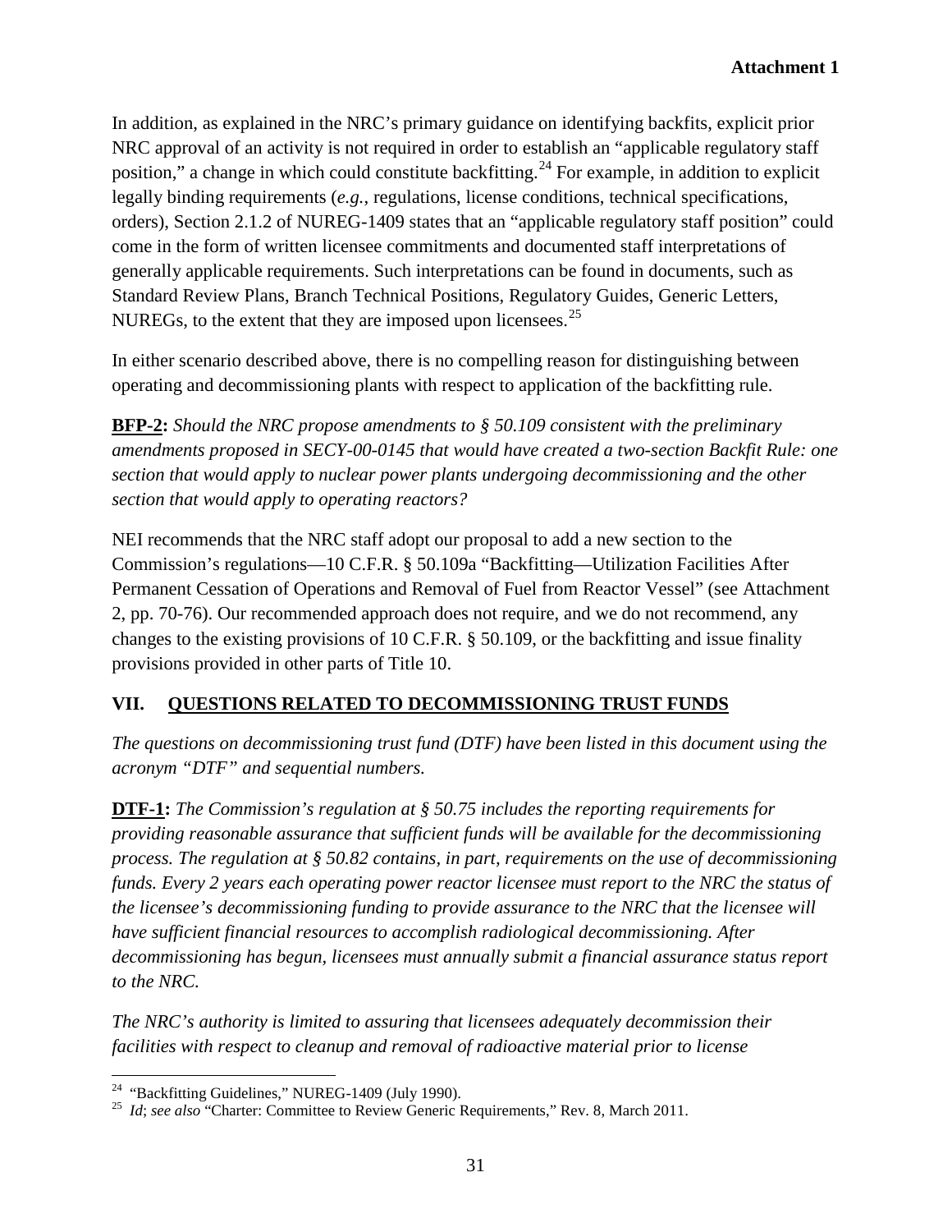In addition, as explained in the NRC's primary guidance on identifying backfits, explicit prior NRC approval of an activity is not required in order to establish an "applicable regulatory staff position," a change in which could constitute backfitting.[24] For example, in addition to explicit legally binding requirements (*e.g.*, regulations, license conditions, technical specifications, orders), Section 2.1.2 of NUREG-1409 states that an "applicable regulatory staff position" could come in the form of written licensee commitments and documented staff interpretations of generally applicable requirements. Such interpretations can be found in documents, such as Standard Review Plans, Branch Technical Positions, Regulatory Guides, Generic Letters, NUREGs, to the extent that they are imposed upon licensees.[25]

In either scenario described above, there is no compelling reason for distinguishing between operating and decommissioning plants with respect to application of the backfitting rule.

**BFP-2:** *Should the NRC propose amendments to § 50.109 consistent with the preliminary amendments proposed in SECY-00-0145 that would have created a two-section Backfit Rule: one section that would apply to nuclear power plants undergoing decommissioning and the other section that would apply to operating reactors?*

NEI recommends that the NRC staff adopt our proposal to add a new section to the Commission's regulations—10 C.F.R. § 50.109a "Backfitting—Utilization Facilities After Permanent Cessation of Operations and Removal of Fuel from Reactor Vessel" (see Attachment 2, pp. 70-76). Our recommended approach does not require, and we do not recommend, any changes to the existing provisions of 10 C.F.R. § 50.109, or the backfitting and issue finality provisions provided in other parts of Title 10.

## VII. QUESTIONS RELATED TO DECOMMISSIONING TRUST FUNDS

*The questions on decommissioning trust fund (DTF) have been listed in this document using the acronym "DTF" and sequential numbers.*

**DTF-1:** *The Commission's regulation at § 50.75 includes the reporting requirements for providing reasonable assurance that sufficient funds will be available for the decommissioning process. The regulation at § 50.82 contains, in part, requirements on the use of decommissioning funds. Every 2 years each operating power reactor licensee must report to the NRC the status of the licensee's decommissioning funding to provide assurance to the NRC that the licensee will have sufficient financial resources to accomplish radiological decommissioning. After decommissioning has begun, licensees must annually submit a financial assurance status report to the NRC.*

*The NRC's authority is limited to assuring that licensees adequately decommission their facilities with respect to cleanup and removal of radioactive material prior to license*

---

[24] "Backfitting Guidelines," NUREG-1409 (July 1990).

[25] *Id*; *see also* "Charter: Committee to Review Generic Requirements," Rev. 8, March 2011.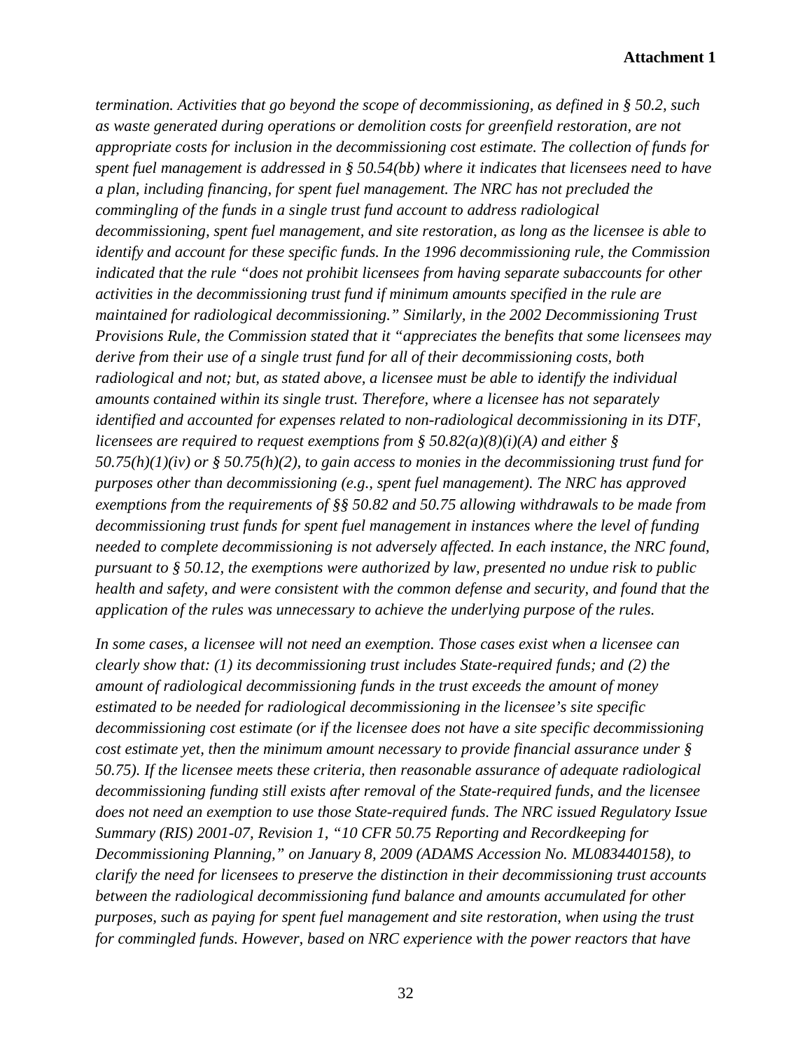*termination. Activities that go beyond the scope of decommissioning, as defined in § 50.2, such as waste generated during operations or demolition costs for greenfield restoration, are not appropriate costs for inclusion in the decommissioning cost estimate. The collection of funds for spent fuel management is addressed in § 50.54(bb) where it indicates that licensees need to have a plan, including financing, for spent fuel management. The NRC has not precluded the commingling of the funds in a single trust fund account to address radiological decommissioning, spent fuel management, and site restoration, as long as the licensee is able to identify and account for these specific funds. In the 1996 decommissioning rule, the Commission indicated that the rule "does not prohibit licensees from having separate subaccounts for other activities in the decommissioning trust fund if minimum amounts specified in the rule are maintained for radiological decommissioning." Similarly, in the 2002 Decommissioning Trust Provisions Rule, the Commission stated that it "appreciates the benefits that some licensees may derive from their use of a single trust fund for all of their decommissioning costs, both radiological and not; but, as stated above, a licensee must be able to identify the individual amounts contained within its single trust. Therefore, where a licensee has not separately identified and accounted for expenses related to non-radiological decommissioning in its DTF, licensees are required to request exemptions from § 50.82(a)(8)(i)(A) and either § 50.75(h)(1)(iv) or § 50.75(h)(2), to gain access to monies in the decommissioning trust fund for purposes other than decommissioning (e.g., spent fuel management). The NRC has approved exemptions from the requirements of §§ 50.82 and 50.75 allowing withdrawals to be made from decommissioning trust funds for spent fuel management in instances where the level of funding needed to complete decommissioning is not adversely affected. In each instance, the NRC found, pursuant to § 50.12, the exemptions were authorized by law, presented no undue risk to public health and safety, and were consistent with the common defense and security, and found that the application of the rules was unnecessary to achieve the underlying purpose of the rules.*

*In some cases, a licensee will not need an exemption. Those cases exist when a licensee can clearly show that: (1) its decommissioning trust includes State-required funds; and (2) the amount of radiological decommissioning funds in the trust exceeds the amount of money estimated to be needed for radiological decommissioning in the licensee's site specific decommissioning cost estimate (or if the licensee does not have a site specific decommissioning cost estimate yet, then the minimum amount necessary to provide financial assurance under § 50.75). If the licensee meets these criteria, then reasonable assurance of adequate radiological decommissioning funding still exists after removal of the State-required funds, and the licensee does not need an exemption to use those State-required funds. The NRC issued Regulatory Issue Summary (RIS) 2001-07, Revision 1, "10 CFR 50.75 Reporting and Recordkeeping for Decommissioning Planning," on January 8, 2009 (ADAMS Accession No. ML083440158), to clarify the need for licensees to preserve the distinction in their decommissioning trust accounts between the radiological decommissioning fund balance and amounts accumulated for other purposes, such as paying for spent fuel management and site restoration, when using the trust for commingled funds. However, based on NRC experience with the power reactors that have*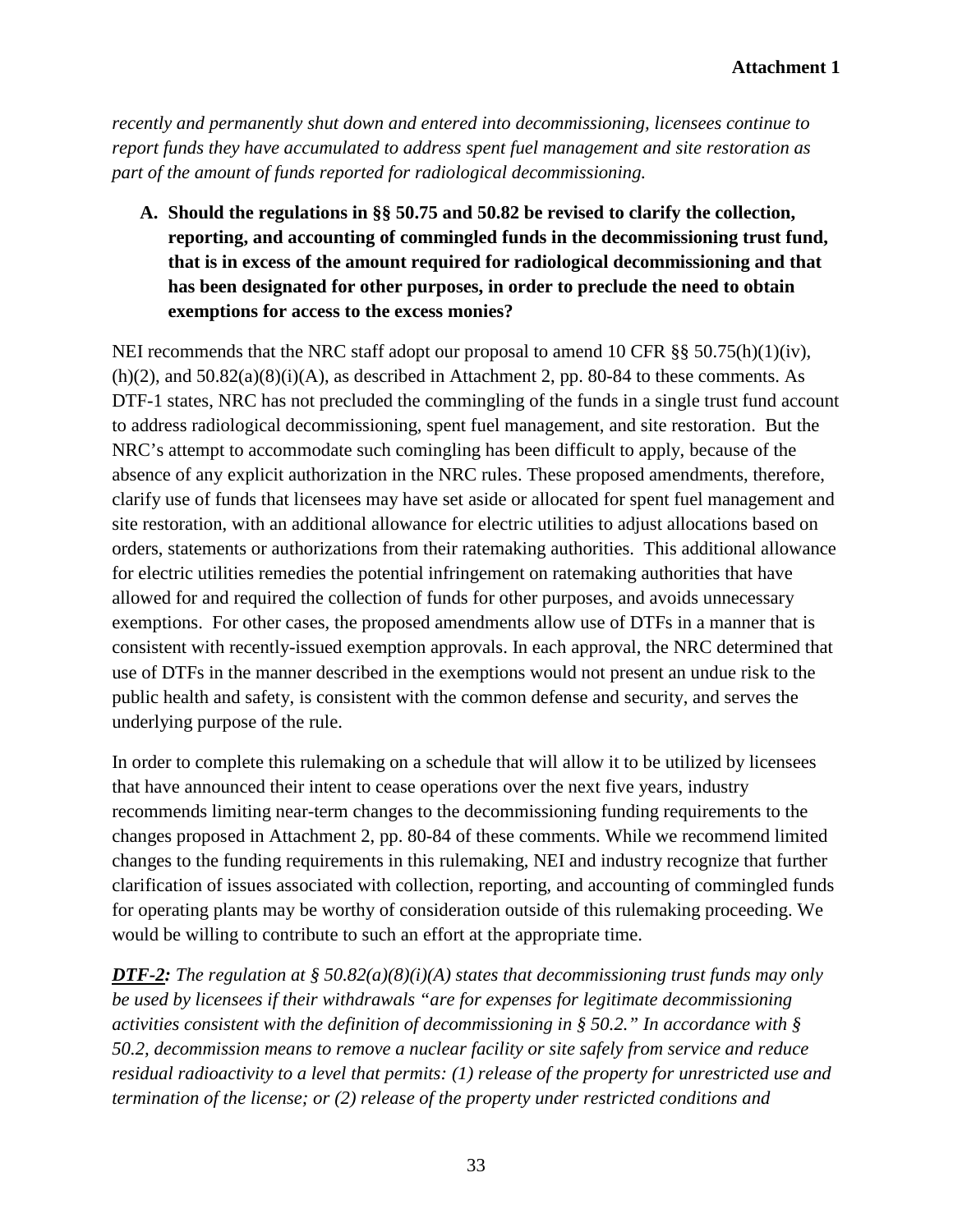*recently and permanently shut down and entered into decommissioning, licensees continue to report funds they have accumulated to address spent fuel management and site restoration as part of the amount of funds reported for radiological decommissioning.*

**A. Should the regulations in §§ 50.75 and 50.82 be revised to clarify the collection, reporting, and accounting of commingled funds in the decommissioning trust fund, that is in excess of the amount required for radiological decommissioning and that has been designated for other purposes, in order to preclude the need to obtain exemptions for access to the excess monies?**

NEI recommends that the NRC staff adopt our proposal to amend 10 CFR §§ 50.75(h)(1)(iv), (h)(2), and 50.82(a)(8)(i)(A), as described in Attachment 2, pp. 80-84 to these comments. As DTF-1 states, NRC has not precluded the commingling of the funds in a single trust fund account to address radiological decommissioning, spent fuel management, and site restoration. But the NRC's attempt to accommodate such comingling has been difficult to apply, because of the absence of any explicit authorization in the NRC rules. These proposed amendments, therefore, clarify use of funds that licensees may have set aside or allocated for spent fuel management and site restoration, with an additional allowance for electric utilities to adjust allocations based on orders, statements or authorizations from their ratemaking authorities. This additional allowance for electric utilities remedies the potential infringement on ratemaking authorities that have allowed for and required the collection of funds for other purposes, and avoids unnecessary exemptions. For other cases, the proposed amendments allow use of DTFs in a manner that is consistent with recently-issued exemption approvals. In each approval, the NRC determined that use of DTFs in the manner described in the exemptions would not present an undue risk to the public health and safety, is consistent with the common defense and security, and serves the underlying purpose of the rule.

In order to complete this rulemaking on a schedule that will allow it to be utilized by licensees that have announced their intent to cease operations over the next five years, industry recommends limiting near-term changes to the decommissioning funding requirements to the changes proposed in Attachment 2, pp. 80-84 of these comments. While we recommend limited changes to the funding requirements in this rulemaking, NEI and industry recognize that further clarification of issues associated with collection, reporting, and accounting of commingled funds for operating plants may be worthy of consideration outside of this rulemaking proceeding. We would be willing to contribute to such an effort at the appropriate time.

***DTF-2:*** *The regulation at § 50.82(a)(8)(i)(A) states that decommissioning trust funds may only be used by licensees if their withdrawals "are for expenses for legitimate decommissioning activities consistent with the definition of decommissioning in § 50.2." In accordance with § 50.2, decommission means to remove a nuclear facility or site safely from service and reduce residual radioactivity to a level that permits: (1) release of the property for unrestricted use and termination of the license; or (2) release of the property under restricted conditions and*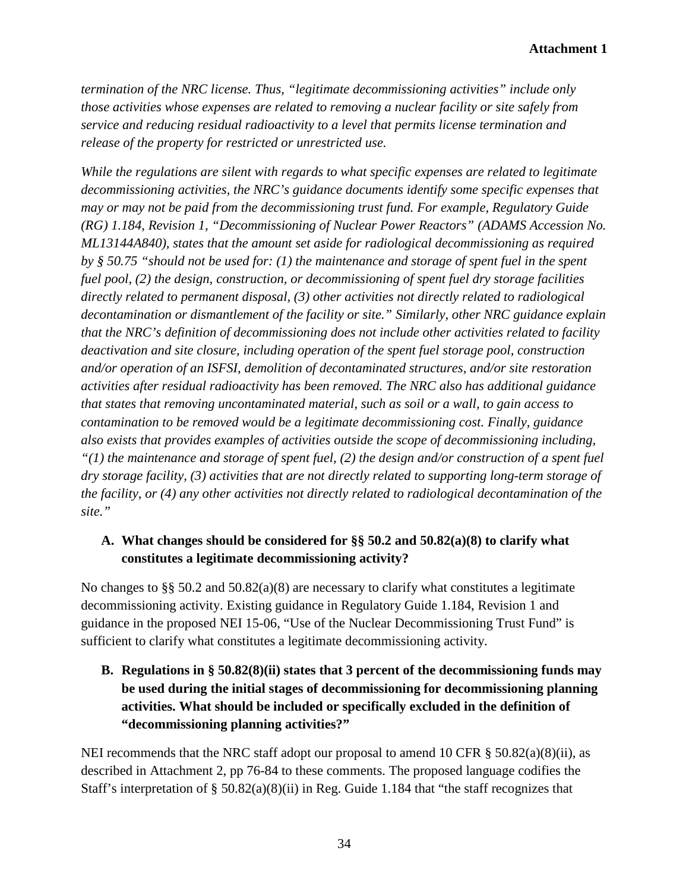*termination of the NRC license. Thus, "legitimate decommissioning activities" include only those activities whose expenses are related to removing a nuclear facility or site safely from service and reducing residual radioactivity to a level that permits license termination and release of the property for restricted or unrestricted use.*

*While the regulations are silent with regards to what specific expenses are related to legitimate decommissioning activities, the NRC's guidance documents identify some specific expenses that may or may not be paid from the decommissioning trust fund. For example, Regulatory Guide (RG) 1.184, Revision 1, "Decommissioning of Nuclear Power Reactors" (ADAMS Accession No. ML13144A840), states that the amount set aside for radiological decommissioning as required by § 50.75 "should not be used for: (1) the maintenance and storage of spent fuel in the spent fuel pool, (2) the design, construction, or decommissioning of spent fuel dry storage facilities directly related to permanent disposal, (3) other activities not directly related to radiological decontamination or dismantlement of the facility or site." Similarly, other NRC guidance explain that the NRC's definition of decommissioning does not include other activities related to facility deactivation and site closure, including operation of the spent fuel storage pool, construction and/or operation of an ISFSI, demolition of decontaminated structures, and/or site restoration activities after residual radioactivity has been removed. The NRC also has additional guidance that states that removing uncontaminated material, such as soil or a wall, to gain access to contamination to be removed would be a legitimate decommissioning cost. Finally, guidance also exists that provides examples of activities outside the scope of decommissioning including, "(1) the maintenance and storage of spent fuel, (2) the design and/or construction of a spent fuel dry storage facility, (3) activities that are not directly related to supporting long-term storage of the facility, or (4) any other activities not directly related to radiological decontamination of the site."*

**A. What changes should be considered for §§ 50.2 and 50.82(a)(8) to clarify what constitutes a legitimate decommissioning activity?**

No changes to §§ 50.2 and 50.82(a)(8) are necessary to clarify what constitutes a legitimate decommissioning activity. Existing guidance in Regulatory Guide 1.184, Revision 1 and guidance in the proposed NEI 15-06, "Use of the Nuclear Decommissioning Trust Fund" is sufficient to clarify what constitutes a legitimate decommissioning activity.

**B. Regulations in § 50.82(8)(ii) states that 3 percent of the decommissioning funds may be used during the initial stages of decommissioning for decommissioning planning activities. What should be included or specifically excluded in the definition of "decommissioning planning activities?"**

NEI recommends that the NRC staff adopt our proposal to amend 10 CFR § 50.82(a)(8)(ii), as described in Attachment 2, pp 76-84 to these comments. The proposed language codifies the Staff's interpretation of § 50.82(a)(8)(ii) in Reg. Guide 1.184 that "the staff recognizes that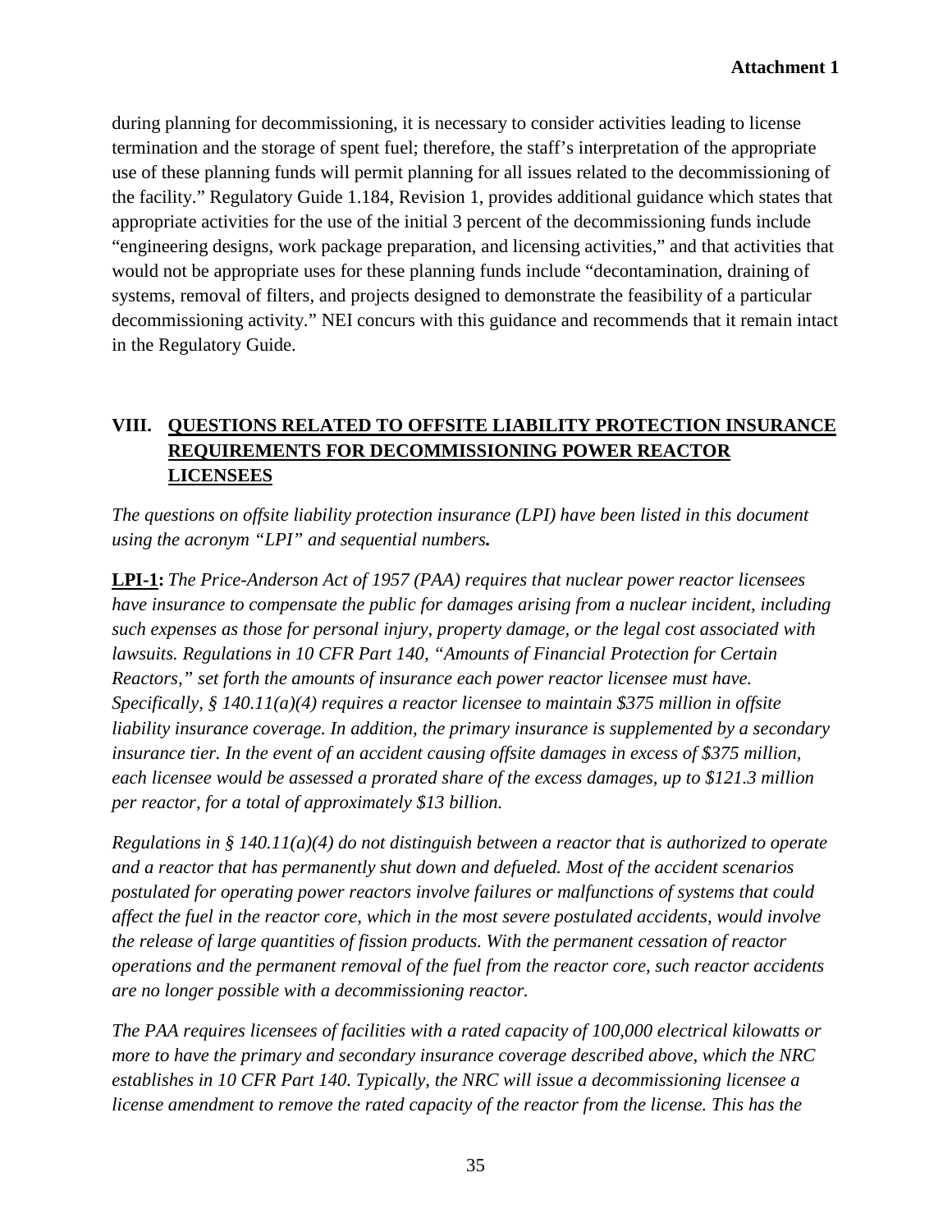during planning for decommissioning, it is necessary to consider activities leading to license termination and the storage of spent fuel; therefore, the staff's interpretation of the appropriate use of these planning funds will permit planning for all issues related to the decommissioning of the facility." Regulatory Guide 1.184, Revision 1, provides additional guidance which states that appropriate activities for the use of the initial 3 percent of the decommissioning funds include "engineering designs, work package preparation, and licensing activities," and that activities that would not be appropriate uses for these planning funds include "decontamination, draining of systems, removal of filters, and projects designed to demonstrate the feasibility of a particular decommissioning activity." NEI concurs with this guidance and recommends that it remain intact in the Regulatory Guide.

## VIII. QUESTIONS RELATED TO OFFSITE LIABILITY PROTECTION INSURANCE REQUIREMENTS FOR DECOMMISSIONING POWER REACTOR LICENSEES

*The questions on offsite liability protection insurance (LPI) have been listed in this document using the acronym "LPI" and sequential numbers.*

**LPI-1:** *The Price-Anderson Act of 1957 (PAA) requires that nuclear power reactor licensees have insurance to compensate the public for damages arising from a nuclear incident, including such expenses as those for personal injury, property damage, or the legal cost associated with lawsuits. Regulations in 10 CFR Part 140, "Amounts of Financial Protection for Certain Reactors," set forth the amounts of insurance each power reactor licensee must have. Specifically, § 140.11(a)(4) requires a reactor licensee to maintain $375 million in offsite liability insurance coverage. In addition, the primary insurance is supplemented by a secondary insurance tier. In the event of an accident causing offsite damages in excess of $375 million, each licensee would be assessed a prorated share of the excess damages, up to $121.3 million per reactor, for a total of approximately $13 billion.*

*Regulations in § 140.11(a)(4) do not distinguish between a reactor that is authorized to operate and a reactor that has permanently shut down and defueled. Most of the accident scenarios postulated for operating power reactors involve failures or malfunctions of systems that could affect the fuel in the reactor core, which in the most severe postulated accidents, would involve the release of large quantities of fission products. With the permanent cessation of reactor operations and the permanent removal of the fuel from the reactor core, such reactor accidents are no longer possible with a decommissioning reactor.*

*The PAA requires licensees of facilities with a rated capacity of 100,000 electrical kilowatts or more to have the primary and secondary insurance coverage described above, which the NRC establishes in 10 CFR Part 140. Typically, the NRC will issue a decommissioning licensee a license amendment to remove the rated capacity of the reactor from the license. This has the*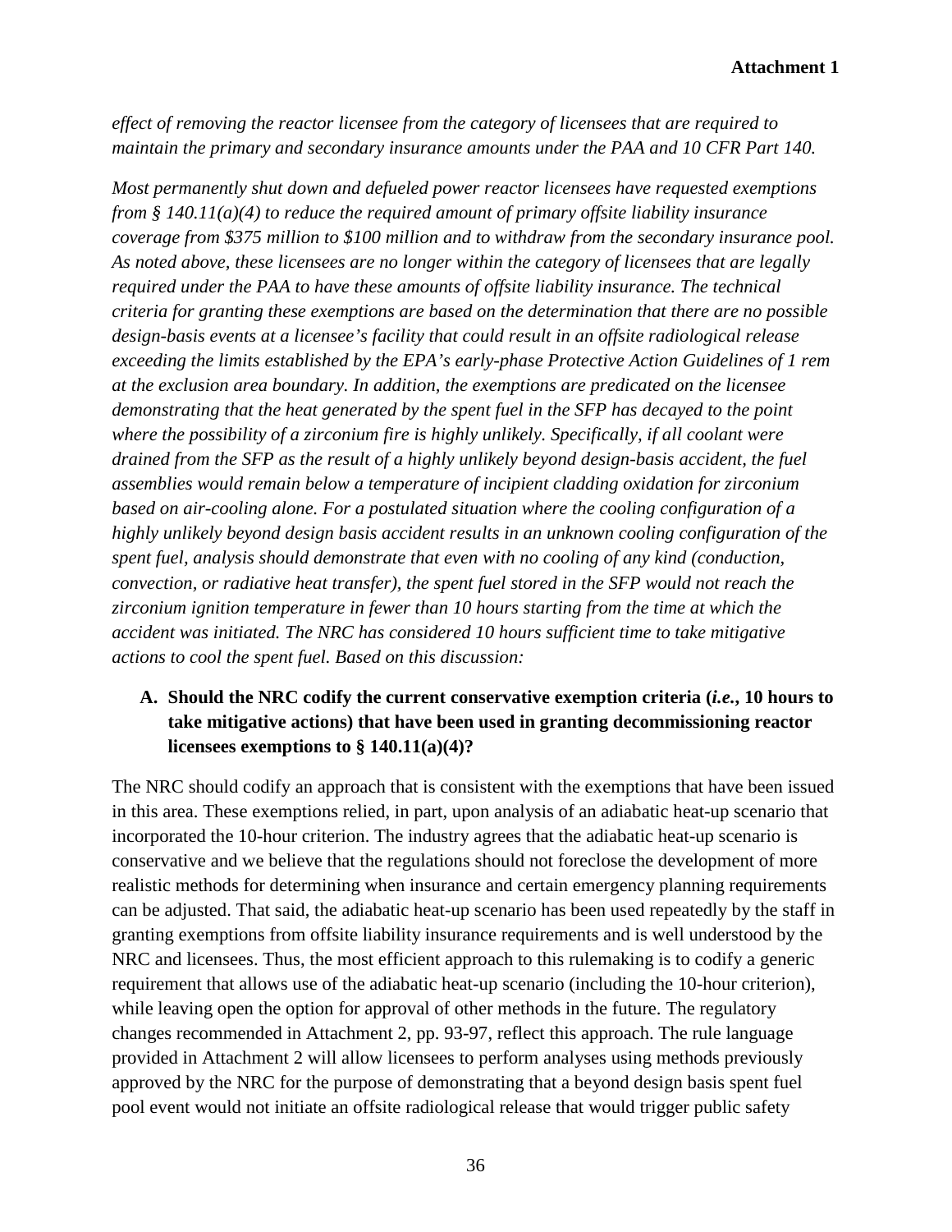*effect of removing the reactor licensee from the category of licensees that are required to maintain the primary and secondary insurance amounts under the PAA and 10 CFR Part 140.*

*Most permanently shut down and defueled power reactor licensees have requested exemptions from § 140.11(a)(4) to reduce the required amount of primary offsite liability insurance coverage from $375 million to $100 million and to withdraw from the secondary insurance pool. As noted above, these licensees are no longer within the category of licensees that are legally required under the PAA to have these amounts of offsite liability insurance. The technical criteria for granting these exemptions are based on the determination that there are no possible design-basis events at a licensee's facility that could result in an offsite radiological release exceeding the limits established by the EPA's early-phase Protective Action Guidelines of 1 rem at the exclusion area boundary. In addition, the exemptions are predicated on the licensee demonstrating that the heat generated by the spent fuel in the SFP has decayed to the point where the possibility of a zirconium fire is highly unlikely. Specifically, if all coolant were drained from the SFP as the result of a highly unlikely beyond design-basis accident, the fuel assemblies would remain below a temperature of incipient cladding oxidation for zirconium based on air-cooling alone. For a postulated situation where the cooling configuration of a highly unlikely beyond design basis accident results in an unknown cooling configuration of the spent fuel, analysis should demonstrate that even with no cooling of any kind (conduction, convection, or radiative heat transfer), the spent fuel stored in the SFP would not reach the zirconium ignition temperature in fewer than 10 hours starting from the time at which the accident was initiated. The NRC has considered 10 hours sufficient time to take mitigative actions to cool the spent fuel. Based on this discussion:*

**A. Should the NRC codify the current conservative exemption criteria (*i.e.*, 10 hours to take mitigative actions) that have been used in granting decommissioning reactor licensees exemptions to § 140.11(a)(4)?**

The NRC should codify an approach that is consistent with the exemptions that have been issued in this area. These exemptions relied, in part, upon analysis of an adiabatic heat-up scenario that incorporated the 10-hour criterion. The industry agrees that the adiabatic heat-up scenario is conservative and we believe that the regulations should not foreclose the development of more realistic methods for determining when insurance and certain emergency planning requirements can be adjusted. That said, the adiabatic heat-up scenario has been used repeatedly by the staff in granting exemptions from offsite liability insurance requirements and is well understood by the NRC and licensees. Thus, the most efficient approach to this rulemaking is to codify a generic requirement that allows use of the adiabatic heat-up scenario (including the 10-hour criterion), while leaving open the option for approval of other methods in the future. The regulatory changes recommended in Attachment 2, pp. 93-97, reflect this approach. The rule language provided in Attachment 2 will allow licensees to perform analyses using methods previously approved by the NRC for the purpose of demonstrating that a beyond design basis spent fuel pool event would not initiate an offsite radiological release that would trigger public safety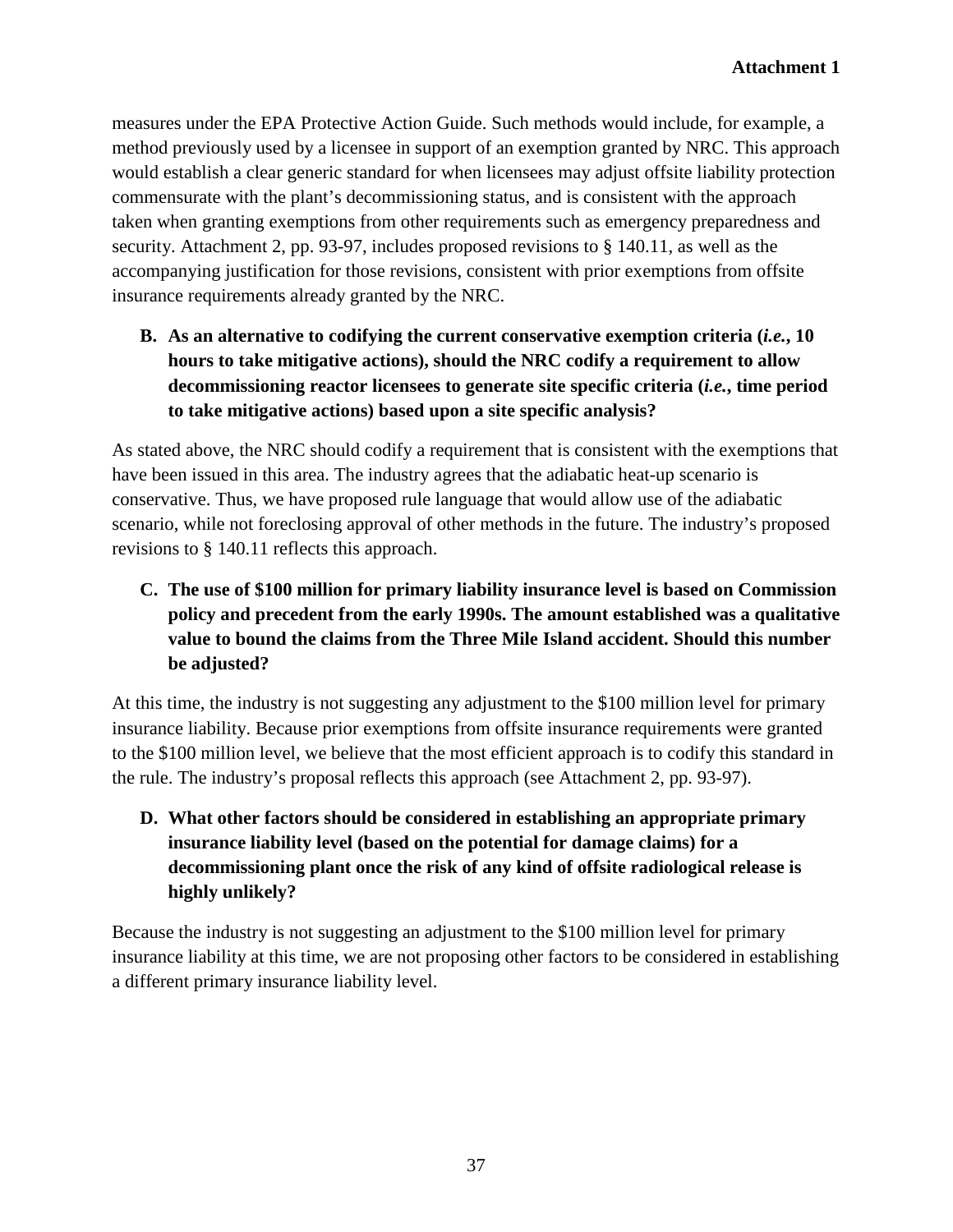measures under the EPA Protective Action Guide. Such methods would include, for example, a method previously used by a licensee in support of an exemption granted by NRC. This approach would establish a clear generic standard for when licensees may adjust offsite liability protection commensurate with the plant's decommissioning status, and is consistent with the approach taken when granting exemptions from other requirements such as emergency preparedness and security. Attachment 2, pp. 93-97, includes proposed revisions to § 140.11, as well as the accompanying justification for those revisions, consistent with prior exemptions from offsite insurance requirements already granted by the NRC.

**B. As an alternative to codifying the current conservative exemption criteria (*i.e.*, 10 hours to take mitigative actions), should the NRC codify a requirement to allow decommissioning reactor licensees to generate site specific criteria (*i.e.*, time period to take mitigative actions) based upon a site specific analysis?**

As stated above, the NRC should codify a requirement that is consistent with the exemptions that have been issued in this area. The industry agrees that the adiabatic heat-up scenario is conservative. Thus, we have proposed rule language that would allow use of the adiabatic scenario, while not foreclosing approval of other methods in the future. The industry's proposed revisions to § 140.11 reflects this approach.

**C. The use of $100 million for primary liability insurance level is based on Commission policy and precedent from the early 1990s. The amount established was a qualitative value to bound the claims from the Three Mile Island accident. Should this number be adjusted?**

At this time, the industry is not suggesting any adjustment to the $100 million level for primary insurance liability. Because prior exemptions from offsite insurance requirements were granted to the $100 million level, we believe that the most efficient approach is to codify this standard in the rule. The industry's proposal reflects this approach (see Attachment 2, pp. 93-97).

**D. What other factors should be considered in establishing an appropriate primary insurance liability level (based on the potential for damage claims) for a decommissioning plant once the risk of any kind of offsite radiological release is highly unlikely?**

Because the industry is not suggesting an adjustment to the $100 million level for primary insurance liability at this time, we are not proposing other factors to be considered in establishing a different primary insurance liability level.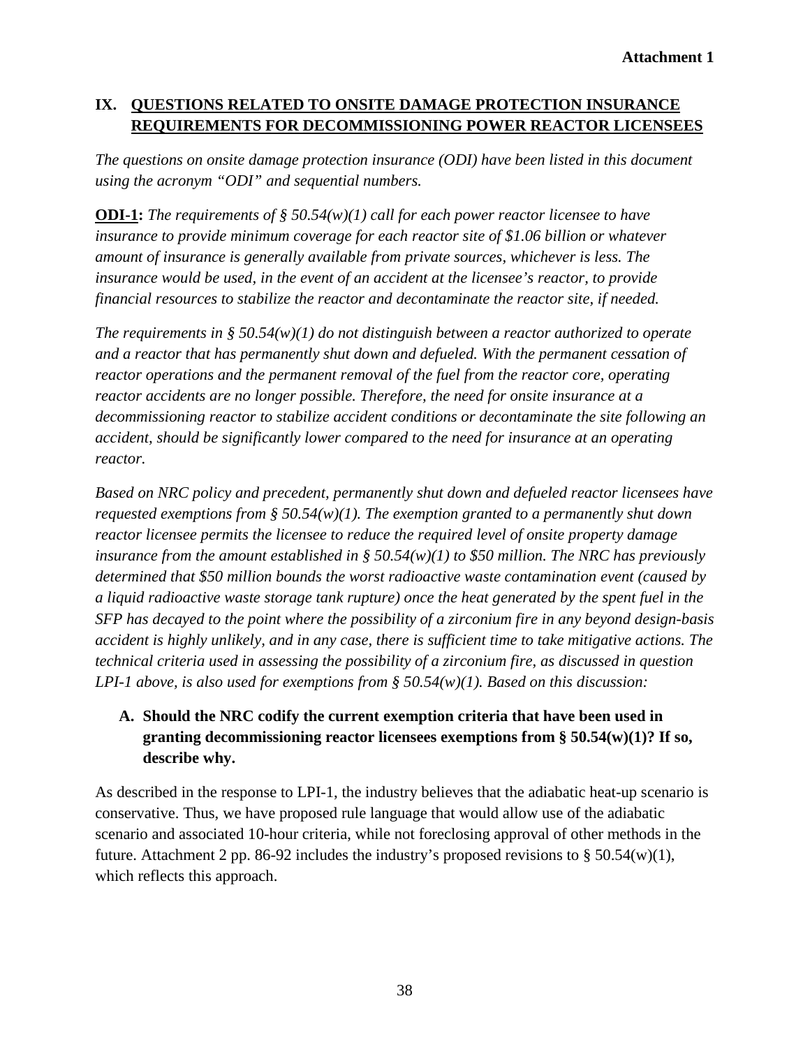## IX. QUESTIONS RELATED TO ONSITE DAMAGE PROTECTION INSURANCE REQUIREMENTS FOR DECOMMISSIONING POWER REACTOR LICENSEES

*The questions on onsite damage protection insurance (ODI) have been listed in this document using the acronym "ODI" and sequential numbers.*

**ODI-1:** *The requirements of § 50.54(w)(1) call for each power reactor licensee to have insurance to provide minimum coverage for each reactor site of $1.06 billion or whatever amount of insurance is generally available from private sources, whichever is less. The insurance would be used, in the event of an accident at the licensee's reactor, to provide financial resources to stabilize the reactor and decontaminate the reactor site, if needed.*

*The requirements in § 50.54(w)(1) do not distinguish between a reactor authorized to operate and a reactor that has permanently shut down and defueled. With the permanent cessation of reactor operations and the permanent removal of the fuel from the reactor core, operating reactor accidents are no longer possible. Therefore, the need for onsite insurance at a decommissioning reactor to stabilize accident conditions or decontaminate the site following an accident, should be significantly lower compared to the need for insurance at an operating reactor.*

*Based on NRC policy and precedent, permanently shut down and defueled reactor licensees have requested exemptions from § 50.54(w)(1). The exemption granted to a permanently shut down reactor licensee permits the licensee to reduce the required level of onsite property damage insurance from the amount established in § 50.54(w)(1) to $50 million. The NRC has previously determined that $50 million bounds the worst radioactive waste contamination event (caused by a liquid radioactive waste storage tank rupture) once the heat generated by the spent fuel in the SFP has decayed to the point where the possibility of a zirconium fire in any beyond design-basis accident is highly unlikely, and in any case, there is sufficient time to take mitigative actions. The technical criteria used in assessing the possibility of a zirconium fire, as discussed in question LPI-1 above, is also used for exemptions from § 50.54(w)(1). Based on this discussion:*

**A. Should the NRC codify the current exemption criteria that have been used in granting decommissioning reactor licensees exemptions from § 50.54(w)(1)? If so, describe why.**

As described in the response to LPI-1, the industry believes that the adiabatic heat-up scenario is conservative. Thus, we have proposed rule language that would allow use of the adiabatic scenario and associated 10-hour criteria, while not foreclosing approval of other methods in the future. Attachment 2 pp. 86-92 includes the industry's proposed revisions to § 50.54(w)(1), which reflects this approach.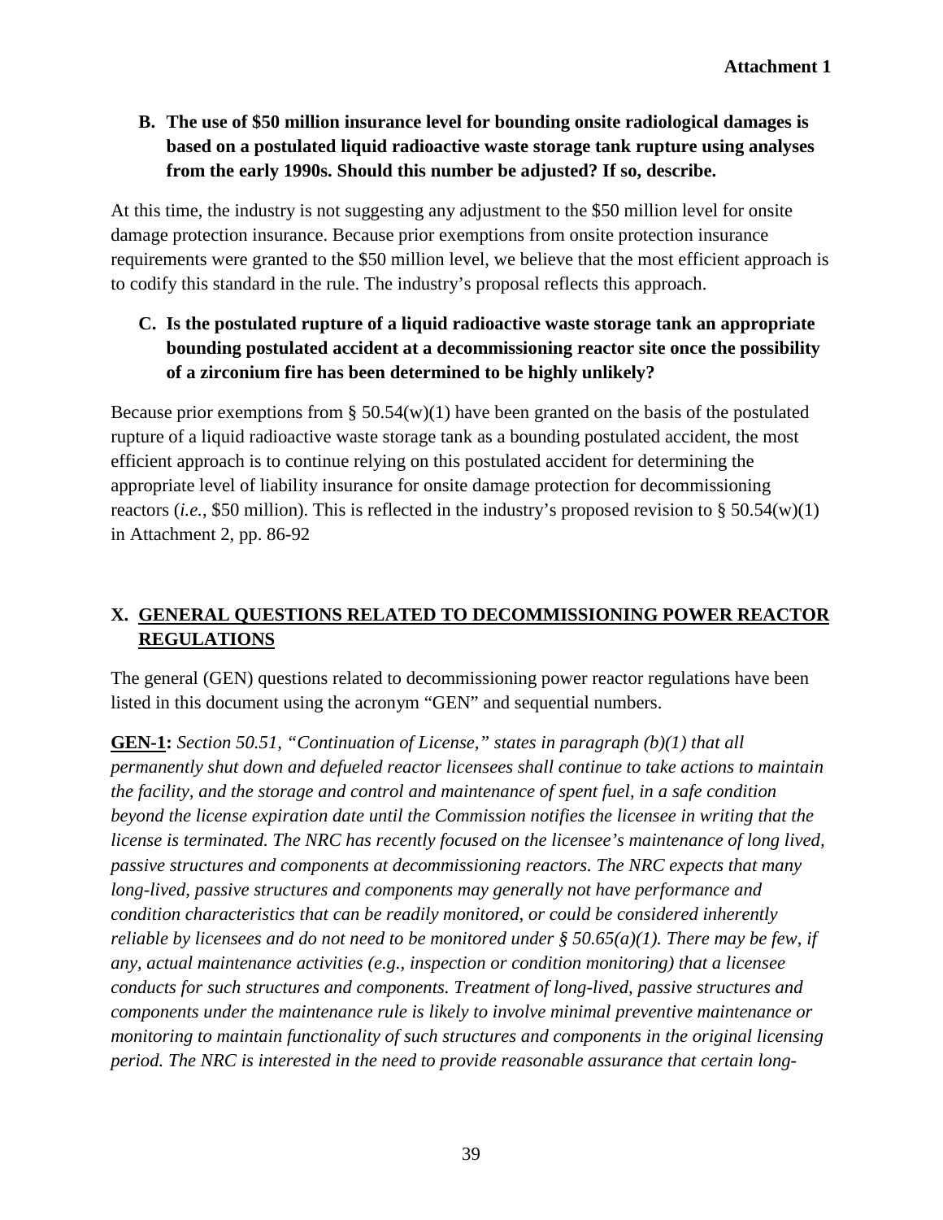**B. The use of $50 million insurance level for bounding onsite radiological damages is based on a postulated liquid radioactive waste storage tank rupture using analyses from the early 1990s. Should this number be adjusted? If so, describe.**

At this time, the industry is not suggesting any adjustment to the $50 million level for onsite damage protection insurance. Because prior exemptions from onsite protection insurance requirements were granted to the $50 million level, we believe that the most efficient approach is to codify this standard in the rule. The industry's proposal reflects this approach.

**C. Is the postulated rupture of a liquid radioactive waste storage tank an appropriate bounding postulated accident at a decommissioning reactor site once the possibility of a zirconium fire has been determined to be highly unlikely?**

Because prior exemptions from § 50.54(w)(1) have been granted on the basis of the postulated rupture of a liquid radioactive waste storage tank as a bounding postulated accident, the most efficient approach is to continue relying on this postulated accident for determining the appropriate level of liability insurance for onsite damage protection for decommissioning reactors (*i.e.*, $50 million). This is reflected in the industry's proposed revision to § 50.54(w)(1) in Attachment 2, pp. 86-92

## X. GENERAL QUESTIONS RELATED TO DECOMMISSIONING POWER REACTOR REGULATIONS

The general (GEN) questions related to decommissioning power reactor regulations have been listed in this document using the acronym "GEN" and sequential numbers.

**GEN-1:** *Section 50.51, "Continuation of License," states in paragraph (b)(1) that all permanently shut down and defueled reactor licensees shall continue to take actions to maintain the facility, and the storage and control and maintenance of spent fuel, in a safe condition beyond the license expiration date until the Commission notifies the licensee in writing that the license is terminated. The NRC has recently focused on the licensee's maintenance of long lived, passive structures and components at decommissioning reactors. The NRC expects that many long-lived, passive structures and components may generally not have performance and condition characteristics that can be readily monitored, or could be considered inherently reliable by licensees and do not need to be monitored under § 50.65(a)(1). There may be few, if any, actual maintenance activities (e.g., inspection or condition monitoring) that a licensee conducts for such structures and components. Treatment of long-lived, passive structures and components under the maintenance rule is likely to involve minimal preventive maintenance or monitoring to maintain functionality of such structures and components in the original licensing period. The NRC is interested in the need to provide reasonable assurance that certain long-*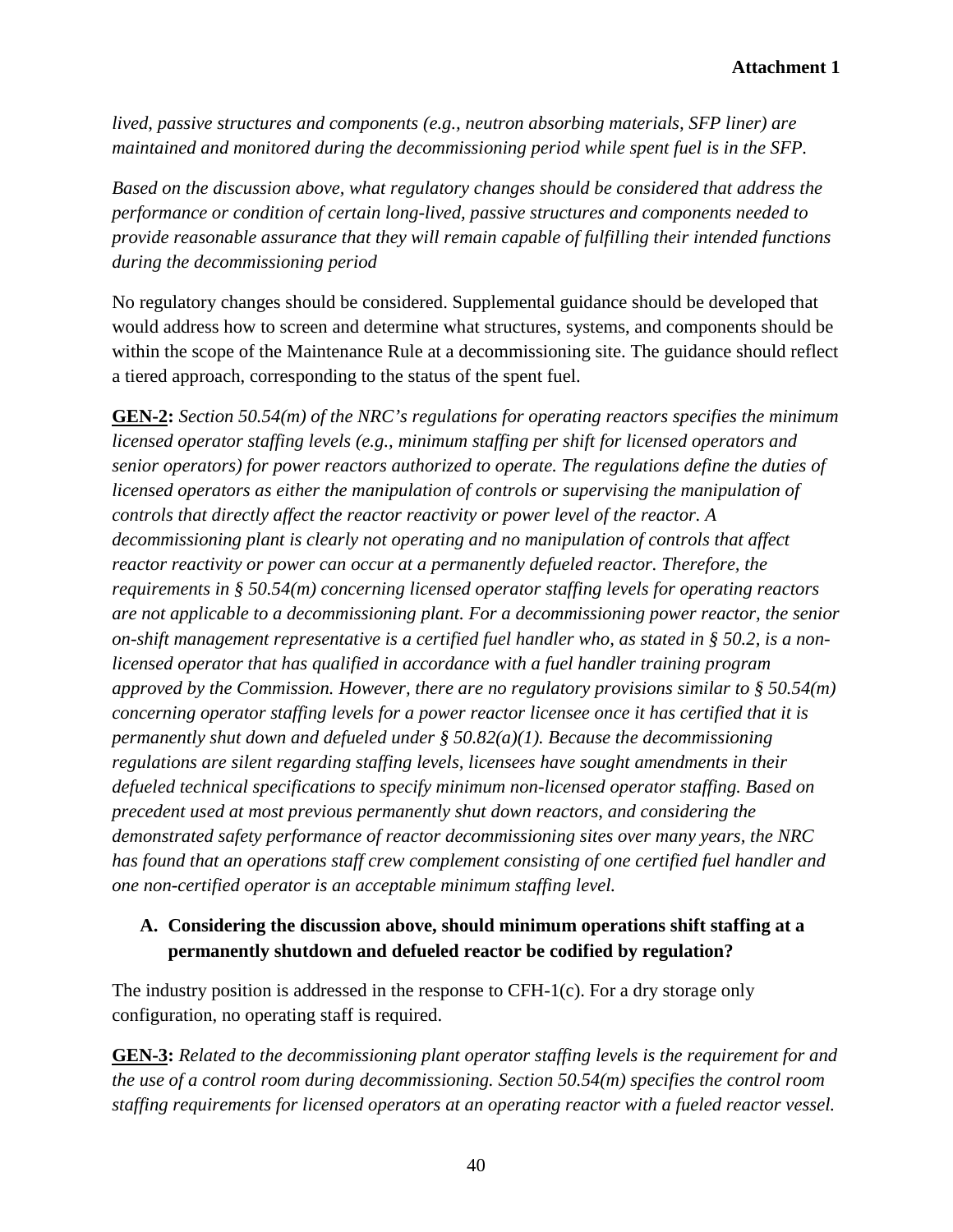*lived, passive structures and components (e.g., neutron absorbing materials, SFP liner) are maintained and monitored during the decommissioning period while spent fuel is in the SFP.*

*Based on the discussion above, what regulatory changes should be considered that address the performance or condition of certain long-lived, passive structures and components needed to provide reasonable assurance that they will remain capable of fulfilling their intended functions during the decommissioning period*

No regulatory changes should be considered. Supplemental guidance should be developed that would address how to screen and determine what structures, systems, and components should be within the scope of the Maintenance Rule at a decommissioning site. The guidance should reflect a tiered approach, corresponding to the status of the spent fuel.

**GEN-2:** *Section 50.54(m) of the NRC's regulations for operating reactors specifies the minimum licensed operator staffing levels (e.g., minimum staffing per shift for licensed operators and senior operators) for power reactors authorized to operate. The regulations define the duties of licensed operators as either the manipulation of controls or supervising the manipulation of controls that directly affect the reactor reactivity or power level of the reactor. A decommissioning plant is clearly not operating and no manipulation of controls that affect reactor reactivity or power can occur at a permanently defueled reactor. Therefore, the requirements in § 50.54(m) concerning licensed operator staffing levels for operating reactors are not applicable to a decommissioning plant. For a decommissioning power reactor, the senior on-shift management representative is a certified fuel handler who, as stated in § 50.2, is a non-licensed operator that has qualified in accordance with a fuel handler training program approved by the Commission. However, there are no regulatory provisions similar to § 50.54(m) concerning operator staffing levels for a power reactor licensee once it has certified that it is permanently shut down and defueled under § 50.82(a)(1). Because the decommissioning regulations are silent regarding staffing levels, licensees have sought amendments in their defueled technical specifications to specify minimum non-licensed operator staffing. Based on precedent used at most previous permanently shut down reactors, and considering the demonstrated safety performance of reactor decommissioning sites over many years, the NRC has found that an operations staff crew complement consisting of one certified fuel handler and one non-certified operator is an acceptable minimum staffing level.*

**A. Considering the discussion above, should minimum operations shift staffing at a permanently shutdown and defueled reactor be codified by regulation?**

The industry position is addressed in the response to CFH-1(c). For a dry storage only configuration, no operating staff is required.

**GEN-3:** *Related to the decommissioning plant operator staffing levels is the requirement for and the use of a control room during decommissioning. Section 50.54(m) specifies the control room staffing requirements for licensed operators at an operating reactor with a fueled reactor vessel.*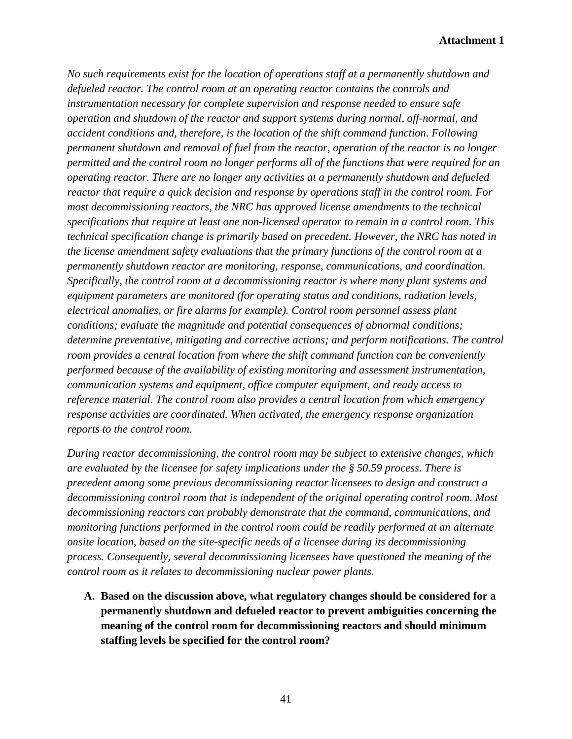**Attachment 1**

*No such requirements exist for the location of operations staff at a permanently shutdown and defueled reactor. The control room at an operating reactor contains the controls and instrumentation necessary for complete supervision and response needed to ensure safe operation and shutdown of the reactor and support systems during normal, off-normal, and accident conditions and, therefore, is the location of the shift command function. Following permanent shutdown and removal of fuel from the reactor, operation of the reactor is no longer permitted and the control room no longer performs all of the functions that were required for an operating reactor. There are no longer any activities at a permanently shutdown and defueled reactor that require a quick decision and response by operations staff in the control room. For most decommissioning reactors, the NRC has approved license amendments to the technical specifications that require at least one non-licensed operator to remain in a control room. This technical specification change is primarily based on precedent. However, the NRC has noted in the license amendment safety evaluations that the primary functions of the control room at a permanently shutdown reactor are monitoring, response, communications, and coordination. Specifically, the control room at a decommissioning reactor is where many plant systems and equipment parameters are monitored (for operating status and conditions, radiation levels, electrical anomalies, or fire alarms for example). Control room personnel assess plant conditions; evaluate the magnitude and potential consequences of abnormal conditions; determine preventative, mitigating and corrective actions; and perform notifications. The control room provides a central location from where the shift command function can be conveniently performed because of the availability of existing monitoring and assessment instrumentation, communication systems and equipment, office computer equipment, and ready access to reference material. The control room also provides a central location from which emergency response activities are coordinated. When activated, the emergency response organization reports to the control room.*

*During reactor decommissioning, the control room may be subject to extensive changes, which are evaluated by the licensee for safety implications under the § 50.59 process. There is precedent among some previous decommissioning reactor licensees to design and construct a decommissioning control room that is independent of the original operating control room. Most decommissioning reactors can probably demonstrate that the command, communications, and monitoring functions performed in the control room could be readily performed at an alternate onsite location, based on the site-specific needs of a licensee during its decommissioning process. Consequently, several decommissioning licensees have questioned the meaning of the control room as it relates to decommissioning nuclear power plants.*

**A. Based on the discussion above, what regulatory changes should be considered for a permanently shutdown and defueled reactor to prevent ambiguities concerning the meaning of the control room for decommissioning reactors and should minimum staffing levels be specified for the control room?**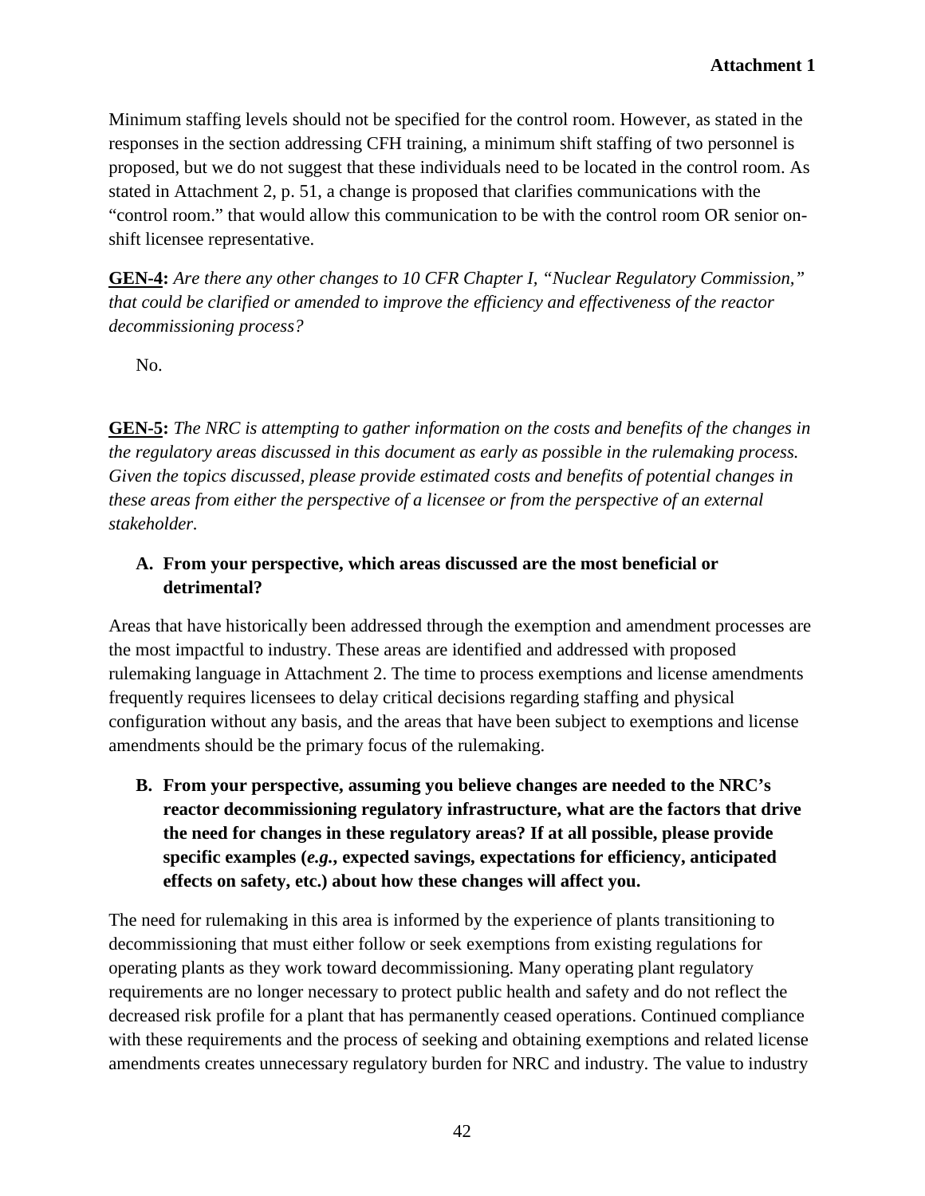Minimum staffing levels should not be specified for the control room. However, as stated in the responses in the section addressing CFH training, a minimum shift staffing of two personnel is proposed, but we do not suggest that these individuals need to be located in the control room. As stated in Attachment 2, p. 51, a change is proposed that clarifies communications with the "control room." that would allow this communication to be with the control room OR senior on-shift licensee representative.

**GEN-4:** *Are there any other changes to 10 CFR Chapter I, "Nuclear Regulatory Commission," that could be clarified or amended to improve the efficiency and effectiveness of the reactor decommissioning process?*

No.

**GEN-5:** *The NRC is attempting to gather information on the costs and benefits of the changes in the regulatory areas discussed in this document as early as possible in the rulemaking process. Given the topics discussed, please provide estimated costs and benefits of potential changes in these areas from either the perspective of a licensee or from the perspective of an external stakeholder.*

**A. From your perspective, which areas discussed are the most beneficial or detrimental?**

Areas that have historically been addressed through the exemption and amendment processes are the most impactful to industry. These areas are identified and addressed with proposed rulemaking language in Attachment 2. The time to process exemptions and license amendments frequently requires licensees to delay critical decisions regarding staffing and physical configuration without any basis, and the areas that have been subject to exemptions and license amendments should be the primary focus of the rulemaking.

**B. From your perspective, assuming you believe changes are needed to the NRC's reactor decommissioning regulatory infrastructure, what are the factors that drive the need for changes in these regulatory areas? If at all possible, please provide specific examples (*e.g.*, expected savings, expectations for efficiency, anticipated effects on safety, etc.) about how these changes will affect you.**

The need for rulemaking in this area is informed by the experience of plants transitioning to decommissioning that must either follow or seek exemptions from existing regulations for operating plants as they work toward decommissioning. Many operating plant regulatory requirements are no longer necessary to protect public health and safety and do not reflect the decreased risk profile for a plant that has permanently ceased operations. Continued compliance with these requirements and the process of seeking and obtaining exemptions and related license amendments creates unnecessary regulatory burden for NRC and industry. The value to industry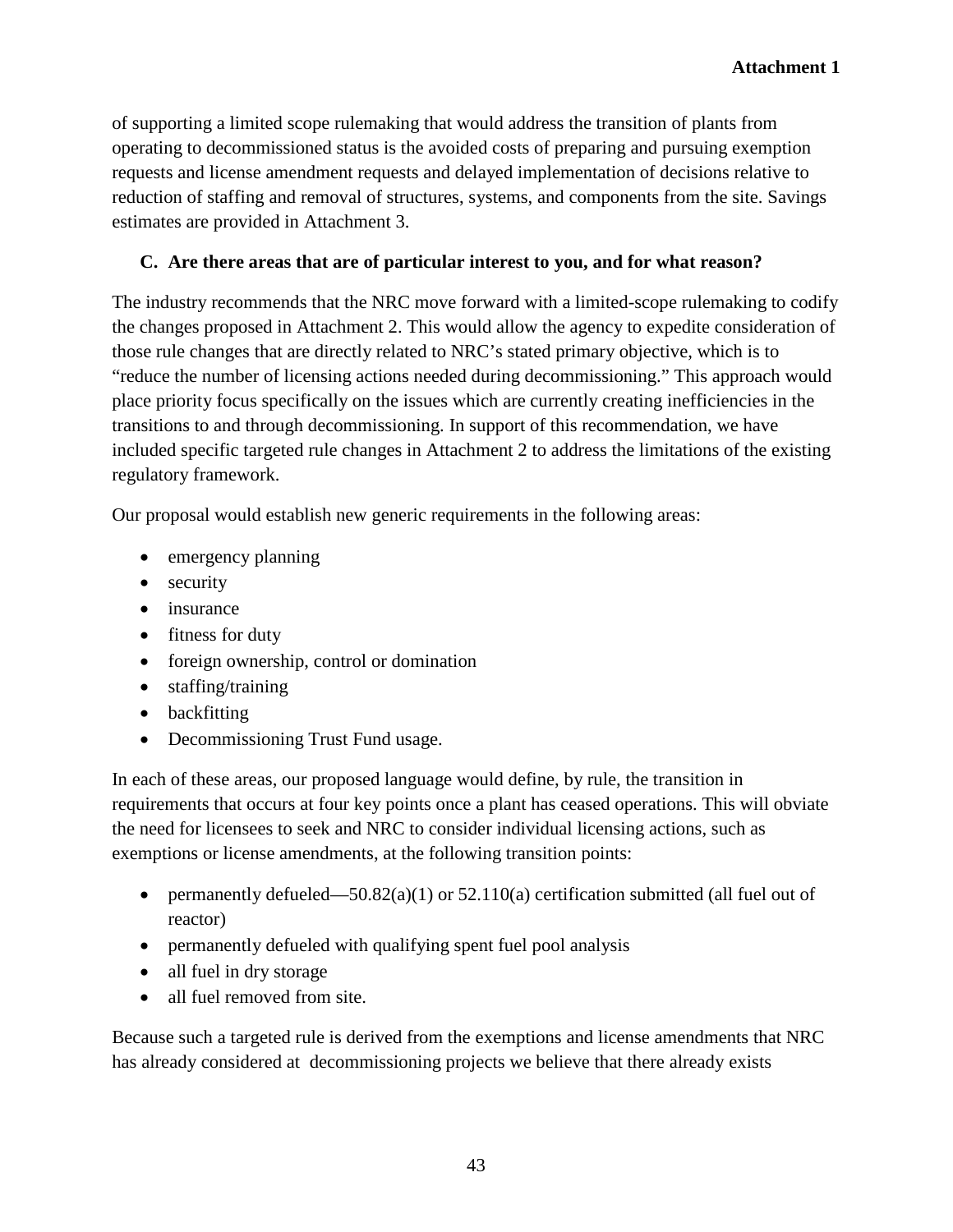of supporting a limited scope rulemaking that would address the transition of plants from operating to decommissioned status is the avoided costs of preparing and pursuing exemption requests and license amendment requests and delayed implementation of decisions relative to reduction of staffing and removal of structures, systems, and components from the site. Savings estimates are provided in Attachment 3.

### C. Are there areas that are of particular interest to you, and for what reason?

The industry recommends that the NRC move forward with a limited-scope rulemaking to codify the changes proposed in Attachment 2. This would allow the agency to expedite consideration of those rule changes that are directly related to NRC's stated primary objective, which is to "reduce the number of licensing actions needed during decommissioning." This approach would place priority focus specifically on the issues which are currently creating inefficiencies in the transitions to and through decommissioning. In support of this recommendation, we have included specific targeted rule changes in Attachment 2 to address the limitations of the existing regulatory framework.

Our proposal would establish new generic requirements in the following areas:

- emergency planning
- security
- insurance
- fitness for duty
- foreign ownership, control or domination
- staffing/training
- backfitting
- Decommissioning Trust Fund usage.

In each of these areas, our proposed language would define, by rule, the transition in requirements that occurs at four key points once a plant has ceased operations. This will obviate the need for licensees to seek and NRC to consider individual licensing actions, such as exemptions or license amendments, at the following transition points:

- permanently defueled—50.82(a)(1) or 52.110(a) certification submitted (all fuel out of reactor)
- permanently defueled with qualifying spent fuel pool analysis
- all fuel in dry storage
- all fuel removed from site.

Because such a targeted rule is derived from the exemptions and license amendments that NRC has already considered at decommissioning projects we believe that there already exists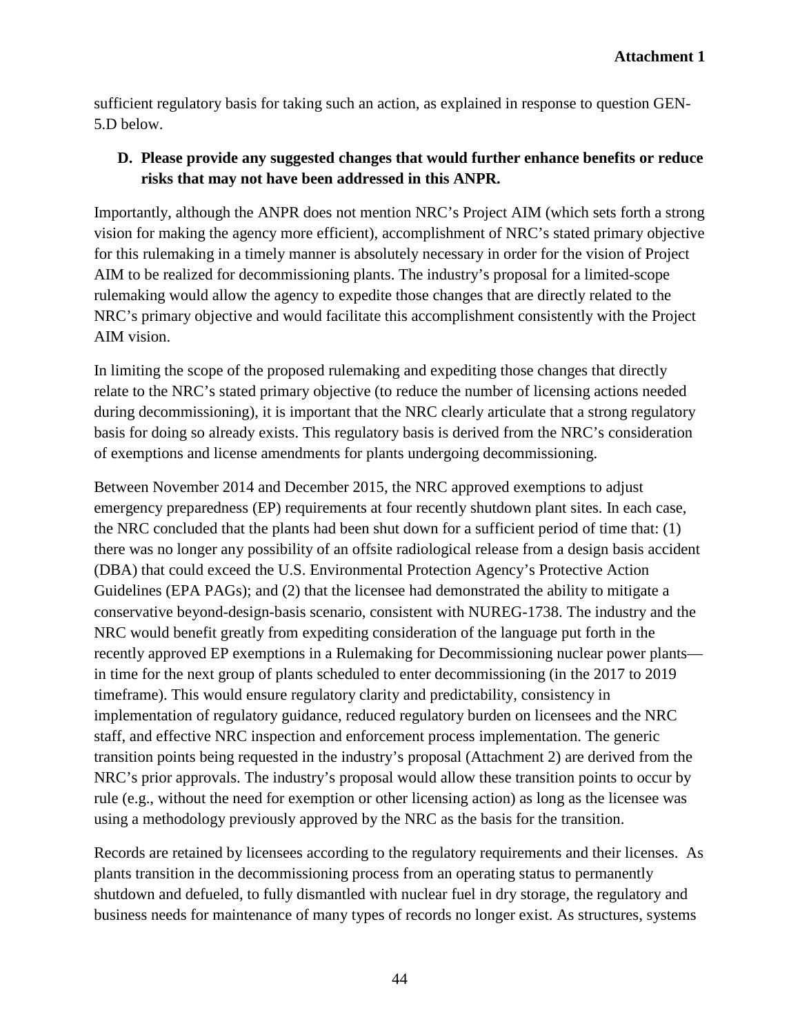sufficient regulatory basis for taking such an action, as explained in response to question GEN-5.D below.

**D. Please provide any suggested changes that would further enhance benefits or reduce risks that may not have been addressed in this ANPR.**

Importantly, although the ANPR does not mention NRC's Project AIM (which sets forth a strong vision for making the agency more efficient), accomplishment of NRC's stated primary objective for this rulemaking in a timely manner is absolutely necessary in order for the vision of Project AIM to be realized for decommissioning plants. The industry's proposal for a limited-scope rulemaking would allow the agency to expedite those changes that are directly related to the NRC's primary objective and would facilitate this accomplishment consistently with the Project AIM vision.

In limiting the scope of the proposed rulemaking and expediting those changes that directly relate to the NRC's stated primary objective (to reduce the number of licensing actions needed during decommissioning), it is important that the NRC clearly articulate that a strong regulatory basis for doing so already exists. This regulatory basis is derived from the NRC's consideration of exemptions and license amendments for plants undergoing decommissioning.

Between November 2014 and December 2015, the NRC approved exemptions to adjust emergency preparedness (EP) requirements at four recently shutdown plant sites. In each case, the NRC concluded that the plants had been shut down for a sufficient period of time that: (1) there was no longer any possibility of an offsite radiological release from a design basis accident (DBA) that could exceed the U.S. Environmental Protection Agency's Protective Action Guidelines (EPA PAGs); and (2) that the licensee had demonstrated the ability to mitigate a conservative beyond-design-basis scenario, consistent with NUREG-1738. The industry and the NRC would benefit greatly from expediting consideration of the language put forth in the recently approved EP exemptions in a Rulemaking for Decommissioning nuclear power plants—in time for the next group of plants scheduled to enter decommissioning (in the 2017 to 2019 timeframe). This would ensure regulatory clarity and predictability, consistency in implementation of regulatory guidance, reduced regulatory burden on licensees and the NRC staff, and effective NRC inspection and enforcement process implementation. The generic transition points being requested in the industry's proposal (Attachment 2) are derived from the NRC's prior approvals. The industry's proposal would allow these transition points to occur by rule (e.g., without the need for exemption or other licensing action) as long as the licensee was using a methodology previously approved by the NRC as the basis for the transition.

Records are retained by licensees according to the regulatory requirements and their licenses. As plants transition in the decommissioning process from an operating status to permanently shutdown and defueled, to fully dismantled with nuclear fuel in dry storage, the regulatory and business needs for maintenance of many types of records no longer exist. As structures, systems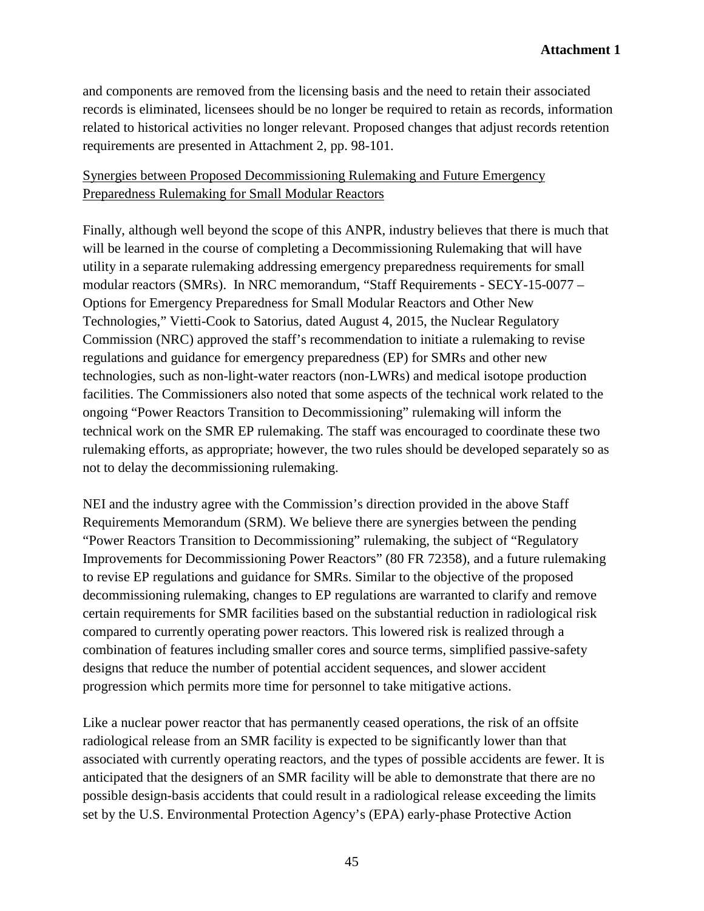and components are removed from the licensing basis and the need to retain their associated records is eliminated, licensees should be no longer be required to retain as records, information related to historical activities no longer relevant. Proposed changes that adjust records retention requirements are presented in Attachment 2, pp. 98-101.

Synergies between Proposed Decommissioning Rulemaking and Future Emergency Preparedness Rulemaking for Small Modular Reactors

Finally, although well beyond the scope of this ANPR, industry believes that there is much that will be learned in the course of completing a Decommissioning Rulemaking that will have utility in a separate rulemaking addressing emergency preparedness requirements for small modular reactors (SMRs). In NRC memorandum, "Staff Requirements - SECY-15-0077 – Options for Emergency Preparedness for Small Modular Reactors and Other New Technologies," Vietti-Cook to Satorius, dated August 4, 2015, the Nuclear Regulatory Commission (NRC) approved the staff's recommendation to initiate a rulemaking to revise regulations and guidance for emergency preparedness (EP) for SMRs and other new technologies, such as non-light-water reactors (non-LWRs) and medical isotope production facilities. The Commissioners also noted that some aspects of the technical work related to the ongoing "Power Reactors Transition to Decommissioning" rulemaking will inform the technical work on the SMR EP rulemaking. The staff was encouraged to coordinate these two rulemaking efforts, as appropriate; however, the two rules should be developed separately so as not to delay the decommissioning rulemaking.

NEI and the industry agree with the Commission's direction provided in the above Staff Requirements Memorandum (SRM). We believe there are synergies between the pending "Power Reactors Transition to Decommissioning" rulemaking, the subject of "Regulatory Improvements for Decommissioning Power Reactors" (80 FR 72358), and a future rulemaking to revise EP regulations and guidance for SMRs. Similar to the objective of the proposed decommissioning rulemaking, changes to EP regulations are warranted to clarify and remove certain requirements for SMR facilities based on the substantial reduction in radiological risk compared to currently operating power reactors. This lowered risk is realized through a combination of features including smaller cores and source terms, simplified passive-safety designs that reduce the number of potential accident sequences, and slower accident progression which permits more time for personnel to take mitigative actions.

Like a nuclear power reactor that has permanently ceased operations, the risk of an offsite radiological release from an SMR facility is expected to be significantly lower than that associated with currently operating reactors, and the types of possible accidents are fewer. It is anticipated that the designers of an SMR facility will be able to demonstrate that there are no possible design-basis accidents that could result in a radiological release exceeding the limits set by the U.S. Environmental Protection Agency's (EPA) early-phase Protective Action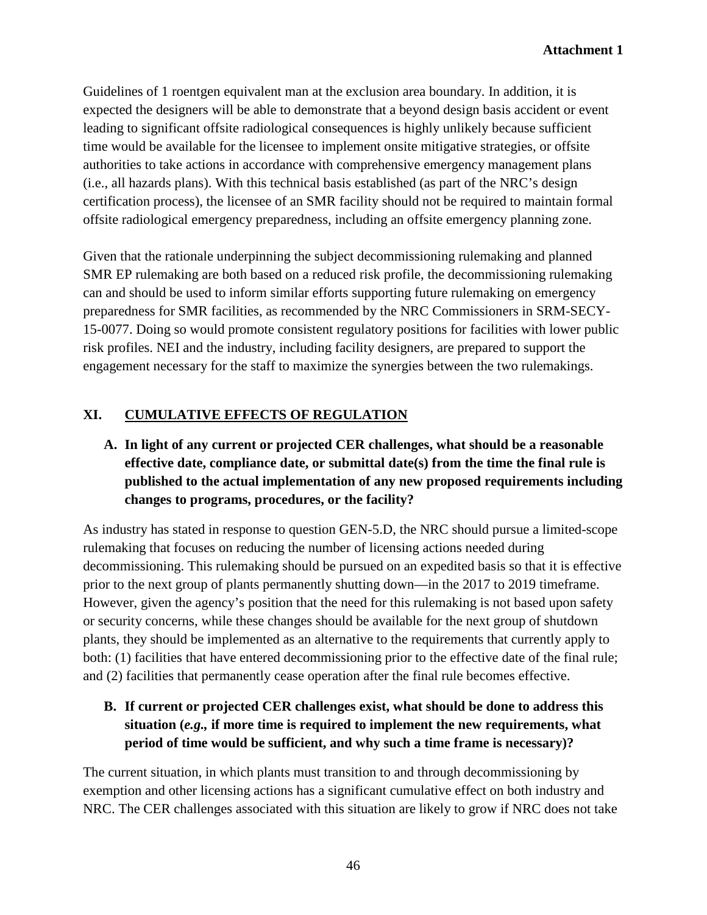Guidelines of 1 roentgen equivalent man at the exclusion area boundary. In addition, it is expected the designers will be able to demonstrate that a beyond design basis accident or event leading to significant offsite radiological consequences is highly unlikely because sufficient time would be available for the licensee to implement onsite mitigative strategies, or offsite authorities to take actions in accordance with comprehensive emergency management plans (i.e., all hazards plans). With this technical basis established (as part of the NRC's design certification process), the licensee of an SMR facility should not be required to maintain formal offsite radiological emergency preparedness, including an offsite emergency planning zone.

Given that the rationale underpinning the subject decommissioning rulemaking and planned SMR EP rulemaking are both based on a reduced risk profile, the decommissioning rulemaking can and should be used to inform similar efforts supporting future rulemaking on emergency preparedness for SMR facilities, as recommended by the NRC Commissioners in SRM-SECY-15-0077. Doing so would promote consistent regulatory positions for facilities with lower public risk profiles. NEI and the industry, including facility designers, are prepared to support the engagement necessary for the staff to maximize the synergies between the two rulemakings.

## XI. CUMULATIVE EFFECTS OF REGULATION

### A. In light of any current or projected CER challenges, what should be a reasonable effective date, compliance date, or submittal date(s) from the time the final rule is published to the actual implementation of any new proposed requirements including changes to programs, procedures, or the facility?

As industry has stated in response to question GEN-5.D, the NRC should pursue a limited-scope rulemaking that focuses on reducing the number of licensing actions needed during decommissioning. This rulemaking should be pursued on an expedited basis so that it is effective prior to the next group of plants permanently shutting down—in the 2017 to 2019 timeframe. However, given the agency's position that the need for this rulemaking is not based upon safety or security concerns, while these changes should be available for the next group of shutdown plants, they should be implemented as an alternative to the requirements that currently apply to both: (1) facilities that have entered decommissioning prior to the effective date of the final rule; and (2) facilities that permanently cease operation after the final rule becomes effective.

### B. If current or projected CER challenges exist, what should be done to address this situation (*e.g.,* if more time is required to implement the new requirements, what period of time would be sufficient, and why such a time frame is necessary)?

The current situation, in which plants must transition to and through decommissioning by exemption and other licensing actions has a significant cumulative effect on both industry and NRC. The CER challenges associated with this situation are likely to grow if NRC does not take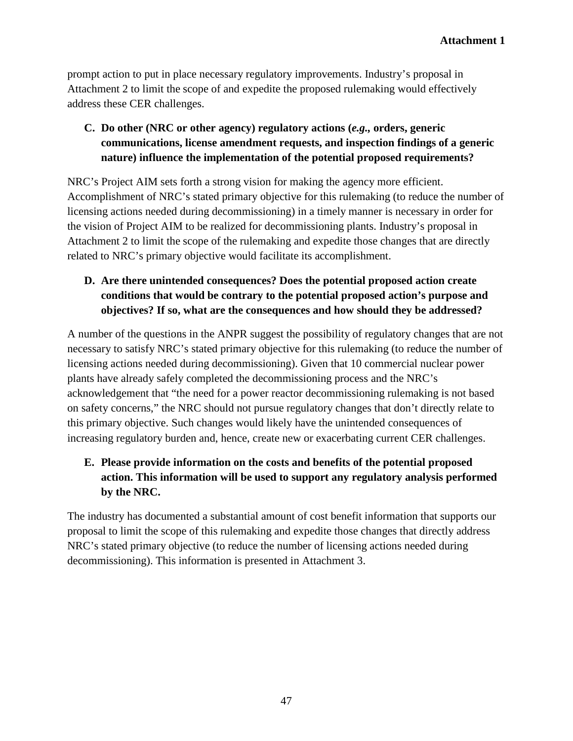prompt action to put in place necessary regulatory improvements. Industry's proposal in Attachment 2 to limit the scope of and expedite the proposed rulemaking would effectively address these CER challenges.

**C. Do other (NRC or other agency) regulatory actions (*e.g.*, orders, generic communications, license amendment requests, and inspection findings of a generic nature) influence the implementation of the potential proposed requirements?**

NRC's Project AIM sets forth a strong vision for making the agency more efficient. Accomplishment of NRC's stated primary objective for this rulemaking (to reduce the number of licensing actions needed during decommissioning) in a timely manner is necessary in order for the vision of Project AIM to be realized for decommissioning plants. Industry's proposal in Attachment 2 to limit the scope of the rulemaking and expedite those changes that are directly related to NRC's primary objective would facilitate its accomplishment.

**D. Are there unintended consequences? Does the potential proposed action create conditions that would be contrary to the potential proposed action's purpose and objectives? If so, what are the consequences and how should they be addressed?**

A number of the questions in the ANPR suggest the possibility of regulatory changes that are not necessary to satisfy NRC's stated primary objective for this rulemaking (to reduce the number of licensing actions needed during decommissioning). Given that 10 commercial nuclear power plants have already safely completed the decommissioning process and the NRC's acknowledgement that "the need for a power reactor decommissioning rulemaking is not based on safety concerns," the NRC should not pursue regulatory changes that don't directly relate to this primary objective. Such changes would likely have the unintended consequences of increasing regulatory burden and, hence, create new or exacerbating current CER challenges.

**E. Please provide information on the costs and benefits of the potential proposed action. This information will be used to support any regulatory analysis performed by the NRC.**

The industry has documented a substantial amount of cost benefit information that supports our proposal to limit the scope of this rulemaking and expedite those changes that directly address NRC's stated primary objective (to reduce the number of licensing actions needed during decommissioning). This information is presented in Attachment 3.